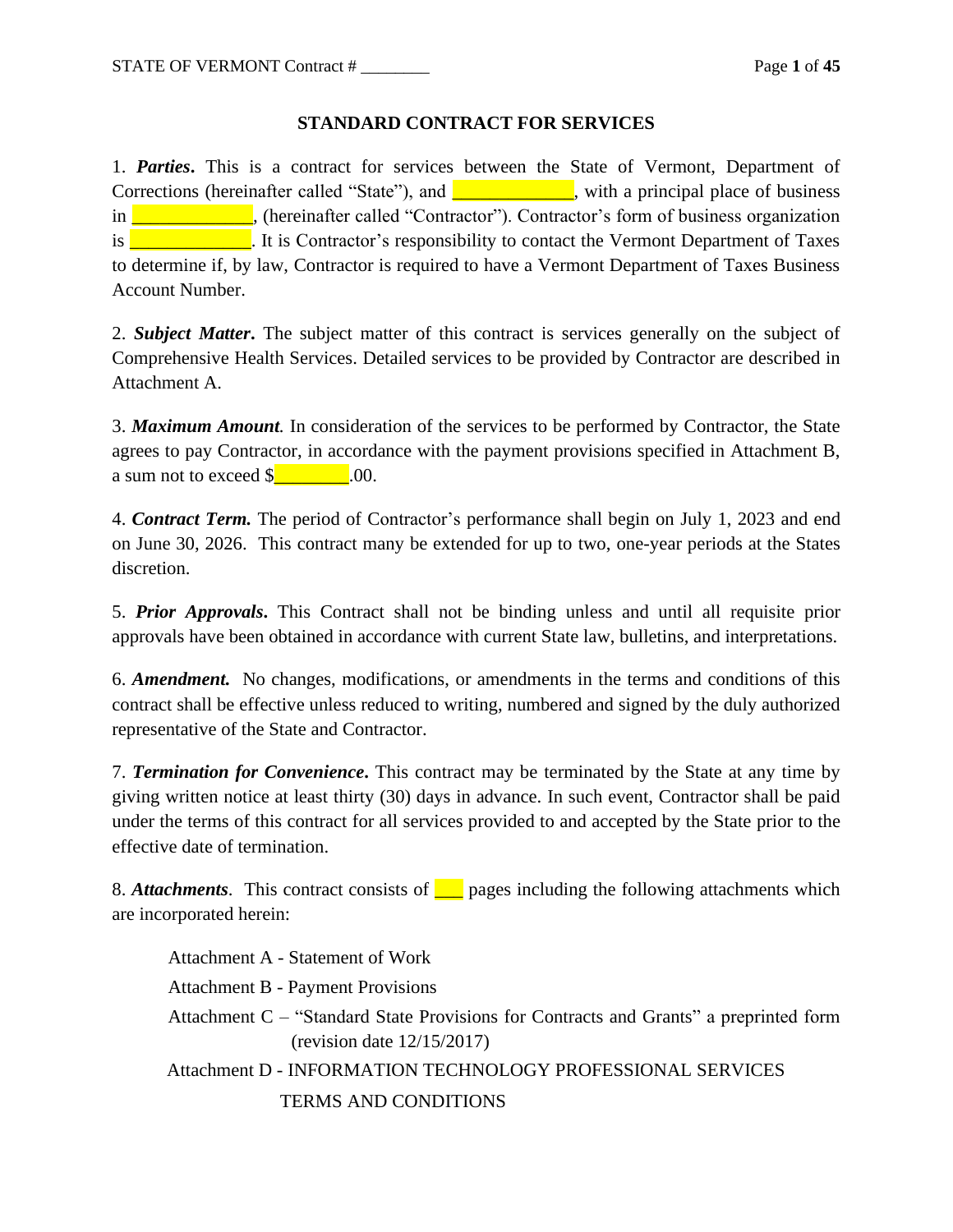# STANDARD CONTRACT FOR SERVICES

1. ***Parties***. This is a contract for services between the State of Vermont, Department of Corrections (hereinafter called "State"), and _____________, with a principal place of business in _____________, (hereinafter called "Contractor"). Contractor's form of business organization is _____________. It is Contractor's responsibility to contact the Vermont Department of Taxes to determine if, by law, Contractor is required to have a Vermont Department of Taxes Business Account Number.

2. ***Subject Matter***. The subject matter of this contract is services generally on the subject of Comprehensive Health Services. Detailed services to be provided by Contractor are described in Attachment A.

3. ***Maximum Amount***. In consideration of the services to be performed by Contractor, the State agrees to pay Contractor, in accordance with the payment provisions specified in Attachment B, a sum not to exceed $________.00.

4. ***Contract Term.*** The period of Contractor's performance shall begin on July 1, 2023 and end on June 30, 2026. This contract many be extended for up to two, one-year periods at the States discretion.

5. ***Prior Approvals***. This Contract shall not be binding unless and until all requisite prior approvals have been obtained in accordance with current State law, bulletins, and interpretations.

6. ***Amendment.*** No changes, modifications, or amendments in the terms and conditions of this contract shall be effective unless reduced to writing, numbered and signed by the duly authorized representative of the State and Contractor.

7. ***Termination for Convenience***. This contract may be terminated by the State at any time by giving written notice at least thirty (30) days in advance. In such event, Contractor shall be paid under the terms of this contract for all services provided to and accepted by the State prior to the effective date of termination.

8. ***Attachments***. This contract consists of ___ pages including the following attachments which are incorporated herein:

   Attachment A - Statement of Work

   Attachment B - Payment Provisions

   Attachment C – "Standard State Provisions for Contracts and Grants" a preprinted form (revision date 12/15/2017)

   Attachment D - INFORMATION TECHNOLOGY PROFESSIONAL SERVICES TERMS AND CONDITIONS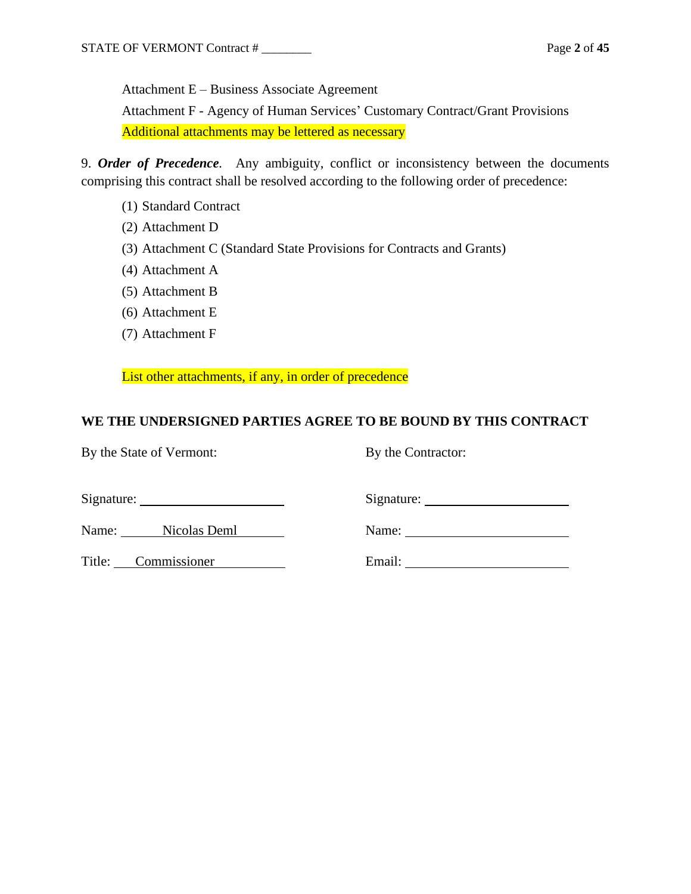Attachment E – Business Associate Agreement

Attachment F - Agency of Human Services' Customary Contract/Grant Provisions

Additional attachments may be lettered as necessary

9. ***Order of Precedence***. Any ambiguity, conflict or inconsistency between the documents comprising this contract shall be resolved according to the following order of precedence:

(1) Standard Contract

(2) Attachment D

(3) Attachment C (Standard State Provisions for Contracts and Grants)

(4) Attachment A

(5) Attachment B

(6) Attachment E

(7) Attachment F

List other attachments, if any, in order of precedence

**WE THE UNDERSIGNED PARTIES AGREE TO BE BOUND BY THIS CONTRACT**

| By the State of Vermont: | By the Contractor: |
|---|---|
| Signature: ____________________ | Signature: ____________________ |
| Name: Nicolas Deml | Name: ____________________ |
| Title: Commissioner | Email: ____________________ |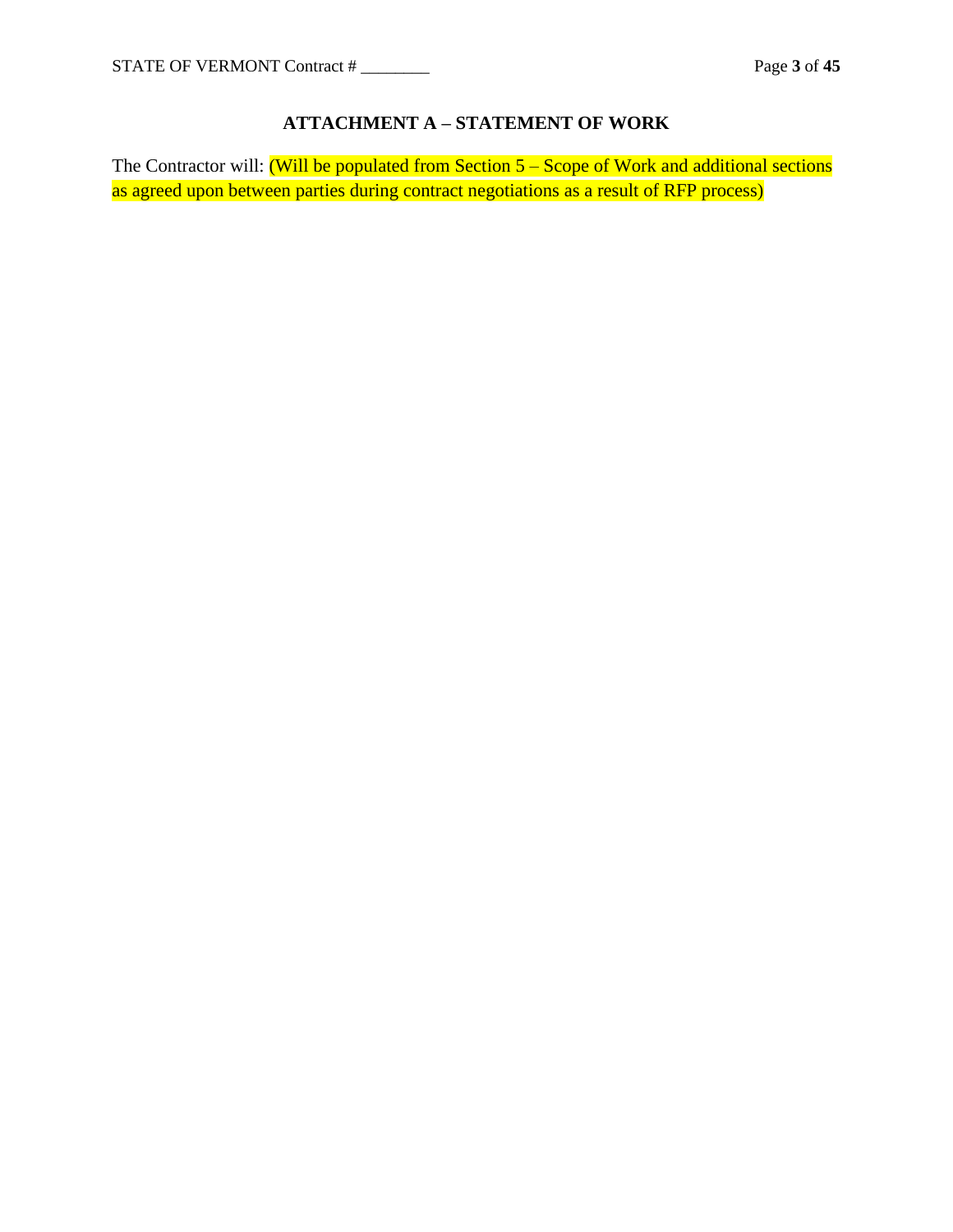## ATTACHMENT A – STATEMENT OF WORK

The Contractor will: (Will be populated from Section 5 – Scope of Work and additional sections as agreed upon between parties during contract negotiations as a result of RFP process)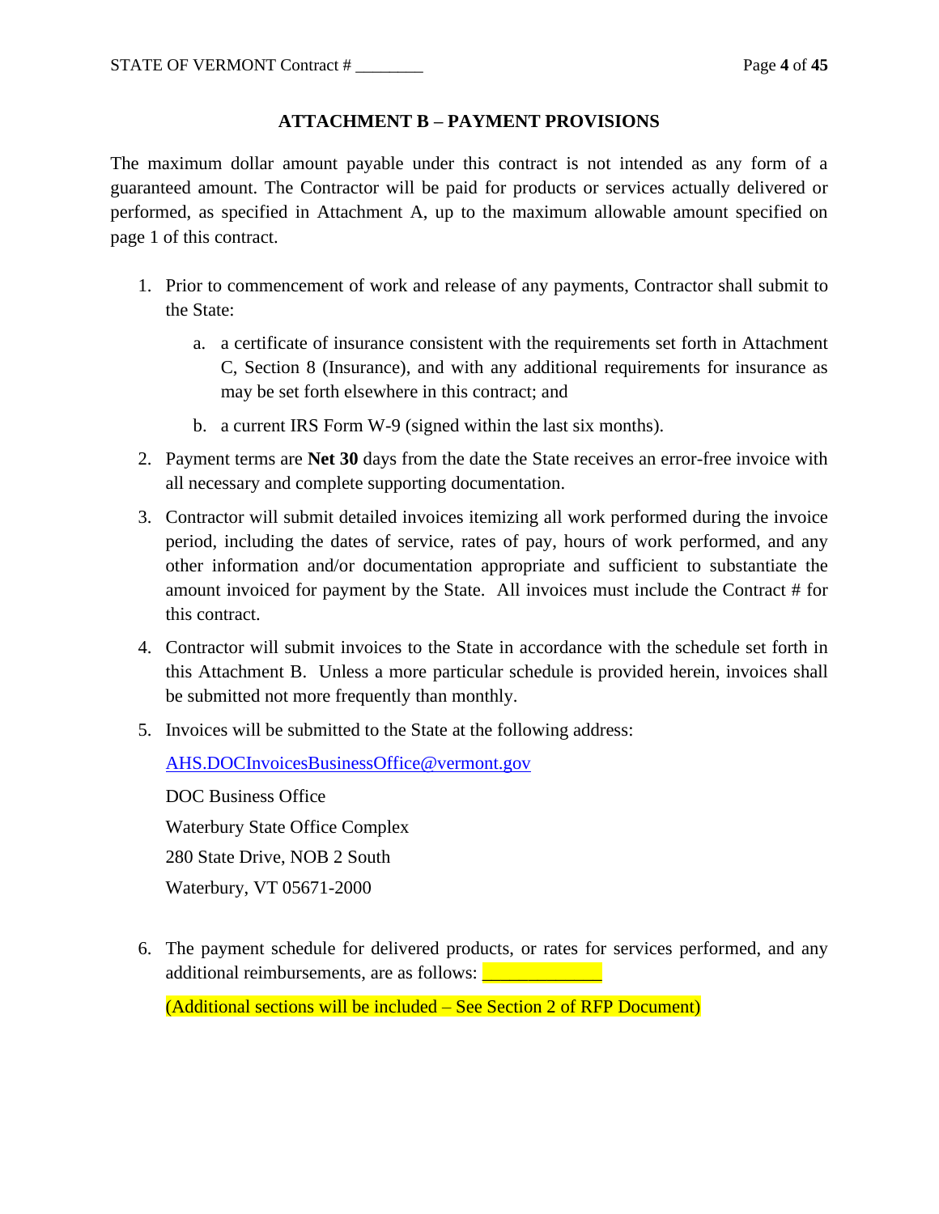## ATTACHMENT B – PAYMENT PROVISIONS

The maximum dollar amount payable under this contract is not intended as any form of a guaranteed amount. The Contractor will be paid for products or services actually delivered or performed, as specified in Attachment A, up to the maximum allowable amount specified on page 1 of this contract.

1. Prior to commencement of work and release of any payments, Contractor shall submit to the State:
   a. a certificate of insurance consistent with the requirements set forth in Attachment C, Section 8 (Insurance), and with any additional requirements for insurance as may be set forth elsewhere in this contract; and
   b. a current IRS Form W-9 (signed within the last six months).
2. Payment terms are **Net 30** days from the date the State receives an error-free invoice with all necessary and complete supporting documentation.
3. Contractor will submit detailed invoices itemizing all work performed during the invoice period, including the dates of service, rates of pay, hours of work performed, and any other information and/or documentation appropriate and sufficient to substantiate the amount invoiced for payment by the State. All invoices must include the Contract # for this contract.
4. Contractor will submit invoices to the State in accordance with the schedule set forth in this Attachment B. Unless a more particular schedule is provided herein, invoices shall be submitted not more frequently than monthly.
5. Invoices will be submitted to the State at the following address:

   AHS.DOCInvoicesBusinessOffice@vermont.gov

   DOC Business Office

   Waterbury State Office Complex

   280 State Drive, NOB 2 South

   Waterbury, VT 05671-2000

6. The payment schedule for delivered products, or rates for services performed, and any additional reimbursements, are as follows: _____________

   (Additional sections will be included – See Section 2 of RFP Document)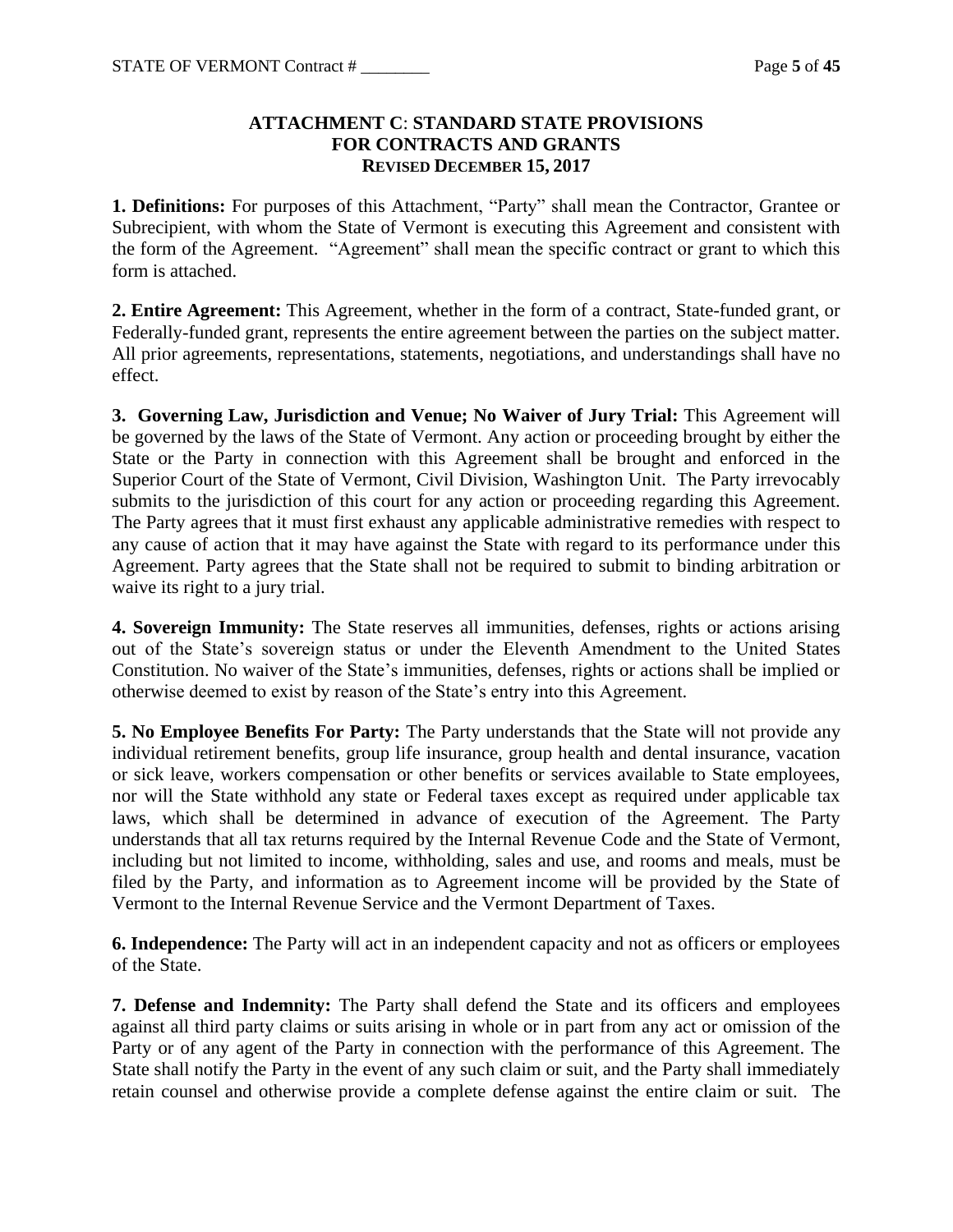## ATTACHMENT C: STANDARD STATE PROVISIONS FOR CONTRACTS AND GRANTS

**REVISED DECEMBER 15, 2017**

**1. Definitions:** For purposes of this Attachment, "Party" shall mean the Contractor, Grantee or Subrecipient, with whom the State of Vermont is executing this Agreement and consistent with the form of the Agreement. "Agreement" shall mean the specific contract or grant to which this form is attached.

**2. Entire Agreement:** This Agreement, whether in the form of a contract, State-funded grant, or Federally-funded grant, represents the entire agreement between the parties on the subject matter. All prior agreements, representations, statements, negotiations, and understandings shall have no effect.

**3. Governing Law, Jurisdiction and Venue; No Waiver of Jury Trial:** This Agreement will be governed by the laws of the State of Vermont. Any action or proceeding brought by either the State or the Party in connection with this Agreement shall be brought and enforced in the Superior Court of the State of Vermont, Civil Division, Washington Unit. The Party irrevocably submits to the jurisdiction of this court for any action or proceeding regarding this Agreement. The Party agrees that it must first exhaust any applicable administrative remedies with respect to any cause of action that it may have against the State with regard to its performance under this Agreement. Party agrees that the State shall not be required to submit to binding arbitration or waive its right to a jury trial.

**4. Sovereign Immunity:** The State reserves all immunities, defenses, rights or actions arising out of the State's sovereign status or under the Eleventh Amendment to the United States Constitution. No waiver of the State's immunities, defenses, rights or actions shall be implied or otherwise deemed to exist by reason of the State's entry into this Agreement.

**5. No Employee Benefits For Party:** The Party understands that the State will not provide any individual retirement benefits, group life insurance, group health and dental insurance, vacation or sick leave, workers compensation or other benefits or services available to State employees, nor will the State withhold any state or Federal taxes except as required under applicable tax laws, which shall be determined in advance of execution of the Agreement. The Party understands that all tax returns required by the Internal Revenue Code and the State of Vermont, including but not limited to income, withholding, sales and use, and rooms and meals, must be filed by the Party, and information as to Agreement income will be provided by the State of Vermont to the Internal Revenue Service and the Vermont Department of Taxes.

**6. Independence:** The Party will act in an independent capacity and not as officers or employees of the State.

**7. Defense and Indemnity:** The Party shall defend the State and its officers and employees against all third party claims or suits arising in whole or in part from any act or omission of the Party or of any agent of the Party in connection with the performance of this Agreement. The State shall notify the Party in the event of any such claim or suit, and the Party shall immediately retain counsel and otherwise provide a complete defense against the entire claim or suit. The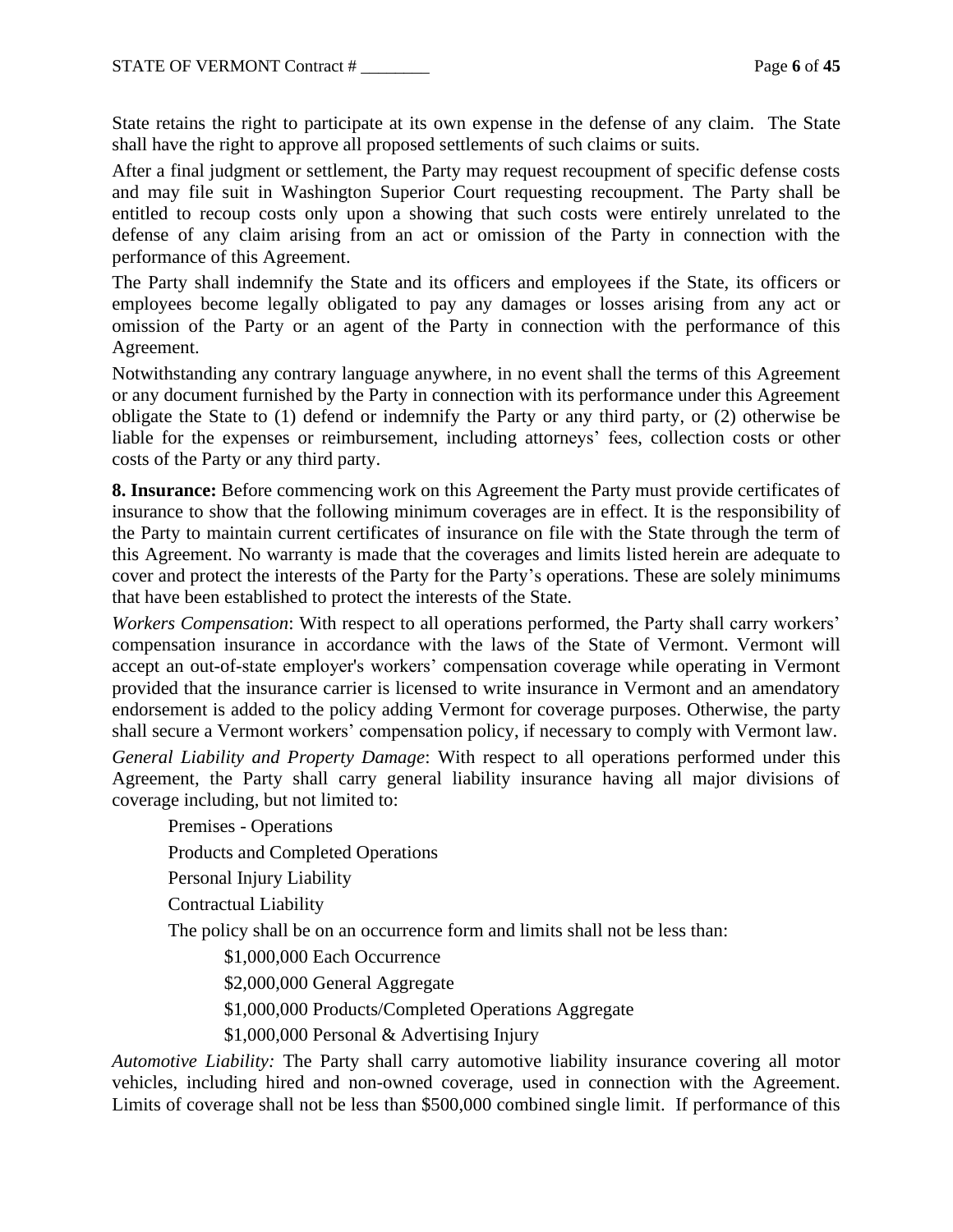State retains the right to participate at its own expense in the defense of any claim. The State shall have the right to approve all proposed settlements of such claims or suits.

After a final judgment or settlement, the Party may request recoupment of specific defense costs and may file suit in Washington Superior Court requesting recoupment. The Party shall be entitled to recoup costs only upon a showing that such costs were entirely unrelated to the defense of any claim arising from an act or omission of the Party in connection with the performance of this Agreement.

The Party shall indemnify the State and its officers and employees if the State, its officers or employees become legally obligated to pay any damages or losses arising from any act or omission of the Party or an agent of the Party in connection with the performance of this Agreement.

Notwithstanding any contrary language anywhere, in no event shall the terms of this Agreement or any document furnished by the Party in connection with its performance under this Agreement obligate the State to (1) defend or indemnify the Party or any third party, or (2) otherwise be liable for the expenses or reimbursement, including attorneys' fees, collection costs or other costs of the Party or any third party.

**8. Insurance:** Before commencing work on this Agreement the Party must provide certificates of insurance to show that the following minimum coverages are in effect. It is the responsibility of the Party to maintain current certificates of insurance on file with the State through the term of this Agreement. No warranty is made that the coverages and limits listed herein are adequate to cover and protect the interests of the Party for the Party's operations. These are solely minimums that have been established to protect the interests of the State.

*Workers Compensation*: With respect to all operations performed, the Party shall carry workers' compensation insurance in accordance with the laws of the State of Vermont. Vermont will accept an out-of-state employer's workers' compensation coverage while operating in Vermont provided that the insurance carrier is licensed to write insurance in Vermont and an amendatory endorsement is added to the policy adding Vermont for coverage purposes. Otherwise, the party shall secure a Vermont workers' compensation policy, if necessary to comply with Vermont law.

*General Liability and Property Damage*: With respect to all operations performed under this Agreement, the Party shall carry general liability insurance having all major divisions of coverage including, but not limited to:

Premises - Operations

Products and Completed Operations

Personal Injury Liability

Contractual Liability

The policy shall be on an occurrence form and limits shall not be less than:

$1,000,000 Each Occurrence

$2,000,000 General Aggregate

$1,000,000 Products/Completed Operations Aggregate

$1,000,000 Personal & Advertising Injury

*Automotive Liability:* The Party shall carry automotive liability insurance covering all motor vehicles, including hired and non-owned coverage, used in connection with the Agreement. Limits of coverage shall not be less than $500,000 combined single limit. If performance of this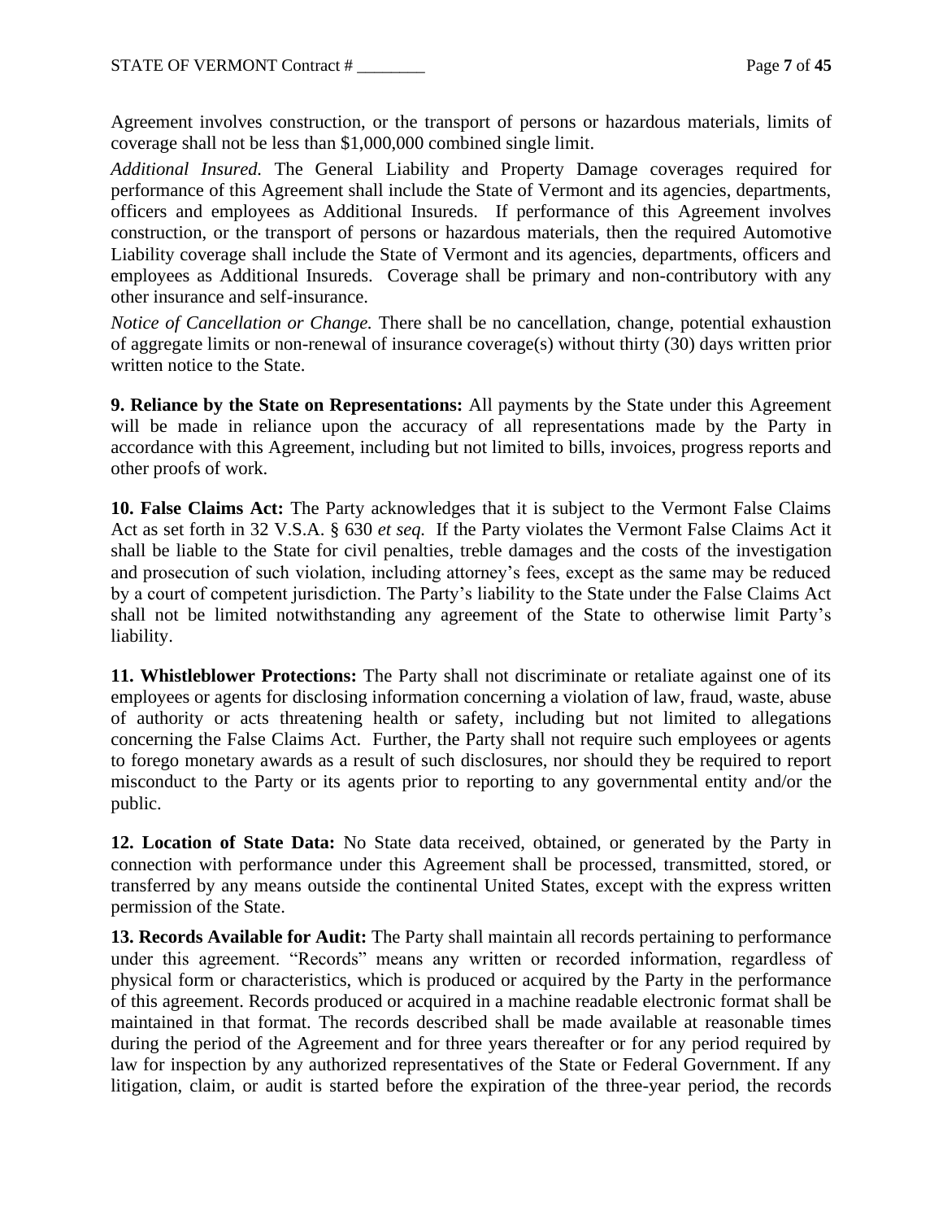Agreement involves construction, or the transport of persons or hazardous materials, limits of coverage shall not be less than $1,000,000 combined single limit.

*Additional Insured.* The General Liability and Property Damage coverages required for performance of this Agreement shall include the State of Vermont and its agencies, departments, officers and employees as Additional Insureds. If performance of this Agreement involves construction, or the transport of persons or hazardous materials, then the required Automotive Liability coverage shall include the State of Vermont and its agencies, departments, officers and employees as Additional Insureds. Coverage shall be primary and non-contributory with any other insurance and self-insurance.

*Notice of Cancellation or Change.* There shall be no cancellation, change, potential exhaustion of aggregate limits or non-renewal of insurance coverage(s) without thirty (30) days written prior written notice to the State.

**9. Reliance by the State on Representations:** All payments by the State under this Agreement will be made in reliance upon the accuracy of all representations made by the Party in accordance with this Agreement, including but not limited to bills, invoices, progress reports and other proofs of work.

**10. False Claims Act:** The Party acknowledges that it is subject to the Vermont False Claims Act as set forth in 32 V.S.A. § 630 *et seq.* If the Party violates the Vermont False Claims Act it shall be liable to the State for civil penalties, treble damages and the costs of the investigation and prosecution of such violation, including attorney's fees, except as the same may be reduced by a court of competent jurisdiction. The Party's liability to the State under the False Claims Act shall not be limited notwithstanding any agreement of the State to otherwise limit Party's liability.

**11. Whistleblower Protections:** The Party shall not discriminate or retaliate against one of its employees or agents for disclosing information concerning a violation of law, fraud, waste, abuse of authority or acts threatening health or safety, including but not limited to allegations concerning the False Claims Act. Further, the Party shall not require such employees or agents to forego monetary awards as a result of such disclosures, nor should they be required to report misconduct to the Party or its agents prior to reporting to any governmental entity and/or the public.

**12. Location of State Data:** No State data received, obtained, or generated by the Party in connection with performance under this Agreement shall be processed, transmitted, stored, or transferred by any means outside the continental United States, except with the express written permission of the State.

**13. Records Available for Audit:** The Party shall maintain all records pertaining to performance under this agreement. "Records" means any written or recorded information, regardless of physical form or characteristics, which is produced or acquired by the Party in the performance of this agreement. Records produced or acquired in a machine readable electronic format shall be maintained in that format. The records described shall be made available at reasonable times during the period of the Agreement and for three years thereafter or for any period required by law for inspection by any authorized representatives of the State or Federal Government. If any litigation, claim, or audit is started before the expiration of the three-year period, the records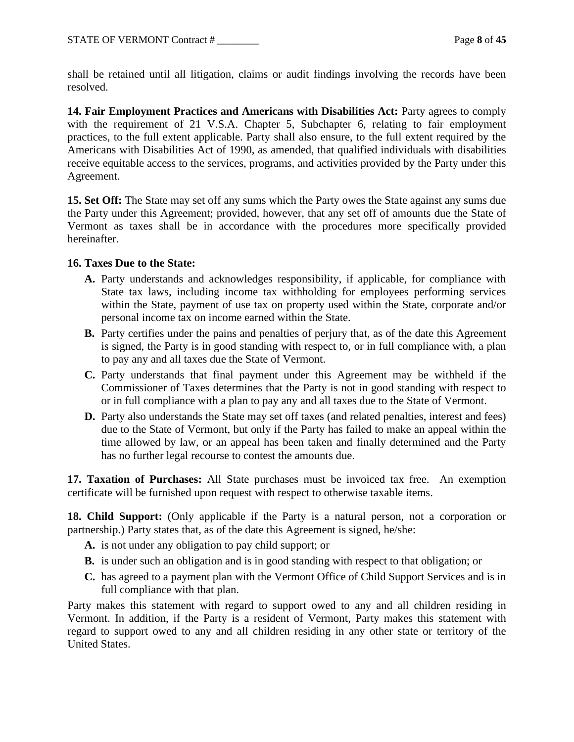shall be retained until all litigation, claims or audit findings involving the records have been resolved.

**14. Fair Employment Practices and Americans with Disabilities Act:** Party agrees to comply with the requirement of 21 V.S.A. Chapter 5, Subchapter 6, relating to fair employment practices, to the full extent applicable. Party shall also ensure, to the full extent required by the Americans with Disabilities Act of 1990, as amended, that qualified individuals with disabilities receive equitable access to the services, programs, and activities provided by the Party under this Agreement.

**15. Set Off:** The State may set off any sums which the Party owes the State against any sums due the Party under this Agreement; provided, however, that any set off of amounts due the State of Vermont as taxes shall be in accordance with the procedures more specifically provided hereinafter.

**16. Taxes Due to the State:**

- **A.** Party understands and acknowledges responsibility, if applicable, for compliance with State tax laws, including income tax withholding for employees performing services within the State, payment of use tax on property used within the State, corporate and/or personal income tax on income earned within the State.
- **B.** Party certifies under the pains and penalties of perjury that, as of the date this Agreement is signed, the Party is in good standing with respect to, or in full compliance with, a plan to pay any and all taxes due the State of Vermont.
- **C.** Party understands that final payment under this Agreement may be withheld if the Commissioner of Taxes determines that the Party is not in good standing with respect to or in full compliance with a plan to pay any and all taxes due to the State of Vermont.
- **D.** Party also understands the State may set off taxes (and related penalties, interest and fees) due to the State of Vermont, but only if the Party has failed to make an appeal within the time allowed by law, or an appeal has been taken and finally determined and the Party has no further legal recourse to contest the amounts due.

**17. Taxation of Purchases:** All State purchases must be invoiced tax free. An exemption certificate will be furnished upon request with respect to otherwise taxable items.

**18. Child Support:** (Only applicable if the Party is a natural person, not a corporation or partnership.) Party states that, as of the date this Agreement is signed, he/she:

- **A.** is not under any obligation to pay child support; or
- **B.** is under such an obligation and is in good standing with respect to that obligation; or
- **C.** has agreed to a payment plan with the Vermont Office of Child Support Services and is in full compliance with that plan.

Party makes this statement with regard to support owed to any and all children residing in Vermont. In addition, if the Party is a resident of Vermont, Party makes this statement with regard to support owed to any and all children residing in any other state or territory of the United States.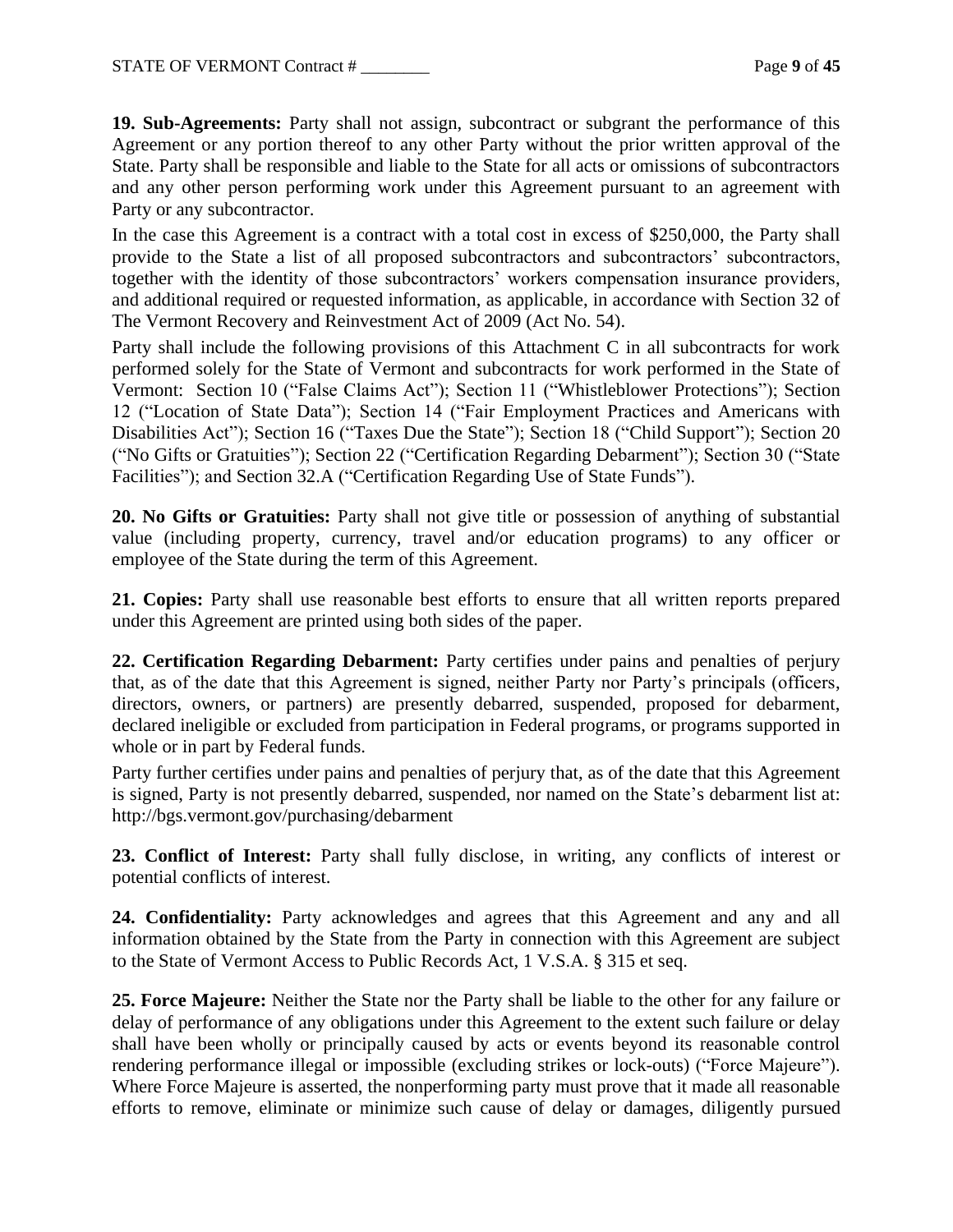**19. Sub-Agreements:** Party shall not assign, subcontract or subgrant the performance of this Agreement or any portion thereof to any other Party without the prior written approval of the State. Party shall be responsible and liable to the State for all acts or omissions of subcontractors and any other person performing work under this Agreement pursuant to an agreement with Party or any subcontractor.

In the case this Agreement is a contract with a total cost in excess of $250,000, the Party shall provide to the State a list of all proposed subcontractors and subcontractors' subcontractors, together with the identity of those subcontractors' workers compensation insurance providers, and additional required or requested information, as applicable, in accordance with Section 32 of The Vermont Recovery and Reinvestment Act of 2009 (Act No. 54).

Party shall include the following provisions of this Attachment C in all subcontracts for work performed solely for the State of Vermont and subcontracts for work performed in the State of Vermont: Section 10 ("False Claims Act"); Section 11 ("Whistleblower Protections"); Section 12 ("Location of State Data"); Section 14 ("Fair Employment Practices and Americans with Disabilities Act"); Section 16 ("Taxes Due the State"); Section 18 ("Child Support"); Section 20 ("No Gifts or Gratuities"); Section 22 ("Certification Regarding Debarment"); Section 30 ("State Facilities"); and Section 32.A ("Certification Regarding Use of State Funds").

**20. No Gifts or Gratuities:** Party shall not give title or possession of anything of substantial value (including property, currency, travel and/or education programs) to any officer or employee of the State during the term of this Agreement.

**21. Copies:** Party shall use reasonable best efforts to ensure that all written reports prepared under this Agreement are printed using both sides of the paper.

**22. Certification Regarding Debarment:** Party certifies under pains and penalties of perjury that, as of the date that this Agreement is signed, neither Party nor Party's principals (officers, directors, owners, or partners) are presently debarred, suspended, proposed for debarment, declared ineligible or excluded from participation in Federal programs, or programs supported in whole or in part by Federal funds.

Party further certifies under pains and penalties of perjury that, as of the date that this Agreement is signed, Party is not presently debarred, suspended, nor named on the State's debarment list at: http://bgs.vermont.gov/purchasing/debarment

**23. Conflict of Interest:** Party shall fully disclose, in writing, any conflicts of interest or potential conflicts of interest.

**24. Confidentiality:** Party acknowledges and agrees that this Agreement and any and all information obtained by the State from the Party in connection with this Agreement are subject to the State of Vermont Access to Public Records Act, 1 V.S.A. § 315 et seq.

**25. Force Majeure:** Neither the State nor the Party shall be liable to the other for any failure or delay of performance of any obligations under this Agreement to the extent such failure or delay shall have been wholly or principally caused by acts or events beyond its reasonable control rendering performance illegal or impossible (excluding strikes or lock-outs) ("Force Majeure"). Where Force Majeure is asserted, the nonperforming party must prove that it made all reasonable efforts to remove, eliminate or minimize such cause of delay or damages, diligently pursued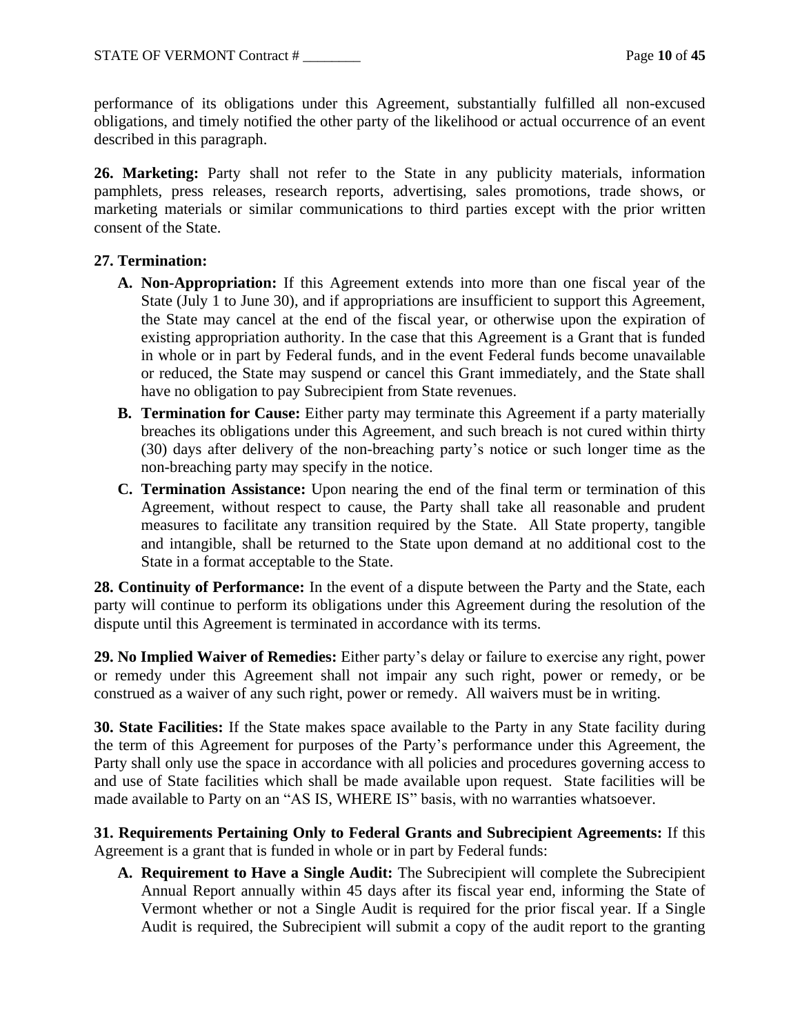performance of its obligations under this Agreement, substantially fulfilled all non-excused obligations, and timely notified the other party of the likelihood or actual occurrence of an event described in this paragraph.

**26. Marketing:** Party shall not refer to the State in any publicity materials, information pamphlets, press releases, research reports, advertising, sales promotions, trade shows, or marketing materials or similar communications to third parties except with the prior written consent of the State.

**27. Termination:**

- **A. Non-Appropriation:** If this Agreement extends into more than one fiscal year of the State (July 1 to June 30), and if appropriations are insufficient to support this Agreement, the State may cancel at the end of the fiscal year, or otherwise upon the expiration of existing appropriation authority. In the case that this Agreement is a Grant that is funded in whole or in part by Federal funds, and in the event Federal funds become unavailable or reduced, the State may suspend or cancel this Grant immediately, and the State shall have no obligation to pay Subrecipient from State revenues.
- **B. Termination for Cause:** Either party may terminate this Agreement if a party materially breaches its obligations under this Agreement, and such breach is not cured within thirty (30) days after delivery of the non-breaching party's notice or such longer time as the non-breaching party may specify in the notice.
- **C. Termination Assistance:** Upon nearing the end of the final term or termination of this Agreement, without respect to cause, the Party shall take all reasonable and prudent measures to facilitate any transition required by the State. All State property, tangible and intangible, shall be returned to the State upon demand at no additional cost to the State in a format acceptable to the State.

**28. Continuity of Performance:** In the event of a dispute between the Party and the State, each party will continue to perform its obligations under this Agreement during the resolution of the dispute until this Agreement is terminated in accordance with its terms.

**29. No Implied Waiver of Remedies:** Either party's delay or failure to exercise any right, power or remedy under this Agreement shall not impair any such right, power or remedy, or be construed as a waiver of any such right, power or remedy. All waivers must be in writing.

**30. State Facilities:** If the State makes space available to the Party in any State facility during the term of this Agreement for purposes of the Party's performance under this Agreement, the Party shall only use the space in accordance with all policies and procedures governing access to and use of State facilities which shall be made available upon request. State facilities will be made available to Party on an "AS IS, WHERE IS" basis, with no warranties whatsoever.

**31. Requirements Pertaining Only to Federal Grants and Subrecipient Agreements:** If this Agreement is a grant that is funded in whole or in part by Federal funds:

- **A. Requirement to Have a Single Audit:** The Subrecipient will complete the Subrecipient Annual Report annually within 45 days after its fiscal year end, informing the State of Vermont whether or not a Single Audit is required for the prior fiscal year. If a Single Audit is required, the Subrecipient will submit a copy of the audit report to the granting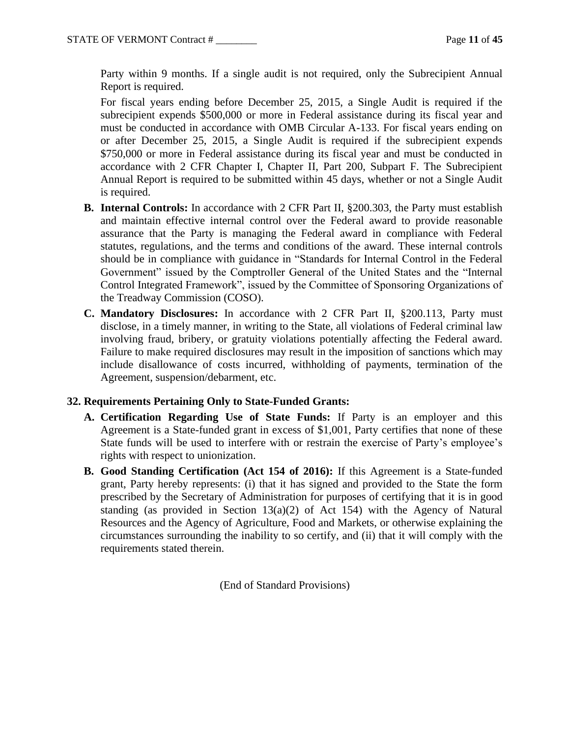Party within 9 months. If a single audit is not required, only the Subrecipient Annual Report is required.

For fiscal years ending before December 25, 2015, a Single Audit is required if the subrecipient expends $500,000 or more in Federal assistance during its fiscal year and must be conducted in accordance with OMB Circular A-133. For fiscal years ending on or after December 25, 2015, a Single Audit is required if the subrecipient expends $750,000 or more in Federal assistance during its fiscal year and must be conducted in accordance with 2 CFR Chapter I, Chapter II, Part 200, Subpart F. The Subrecipient Annual Report is required to be submitted within 45 days, whether or not a Single Audit is required.

**B. Internal Controls:** In accordance with 2 CFR Part II, §200.303, the Party must establish and maintain effective internal control over the Federal award to provide reasonable assurance that the Party is managing the Federal award in compliance with Federal statutes, regulations, and the terms and conditions of the award. These internal controls should be in compliance with guidance in "Standards for Internal Control in the Federal Government" issued by the Comptroller General of the United States and the "Internal Control Integrated Framework", issued by the Committee of Sponsoring Organizations of the Treadway Commission (COSO).

**C. Mandatory Disclosures:** In accordance with 2 CFR Part II, §200.113, Party must disclose, in a timely manner, in writing to the State, all violations of Federal criminal law involving fraud, bribery, or gratuity violations potentially affecting the Federal award. Failure to make required disclosures may result in the imposition of sanctions which may include disallowance of costs incurred, withholding of payments, termination of the Agreement, suspension/debarment, etc.

**32. Requirements Pertaining Only to State-Funded Grants:**

**A. Certification Regarding Use of State Funds:** If Party is an employer and this Agreement is a State-funded grant in excess of $1,001, Party certifies that none of these State funds will be used to interfere with or restrain the exercise of Party's employee's rights with respect to unionization.

**B. Good Standing Certification (Act 154 of 2016):** If this Agreement is a State-funded grant, Party hereby represents: (i) that it has signed and provided to the State the form prescribed by the Secretary of Administration for purposes of certifying that it is in good standing (as provided in Section 13(a)(2) of Act 154) with the Agency of Natural Resources and the Agency of Agriculture, Food and Markets, or otherwise explaining the circumstances surrounding the inability to so certify, and (ii) that it will comply with the requirements stated therein.

(End of Standard Provisions)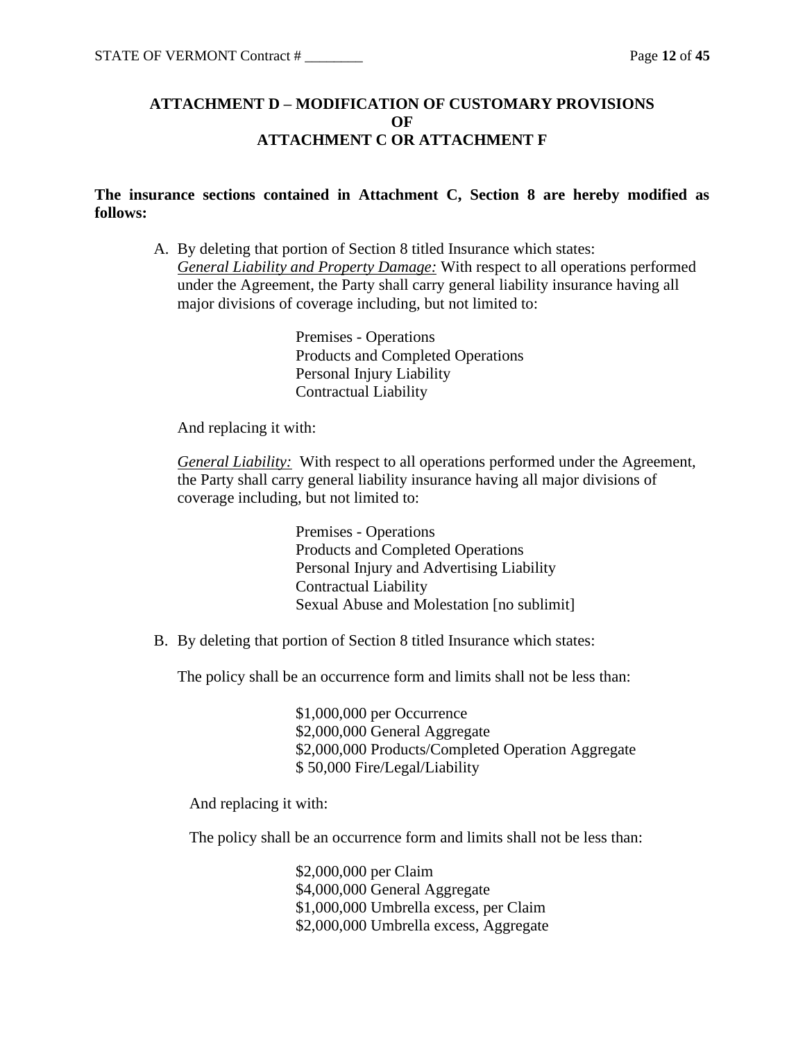## ATTACHMENT D – MODIFICATION OF CUSTOMARY PROVISIONS OF ATTACHMENT C OR ATTACHMENT F

**The insurance sections contained in Attachment C, Section 8 are hereby modified as follows:**

A. By deleting that portion of Section 8 titled Insurance which states:
   *General Liability and Property Damage:* With respect to all operations performed under the Agreement, the Party shall carry general liability insurance having all major divisions of coverage including, but not limited to:

   Premises - Operations
   Products and Completed Operations
   Personal Injury Liability
   Contractual Liability

   And replacing it with:

   *General Liability:* With respect to all operations performed under the Agreement, the Party shall carry general liability insurance having all major divisions of coverage including, but not limited to:

   Premises - Operations
   Products and Completed Operations
   Personal Injury and Advertising Liability
   Contractual Liability
   Sexual Abuse and Molestation [no sublimit]

B. By deleting that portion of Section 8 titled Insurance which states:

   The policy shall be an occurrence form and limits shall not be less than:

   $1,000,000 per Occurrence
   $2,000,000 General Aggregate
   $2,000,000 Products/Completed Operation Aggregate
   $ 50,000 Fire/Legal/Liability

   And replacing it with:

   The policy shall be an occurrence form and limits shall not be less than:

   $2,000,000 per Claim
   $4,000,000 General Aggregate
   $1,000,000 Umbrella excess, per Claim
   $2,000,000 Umbrella excess, Aggregate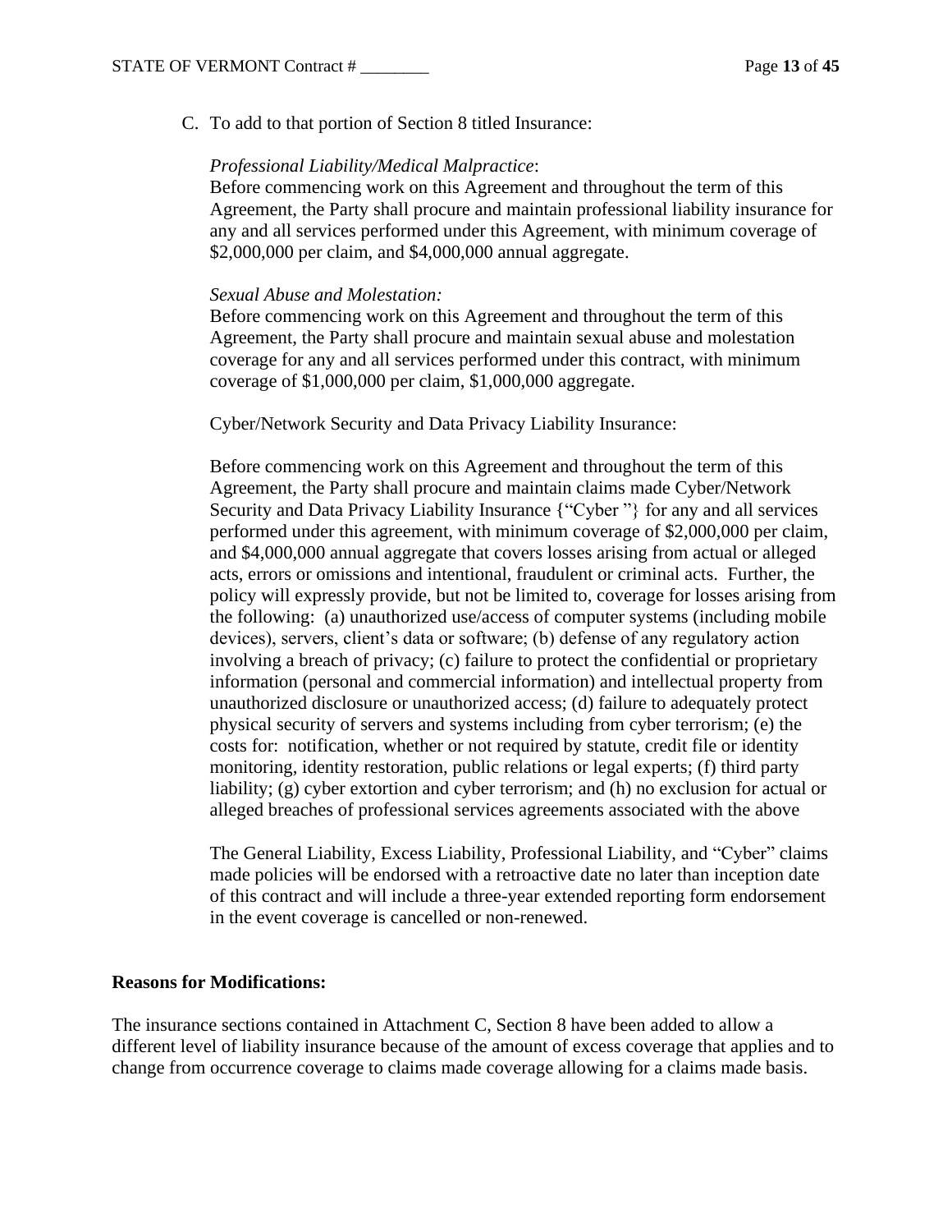C. To add to that portion of Section 8 titled Insurance:

*Professional Liability/Medical Malpractice*:
Before commencing work on this Agreement and throughout the term of this Agreement, the Party shall procure and maintain professional liability insurance for any and all services performed under this Agreement, with minimum coverage of $2,000,000 per claim, and $4,000,000 annual aggregate.

*Sexual Abuse and Molestation:*
Before commencing work on this Agreement and throughout the term of this Agreement, the Party shall procure and maintain sexual abuse and molestation coverage for any and all services performed under this contract, with minimum coverage of $1,000,000 per claim, $1,000,000 aggregate.

Cyber/Network Security and Data Privacy Liability Insurance:

Before commencing work on this Agreement and throughout the term of this Agreement, the Party shall procure and maintain claims made Cyber/Network Security and Data Privacy Liability Insurance {"Cyber "} for any and all services performed under this agreement, with minimum coverage of $2,000,000 per claim, and $4,000,000 annual aggregate that covers losses arising from actual or alleged acts, errors or omissions and intentional, fraudulent or criminal acts. Further, the policy will expressly provide, but not be limited to, coverage for losses arising from the following: (a) unauthorized use/access of computer systems (including mobile devices), servers, client's data or software; (b) defense of any regulatory action involving a breach of privacy; (c) failure to protect the confidential or proprietary information (personal and commercial information) and intellectual property from unauthorized disclosure or unauthorized access; (d) failure to adequately protect physical security of servers and systems including from cyber terrorism; (e) the costs for: notification, whether or not required by statute, credit file or identity monitoring, identity restoration, public relations or legal experts; (f) third party liability; (g) cyber extortion and cyber terrorism; and (h) no exclusion for actual or alleged breaches of professional services agreements associated with the above

The General Liability, Excess Liability, Professional Liability, and "Cyber" claims made policies will be endorsed with a retroactive date no later than inception date of this contract and will include a three-year extended reporting form endorsement in the event coverage is cancelled or non-renewed.

**Reasons for Modifications:**

The insurance sections contained in Attachment C, Section 8 have been added to allow a different level of liability insurance because of the amount of excess coverage that applies and to change from occurrence coverage to claims made coverage allowing for a claims made basis.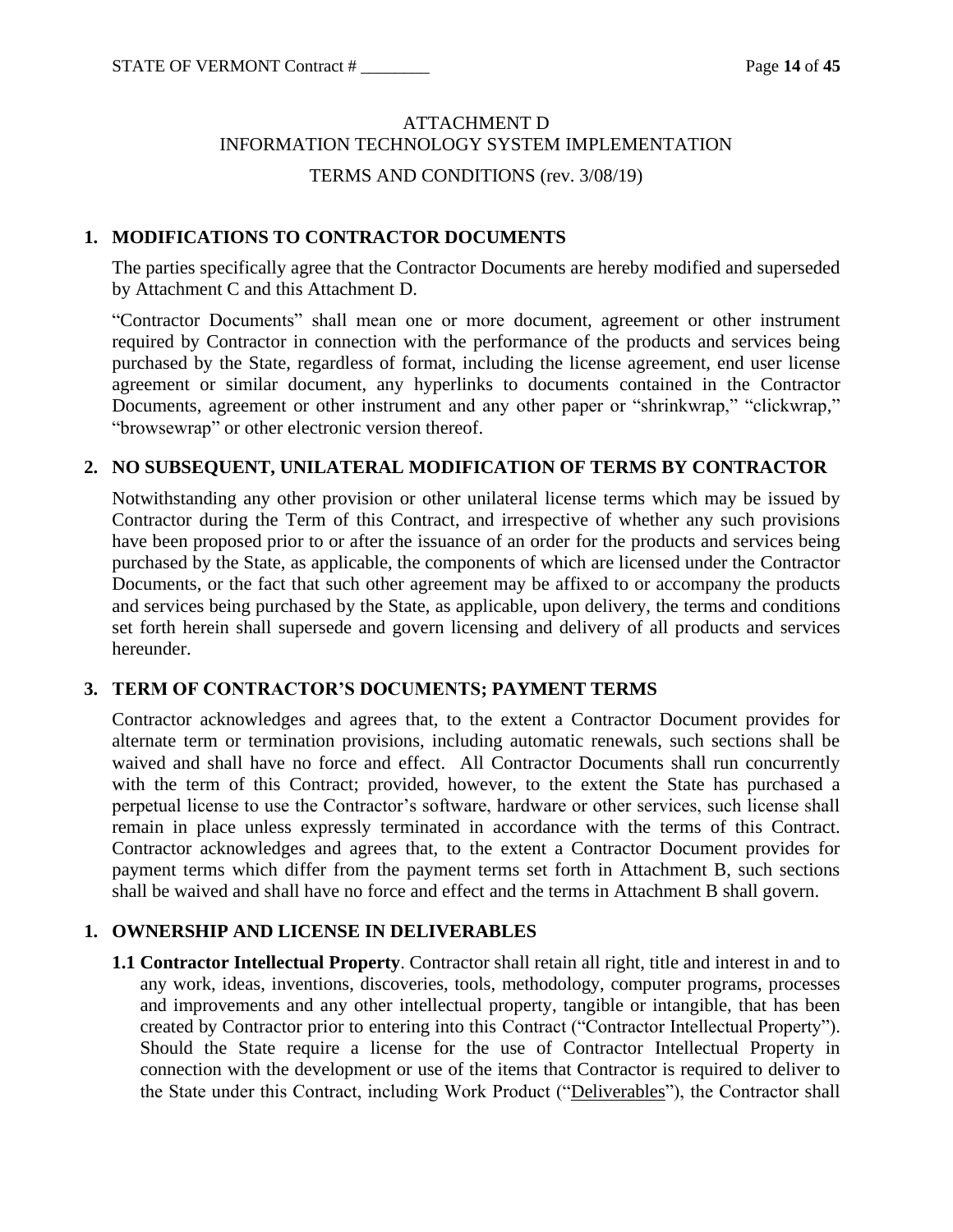ATTACHMENT D
INFORMATION TECHNOLOGY SYSTEM IMPLEMENTATION
TERMS AND CONDITIONS (rev. 3/08/19)

## 1. MODIFICATIONS TO CONTRACTOR DOCUMENTS

The parties specifically agree that the Contractor Documents are hereby modified and superseded by Attachment C and this Attachment D.

"Contractor Documents" shall mean one or more document, agreement or other instrument required by Contractor in connection with the performance of the products and services being purchased by the State, regardless of format, including the license agreement, end user license agreement or similar document, any hyperlinks to documents contained in the Contractor Documents, agreement or other instrument and any other paper or "shrinkwrap," "clickwrap," "browsewrap" or other electronic version thereof.

## 2. NO SUBSEQUENT, UNILATERAL MODIFICATION OF TERMS BY CONTRACTOR

Notwithstanding any other provision or other unilateral license terms which may be issued by Contractor during the Term of this Contract, and irrespective of whether any such provisions have been proposed prior to or after the issuance of an order for the products and services being purchased by the State, as applicable, the components of which are licensed under the Contractor Documents, or the fact that such other agreement may be affixed to or accompany the products and services being purchased by the State, as applicable, upon delivery, the terms and conditions set forth herein shall supersede and govern licensing and delivery of all products and services hereunder.

## 3. TERM OF CONTRACTOR'S DOCUMENTS; PAYMENT TERMS

Contractor acknowledges and agrees that, to the extent a Contractor Document provides for alternate term or termination provisions, including automatic renewals, such sections shall be waived and shall have no force and effect. All Contractor Documents shall run concurrently with the term of this Contract; provided, however, to the extent the State has purchased a perpetual license to use the Contractor's software, hardware or other services, such license shall remain in place unless expressly terminated in accordance with the terms of this Contract. Contractor acknowledges and agrees that, to the extent a Contractor Document provides for payment terms which differ from the payment terms set forth in Attachment B, such sections shall be waived and shall have no force and effect and the terms in Attachment B shall govern.

## 1. OWNERSHIP AND LICENSE IN DELIVERABLES

**1.1 Contractor Intellectual Property**. Contractor shall retain all right, title and interest in and to any work, ideas, inventions, discoveries, tools, methodology, computer programs, processes and improvements and any other intellectual property, tangible or intangible, that has been created by Contractor prior to entering into this Contract ("Contractor Intellectual Property"). Should the State require a license for the use of Contractor Intellectual Property in connection with the development or use of the items that Contractor is required to deliver to the State under this Contract, including Work Product ("Deliverables"), the Contractor shall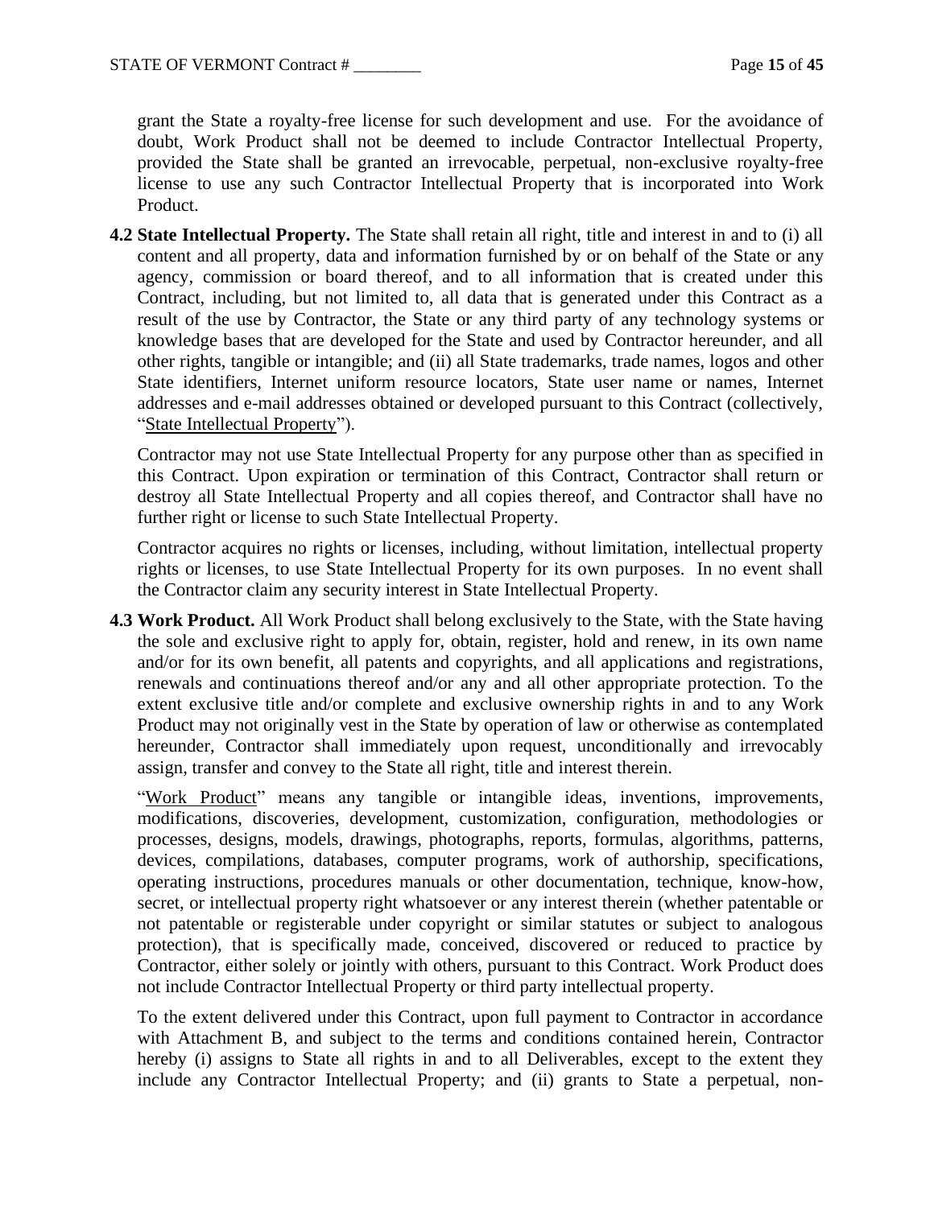grant the State a royalty-free license for such development and use. For the avoidance of doubt, Work Product shall not be deemed to include Contractor Intellectual Property, provided the State shall be granted an irrevocable, perpetual, non-exclusive royalty-free license to use any such Contractor Intellectual Property that is incorporated into Work Product.

**4.2 State Intellectual Property.** The State shall retain all right, title and interest in and to (i) all content and all property, data and information furnished by or on behalf of the State or any agency, commission or board thereof, and to all information that is created under this Contract, including, but not limited to, all data that is generated under this Contract as a result of the use by Contractor, the State or any third party of any technology systems or knowledge bases that are developed for the State and used by Contractor hereunder, and all other rights, tangible or intangible; and (ii) all State trademarks, trade names, logos and other State identifiers, Internet uniform resource locators, State user name or names, Internet addresses and e-mail addresses obtained or developed pursuant to this Contract (collectively, "State Intellectual Property").

Contractor may not use State Intellectual Property for any purpose other than as specified in this Contract. Upon expiration or termination of this Contract, Contractor shall return or destroy all State Intellectual Property and all copies thereof, and Contractor shall have no further right or license to such State Intellectual Property.

Contractor acquires no rights or licenses, including, without limitation, intellectual property rights or licenses, to use State Intellectual Property for its own purposes. In no event shall the Contractor claim any security interest in State Intellectual Property.

**4.3 Work Product.** All Work Product shall belong exclusively to the State, with the State having the sole and exclusive right to apply for, obtain, register, hold and renew, in its own name and/or for its own benefit, all patents and copyrights, and all applications and registrations, renewals and continuations thereof and/or any and all other appropriate protection. To the extent exclusive title and/or complete and exclusive ownership rights in and to any Work Product may not originally vest in the State by operation of law or otherwise as contemplated hereunder, Contractor shall immediately upon request, unconditionally and irrevocably assign, transfer and convey to the State all right, title and interest therein.

"Work Product" means any tangible or intangible ideas, inventions, improvements, modifications, discoveries, development, customization, configuration, methodologies or processes, designs, models, drawings, photographs, reports, formulas, algorithms, patterns, devices, compilations, databases, computer programs, work of authorship, specifications, operating instructions, procedures manuals or other documentation, technique, know-how, secret, or intellectual property right whatsoever or any interest therein (whether patentable or not patentable or registerable under copyright or similar statutes or subject to analogous protection), that is specifically made, conceived, discovered or reduced to practice by Contractor, either solely or jointly with others, pursuant to this Contract. Work Product does not include Contractor Intellectual Property or third party intellectual property.

To the extent delivered under this Contract, upon full payment to Contractor in accordance with Attachment B, and subject to the terms and conditions contained herein, Contractor hereby (i) assigns to State all rights in and to all Deliverables, except to the extent they include any Contractor Intellectual Property; and (ii) grants to State a perpetual, non-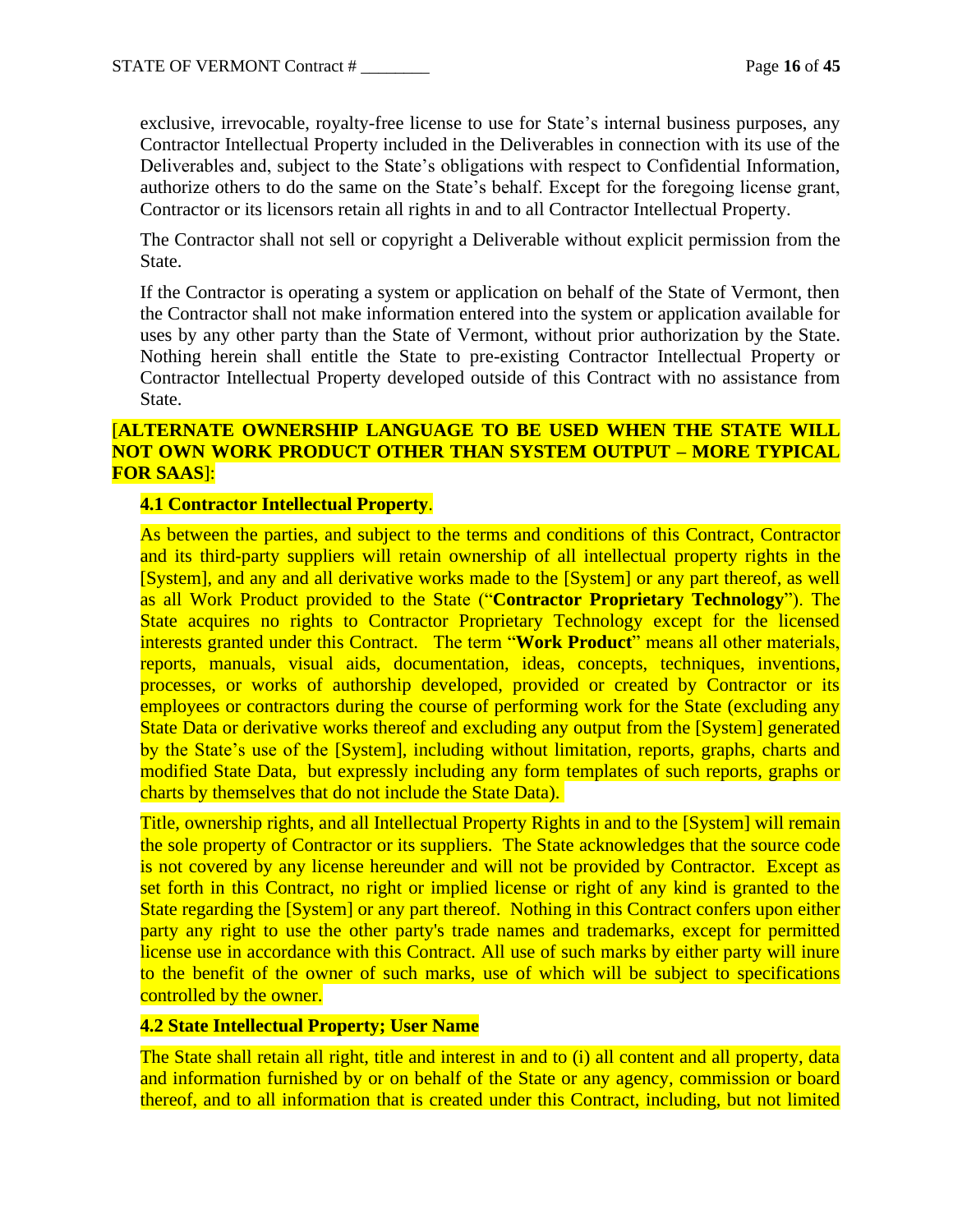exclusive, irrevocable, royalty-free license to use for State's internal business purposes, any Contractor Intellectual Property included in the Deliverables in connection with its use of the Deliverables and, subject to the State's obligations with respect to Confidential Information, authorize others to do the same on the State's behalf. Except for the foregoing license grant, Contractor or its licensors retain all rights in and to all Contractor Intellectual Property.

The Contractor shall not sell or copyright a Deliverable without explicit permission from the State.

If the Contractor is operating a system or application on behalf of the State of Vermont, then the Contractor shall not make information entered into the system or application available for uses by any other party than the State of Vermont, without prior authorization by the State. Nothing herein shall entitle the State to pre-existing Contractor Intellectual Property or Contractor Intellectual Property developed outside of this Contract with no assistance from State.

[**ALTERNATE OWNERSHIP LANGUAGE TO BE USED WHEN THE STATE WILL NOT OWN WORK PRODUCT OTHER THAN SYSTEM OUTPUT – MORE TYPICAL FOR SAAS**]:

**4.1 Contractor Intellectual Property**.

As between the parties, and subject to the terms and conditions of this Contract, Contractor and its third-party suppliers will retain ownership of all intellectual property rights in the [System], and any and all derivative works made to the [System] or any part thereof, as well as all Work Product provided to the State ("**Contractor Proprietary Technology**"). The State acquires no rights to Contractor Proprietary Technology except for the licensed interests granted under this Contract. The term "**Work Product**" means all other materials, reports, manuals, visual aids, documentation, ideas, concepts, techniques, inventions, processes, or works of authorship developed, provided or created by Contractor or its employees or contractors during the course of performing work for the State (excluding any State Data or derivative works thereof and excluding any output from the [System] generated by the State's use of the [System], including without limitation, reports, graphs, charts and modified State Data, but expressly including any form templates of such reports, graphs or charts by themselves that do not include the State Data).

Title, ownership rights, and all Intellectual Property Rights in and to the [System] will remain the sole property of Contractor or its suppliers. The State acknowledges that the source code is not covered by any license hereunder and will not be provided by Contractor. Except as set forth in this Contract, no right or implied license or right of any kind is granted to the State regarding the [System] or any part thereof. Nothing in this Contract confers upon either party any right to use the other party's trade names and trademarks, except for permitted license use in accordance with this Contract. All use of such marks by either party will inure to the benefit of the owner of such marks, use of which will be subject to specifications controlled by the owner.

**4.2 State Intellectual Property; User Name**

The State shall retain all right, title and interest in and to (i) all content and all property, data and information furnished by or on behalf of the State or any agency, commission or board thereof, and to all information that is created under this Contract, including, but not limited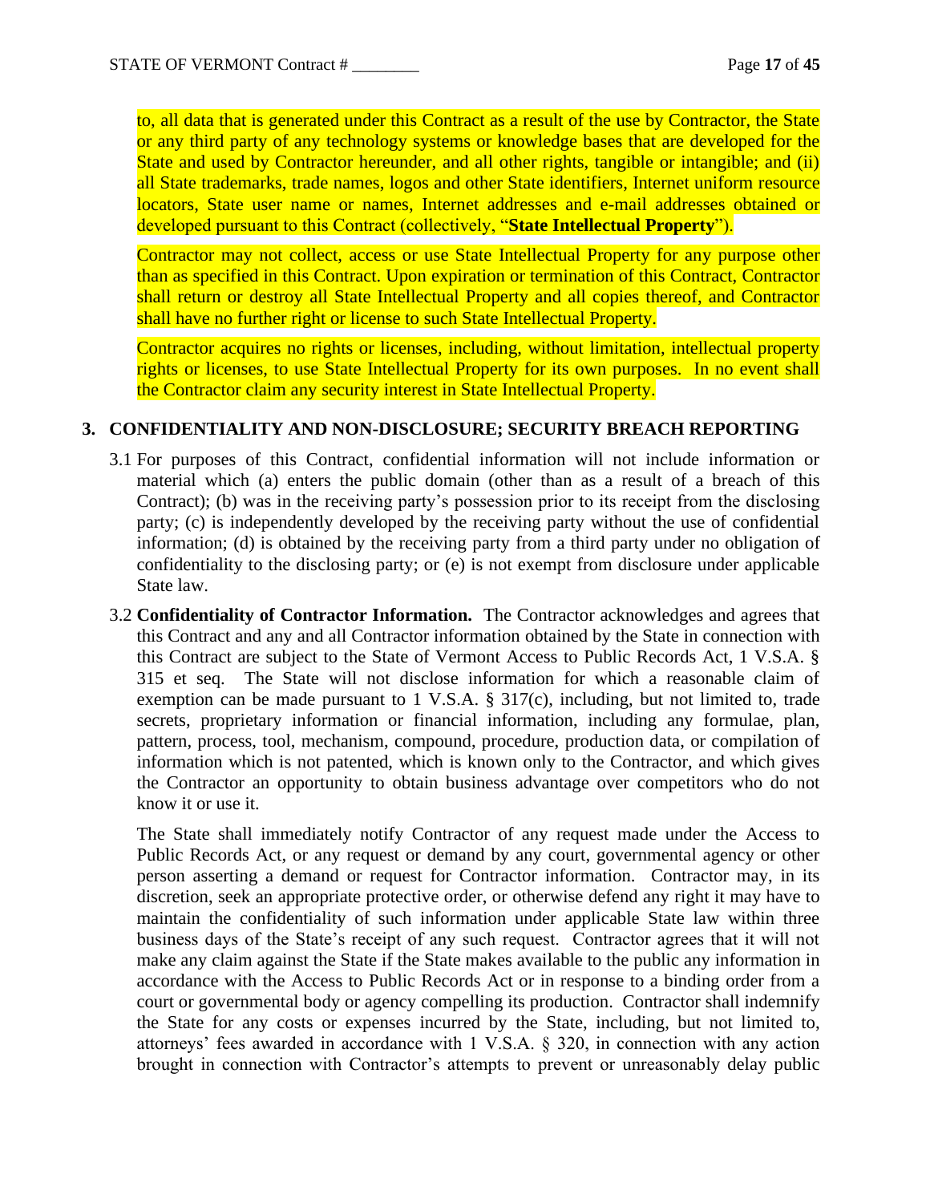to, all data that is generated under this Contract as a result of the use by Contractor, the State or any third party of any technology systems or knowledge bases that are developed for the State and used by Contractor hereunder, and all other rights, tangible or intangible; and (ii) all State trademarks, trade names, logos and other State identifiers, Internet uniform resource locators, State user name or names, Internet addresses and e-mail addresses obtained or developed pursuant to this Contract (collectively, "**State Intellectual Property**").

Contractor may not collect, access or use State Intellectual Property for any purpose other than as specified in this Contract. Upon expiration or termination of this Contract, Contractor shall return or destroy all State Intellectual Property and all copies thereof, and Contractor shall have no further right or license to such State Intellectual Property.

Contractor acquires no rights or licenses, including, without limitation, intellectual property rights or licenses, to use State Intellectual Property for its own purposes. In no event shall the Contractor claim any security interest in State Intellectual Property.

## 3. CONFIDENTIALITY AND NON-DISCLOSURE; SECURITY BREACH REPORTING

3.1 For purposes of this Contract, confidential information will not include information or material which (a) enters the public domain (other than as a result of a breach of this Contract); (b) was in the receiving party's possession prior to its receipt from the disclosing party; (c) is independently developed by the receiving party without the use of confidential information; (d) is obtained by the receiving party from a third party under no obligation of confidentiality to the disclosing party; or (e) is not exempt from disclosure under applicable State law.

3.2 **Confidentiality of Contractor Information.** The Contractor acknowledges and agrees that this Contract and any and all Contractor information obtained by the State in connection with this Contract are subject to the State of Vermont Access to Public Records Act, 1 V.S.A. § 315 et seq. The State will not disclose information for which a reasonable claim of exemption can be made pursuant to 1 V.S.A. § 317(c), including, but not limited to, trade secrets, proprietary information or financial information, including any formulae, plan, pattern, process, tool, mechanism, compound, procedure, production data, or compilation of information which is not patented, which is known only to the Contractor, and which gives the Contractor an opportunity to obtain business advantage over competitors who do not know it or use it.

The State shall immediately notify Contractor of any request made under the Access to Public Records Act, or any request or demand by any court, governmental agency or other person asserting a demand or request for Contractor information. Contractor may, in its discretion, seek an appropriate protective order, or otherwise defend any right it may have to maintain the confidentiality of such information under applicable State law within three business days of the State's receipt of any such request. Contractor agrees that it will not make any claim against the State if the State makes available to the public any information in accordance with the Access to Public Records Act or in response to a binding order from a court or governmental body or agency compelling its production. Contractor shall indemnify the State for any costs or expenses incurred by the State, including, but not limited to, attorneys' fees awarded in accordance with 1 V.S.A. § 320, in connection with any action brought in connection with Contractor's attempts to prevent or unreasonably delay public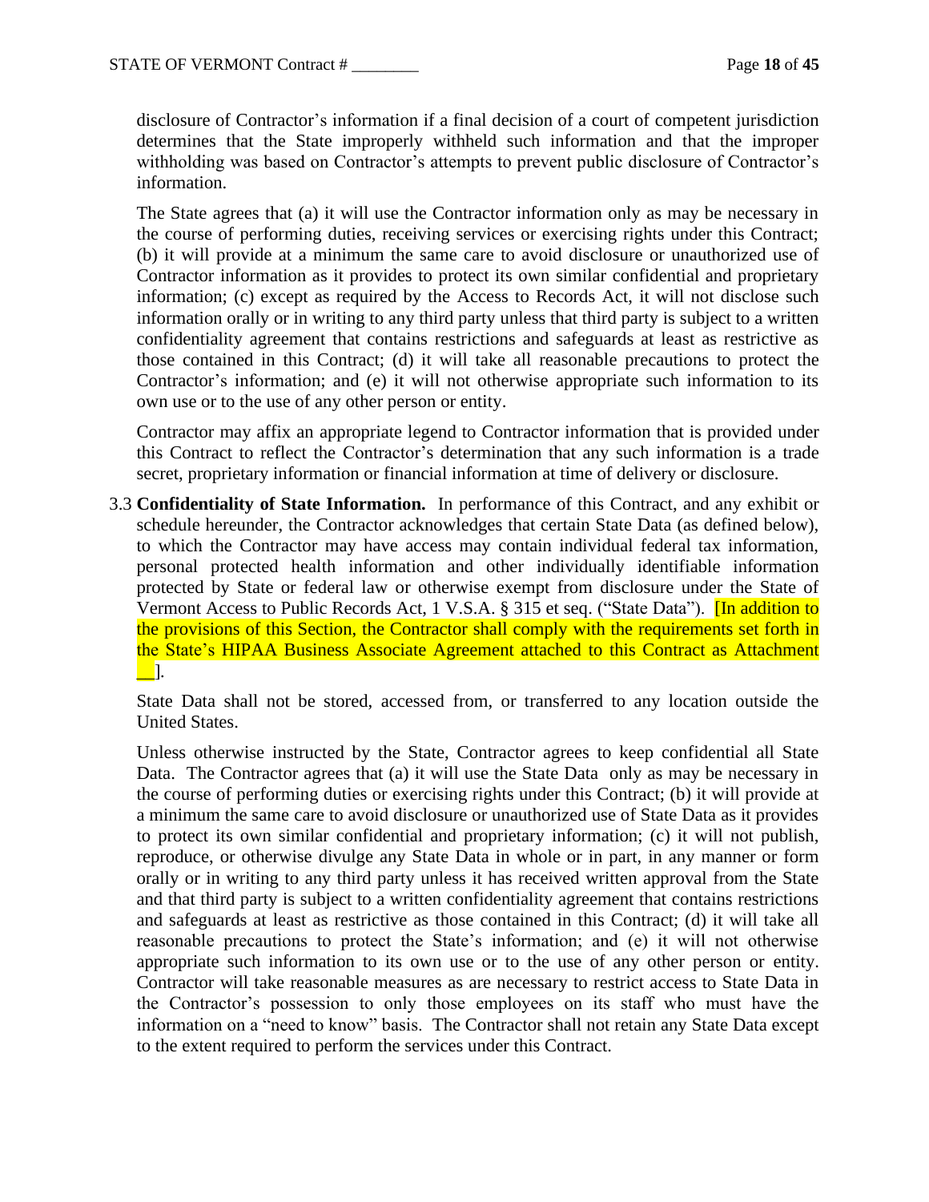disclosure of Contractor's information if a final decision of a court of competent jurisdiction determines that the State improperly withheld such information and that the improper withholding was based on Contractor's attempts to prevent public disclosure of Contractor's information.

The State agrees that (a) it will use the Contractor information only as may be necessary in the course of performing duties, receiving services or exercising rights under this Contract; (b) it will provide at a minimum the same care to avoid disclosure or unauthorized use of Contractor information as it provides to protect its own similar confidential and proprietary information; (c) except as required by the Access to Records Act, it will not disclose such information orally or in writing to any third party unless that third party is subject to a written confidentiality agreement that contains restrictions and safeguards at least as restrictive as those contained in this Contract; (d) it will take all reasonable precautions to protect the Contractor's information; and (e) it will not otherwise appropriate such information to its own use or to the use of any other person or entity.

Contractor may affix an appropriate legend to Contractor information that is provided under this Contract to reflect the Contractor's determination that any such information is a trade secret, proprietary information or financial information at time of delivery or disclosure.

3.3 **Confidentiality of State Information.** In performance of this Contract, and any exhibit or schedule hereunder, the Contractor acknowledges that certain State Data (as defined below), to which the Contractor may have access may contain individual federal tax information, personal protected health information and other individually identifiable information protected by State or federal law or otherwise exempt from disclosure under the State of Vermont Access to Public Records Act, 1 V.S.A. § 315 et seq. ("State Data"). [In addition to the provisions of this Section, the Contractor shall comply with the requirements set forth in the State's HIPAA Business Associate Agreement attached to this Contract as Attachment __].

State Data shall not be stored, accessed from, or transferred to any location outside the United States.

Unless otherwise instructed by the State, Contractor agrees to keep confidential all State Data. The Contractor agrees that (a) it will use the State Data only as may be necessary in the course of performing duties or exercising rights under this Contract; (b) it will provide at a minimum the same care to avoid disclosure or unauthorized use of State Data as it provides to protect its own similar confidential and proprietary information; (c) it will not publish, reproduce, or otherwise divulge any State Data in whole or in part, in any manner or form orally or in writing to any third party unless it has received written approval from the State and that third party is subject to a written confidentiality agreement that contains restrictions and safeguards at least as restrictive as those contained in this Contract; (d) it will take all reasonable precautions to protect the State's information; and (e) it will not otherwise appropriate such information to its own use or to the use of any other person or entity. Contractor will take reasonable measures as are necessary to restrict access to State Data in the Contractor's possession to only those employees on its staff who must have the information on a "need to know" basis. The Contractor shall not retain any State Data except to the extent required to perform the services under this Contract.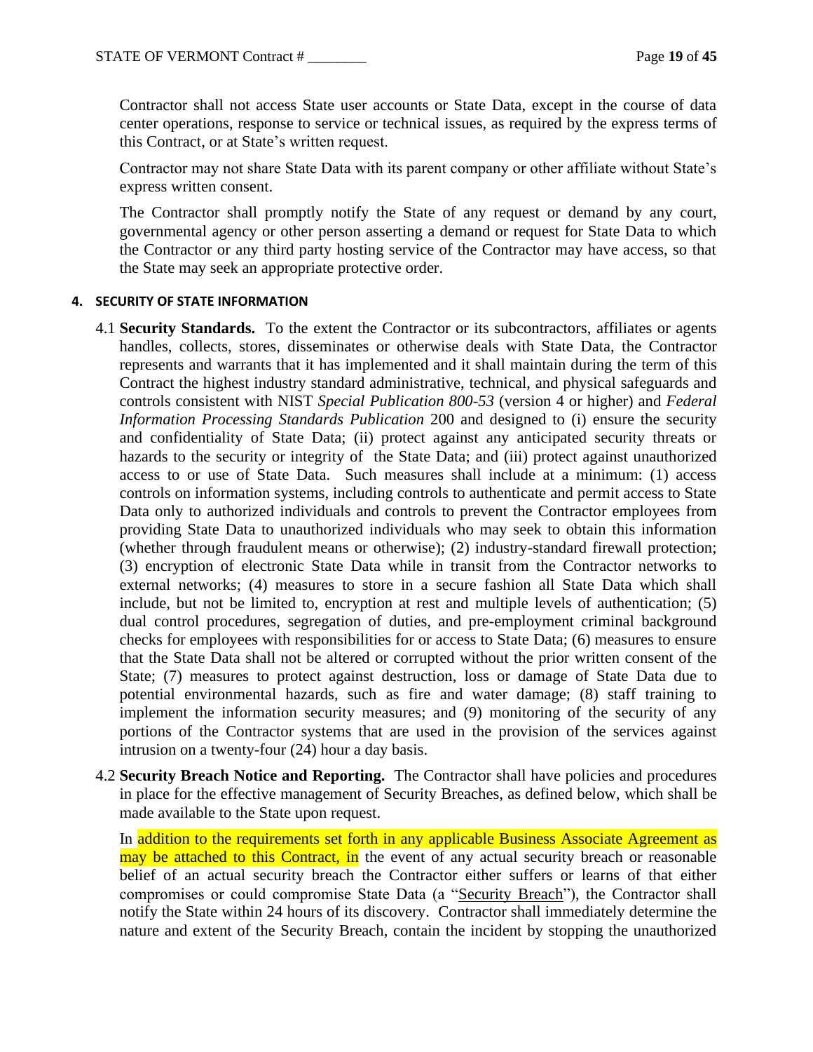Contractor shall not access State user accounts or State Data, except in the course of data center operations, response to service or technical issues, as required by the express terms of this Contract, or at State's written request.

Contractor may not share State Data with its parent company or other affiliate without State's express written consent.

The Contractor shall promptly notify the State of any request or demand by any court, governmental agency or other person asserting a demand or request for State Data to which the Contractor or any third party hosting service of the Contractor may have access, so that the State may seek an appropriate protective order.

## 4. SECURITY OF STATE INFORMATION

4.1 **Security Standards.** To the extent the Contractor or its subcontractors, affiliates or agents handles, collects, stores, disseminates or otherwise deals with State Data, the Contractor represents and warrants that it has implemented and it shall maintain during the term of this Contract the highest industry standard administrative, technical, and physical safeguards and controls consistent with NIST *Special Publication 800-53* (version 4 or higher) and *Federal Information Processing Standards Publication* 200 and designed to (i) ensure the security and confidentiality of State Data; (ii) protect against any anticipated security threats or hazards to the security or integrity of the State Data; and (iii) protect against unauthorized access to or use of State Data. Such measures shall include at a minimum: (1) access controls on information systems, including controls to authenticate and permit access to State Data only to authorized individuals and controls to prevent the Contractor employees from providing State Data to unauthorized individuals who may seek to obtain this information (whether through fraudulent means or otherwise); (2) industry-standard firewall protection; (3) encryption of electronic State Data while in transit from the Contractor networks to external networks; (4) measures to store in a secure fashion all State Data which shall include, but not be limited to, encryption at rest and multiple levels of authentication; (5) dual control procedures, segregation of duties, and pre-employment criminal background checks for employees with responsibilities for or access to State Data; (6) measures to ensure that the State Data shall not be altered or corrupted without the prior written consent of the State; (7) measures to protect against destruction, loss or damage of State Data due to potential environmental hazards, such as fire and water damage; (8) staff training to implement the information security measures; and (9) monitoring of the security of any portions of the Contractor systems that are used in the provision of the services against intrusion on a twenty-four (24) hour a day basis.

4.2 **Security Breach Notice and Reporting.** The Contractor shall have policies and procedures in place for the effective management of Security Breaches, as defined below, which shall be made available to the State upon request.

In addition to the requirements set forth in any applicable Business Associate Agreement as may be attached to this Contract, in the event of any actual security breach or reasonable belief of an actual security breach the Contractor either suffers or learns of that either compromises or could compromise State Data (a "Security Breach"), the Contractor shall notify the State within 24 hours of its discovery. Contractor shall immediately determine the nature and extent of the Security Breach, contain the incident by stopping the unauthorized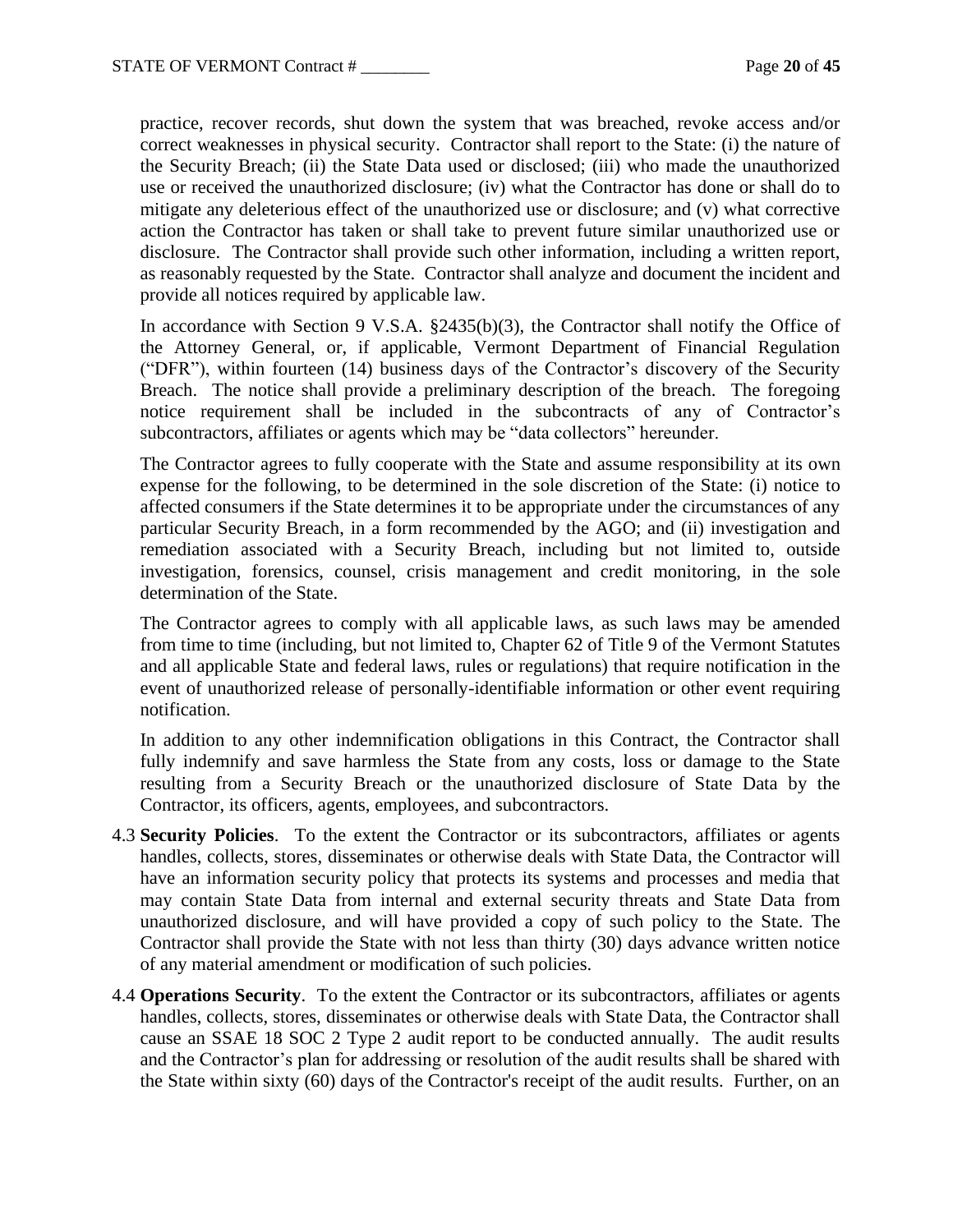practice, recover records, shut down the system that was breached, revoke access and/or correct weaknesses in physical security. Contractor shall report to the State: (i) the nature of the Security Breach; (ii) the State Data used or disclosed; (iii) who made the unauthorized use or received the unauthorized disclosure; (iv) what the Contractor has done or shall do to mitigate any deleterious effect of the unauthorized use or disclosure; and (v) what corrective action the Contractor has taken or shall take to prevent future similar unauthorized use or disclosure. The Contractor shall provide such other information, including a written report, as reasonably requested by the State. Contractor shall analyze and document the incident and provide all notices required by applicable law.

In accordance with Section 9 V.S.A. §2435(b)(3), the Contractor shall notify the Office of the Attorney General, or, if applicable, Vermont Department of Financial Regulation ("DFR"), within fourteen (14) business days of the Contractor's discovery of the Security Breach. The notice shall provide a preliminary description of the breach. The foregoing notice requirement shall be included in the subcontracts of any of Contractor's subcontractors, affiliates or agents which may be "data collectors" hereunder.

The Contractor agrees to fully cooperate with the State and assume responsibility at its own expense for the following, to be determined in the sole discretion of the State: (i) notice to affected consumers if the State determines it to be appropriate under the circumstances of any particular Security Breach, in a form recommended by the AGO; and (ii) investigation and remediation associated with a Security Breach, including but not limited to, outside investigation, forensics, counsel, crisis management and credit monitoring, in the sole determination of the State.

The Contractor agrees to comply with all applicable laws, as such laws may be amended from time to time (including, but not limited to, Chapter 62 of Title 9 of the Vermont Statutes and all applicable State and federal laws, rules or regulations) that require notification in the event of unauthorized release of personally-identifiable information or other event requiring notification.

In addition to any other indemnification obligations in this Contract, the Contractor shall fully indemnify and save harmless the State from any costs, loss or damage to the State resulting from a Security Breach or the unauthorized disclosure of State Data by the Contractor, its officers, agents, employees, and subcontractors.

4.3 **Security Policies**. To the extent the Contractor or its subcontractors, affiliates or agents handles, collects, stores, disseminates or otherwise deals with State Data, the Contractor will have an information security policy that protects its systems and processes and media that may contain State Data from internal and external security threats and State Data from unauthorized disclosure, and will have provided a copy of such policy to the State. The Contractor shall provide the State with not less than thirty (30) days advance written notice of any material amendment or modification of such policies.

4.4 **Operations Security**. To the extent the Contractor or its subcontractors, affiliates or agents handles, collects, stores, disseminates or otherwise deals with State Data, the Contractor shall cause an SSAE 18 SOC 2 Type 2 audit report to be conducted annually. The audit results and the Contractor's plan for addressing or resolution of the audit results shall be shared with the State within sixty (60) days of the Contractor's receipt of the audit results. Further, on an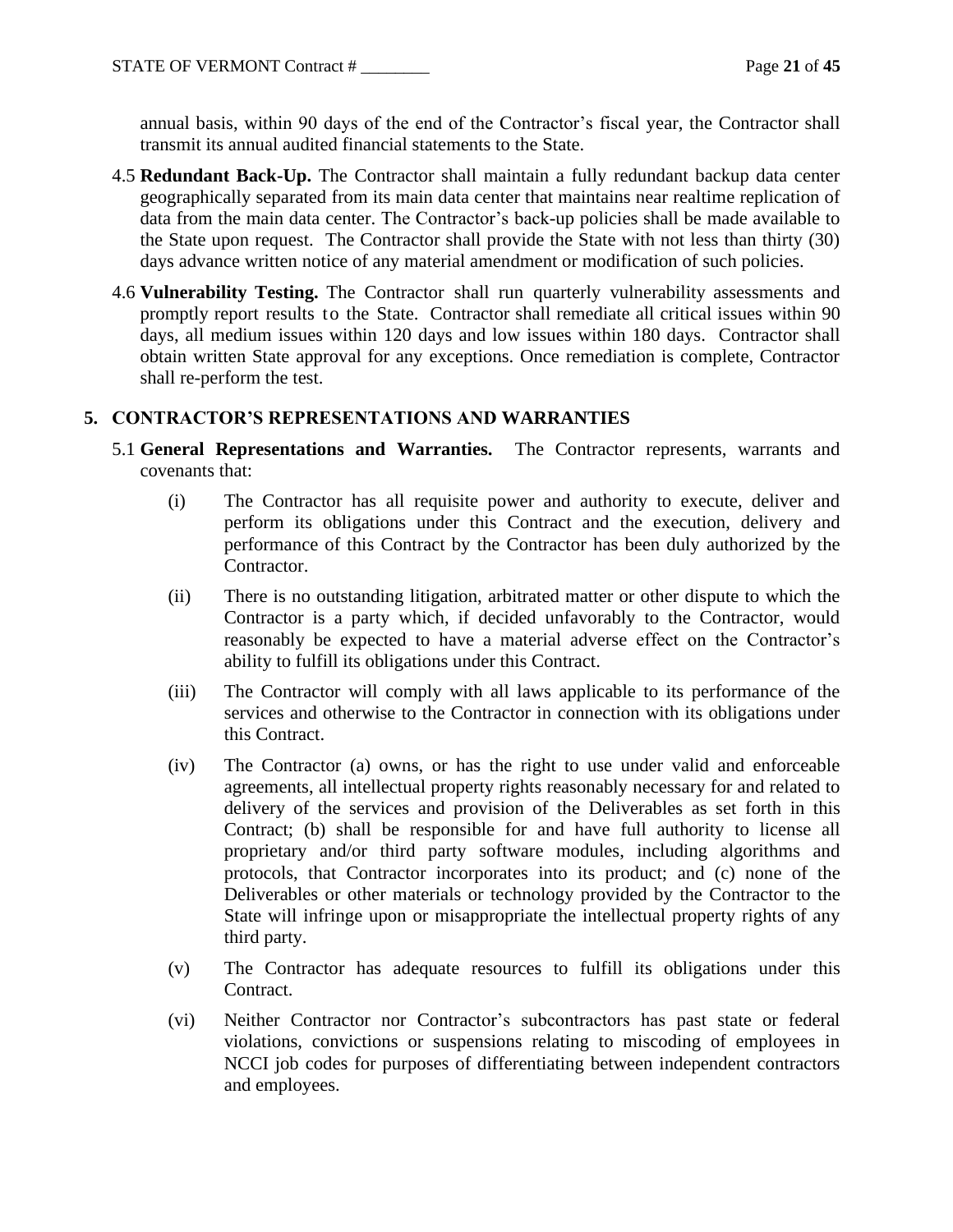annual basis, within 90 days of the end of the Contractor's fiscal year, the Contractor shall transmit its annual audited financial statements to the State.

4.5 **Redundant Back-Up.** The Contractor shall maintain a fully redundant backup data center geographically separated from its main data center that maintains near realtime replication of data from the main data center. The Contractor's back-up policies shall be made available to the State upon request. The Contractor shall provide the State with not less than thirty (30) days advance written notice of any material amendment or modification of such policies.

4.6 **Vulnerability Testing.** The Contractor shall run quarterly vulnerability assessments and promptly report results to the State. Contractor shall remediate all critical issues within 90 days, all medium issues within 120 days and low issues within 180 days. Contractor shall obtain written State approval for any exceptions. Once remediation is complete, Contractor shall re-perform the test.

## 5. CONTRACTOR'S REPRESENTATIONS AND WARRANTIES

5.1 **General Representations and Warranties.** The Contractor represents, warrants and covenants that:

(i) The Contractor has all requisite power and authority to execute, deliver and perform its obligations under this Contract and the execution, delivery and performance of this Contract by the Contractor has been duly authorized by the Contractor.

(ii) There is no outstanding litigation, arbitrated matter or other dispute to which the Contractor is a party which, if decided unfavorably to the Contractor, would reasonably be expected to have a material adverse effect on the Contractor's ability to fulfill its obligations under this Contract.

(iii) The Contractor will comply with all laws applicable to its performance of the services and otherwise to the Contractor in connection with its obligations under this Contract.

(iv) The Contractor (a) owns, or has the right to use under valid and enforceable agreements, all intellectual property rights reasonably necessary for and related to delivery of the services and provision of the Deliverables as set forth in this Contract; (b) shall be responsible for and have full authority to license all proprietary and/or third party software modules, including algorithms and protocols, that Contractor incorporates into its product; and (c) none of the Deliverables or other materials or technology provided by the Contractor to the State will infringe upon or misappropriate the intellectual property rights of any third party.

(v) The Contractor has adequate resources to fulfill its obligations under this Contract.

(vi) Neither Contractor nor Contractor's subcontractors has past state or federal violations, convictions or suspensions relating to miscoding of employees in NCCI job codes for purposes of differentiating between independent contractors and employees.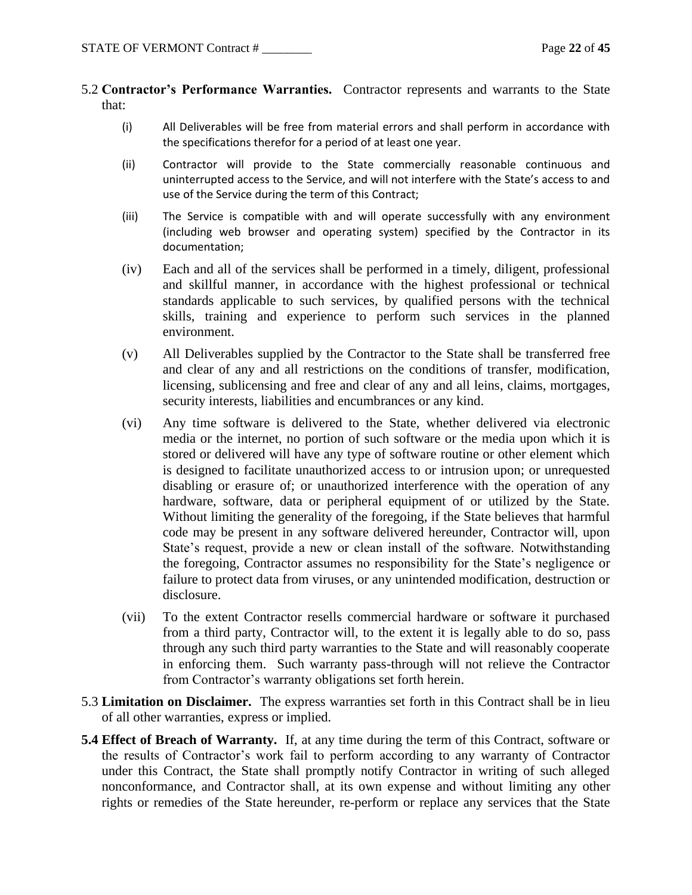5.2 **Contractor's Performance Warranties.** Contractor represents and warrants to the State that:

(i) All Deliverables will be free from material errors and shall perform in accordance with the specifications therefor for a period of at least one year.

(ii) Contractor will provide to the State commercially reasonable continuous and uninterrupted access to the Service, and will not interfere with the State's access to and use of the Service during the term of this Contract;

(iii) The Service is compatible with and will operate successfully with any environment (including web browser and operating system) specified by the Contractor in its documentation;

(iv) Each and all of the services shall be performed in a timely, diligent, professional and skillful manner, in accordance with the highest professional or technical standards applicable to such services, by qualified persons with the technical skills, training and experience to perform such services in the planned environment.

(v) All Deliverables supplied by the Contractor to the State shall be transferred free and clear of any and all restrictions on the conditions of transfer, modification, licensing, sublicensing and free and clear of any and all leins, claims, mortgages, security interests, liabilities and encumbrances or any kind.

(vi) Any time software is delivered to the State, whether delivered via electronic media or the internet, no portion of such software or the media upon which it is stored or delivered will have any type of software routine or other element which is designed to facilitate unauthorized access to or intrusion upon; or unrequested disabling or erasure of; or unauthorized interference with the operation of any hardware, software, data or peripheral equipment of or utilized by the State. Without limiting the generality of the foregoing, if the State believes that harmful code may be present in any software delivered hereunder, Contractor will, upon State's request, provide a new or clean install of the software. Notwithstanding the foregoing, Contractor assumes no responsibility for the State's negligence or failure to protect data from viruses, or any unintended modification, destruction or disclosure.

(vii) To the extent Contractor resells commercial hardware or software it purchased from a third party, Contractor will, to the extent it is legally able to do so, pass through any such third party warranties to the State and will reasonably cooperate in enforcing them. Such warranty pass-through will not relieve the Contractor from Contractor's warranty obligations set forth herein.

5.3 **Limitation on Disclaimer.** The express warranties set forth in this Contract shall be in lieu of all other warranties, express or implied.

**5.4 Effect of Breach of Warranty.** If, at any time during the term of this Contract, software or the results of Contractor's work fail to perform according to any warranty of Contractor under this Contract, the State shall promptly notify Contractor in writing of such alleged nonconformance, and Contractor shall, at its own expense and without limiting any other rights or remedies of the State hereunder, re-perform or replace any services that the State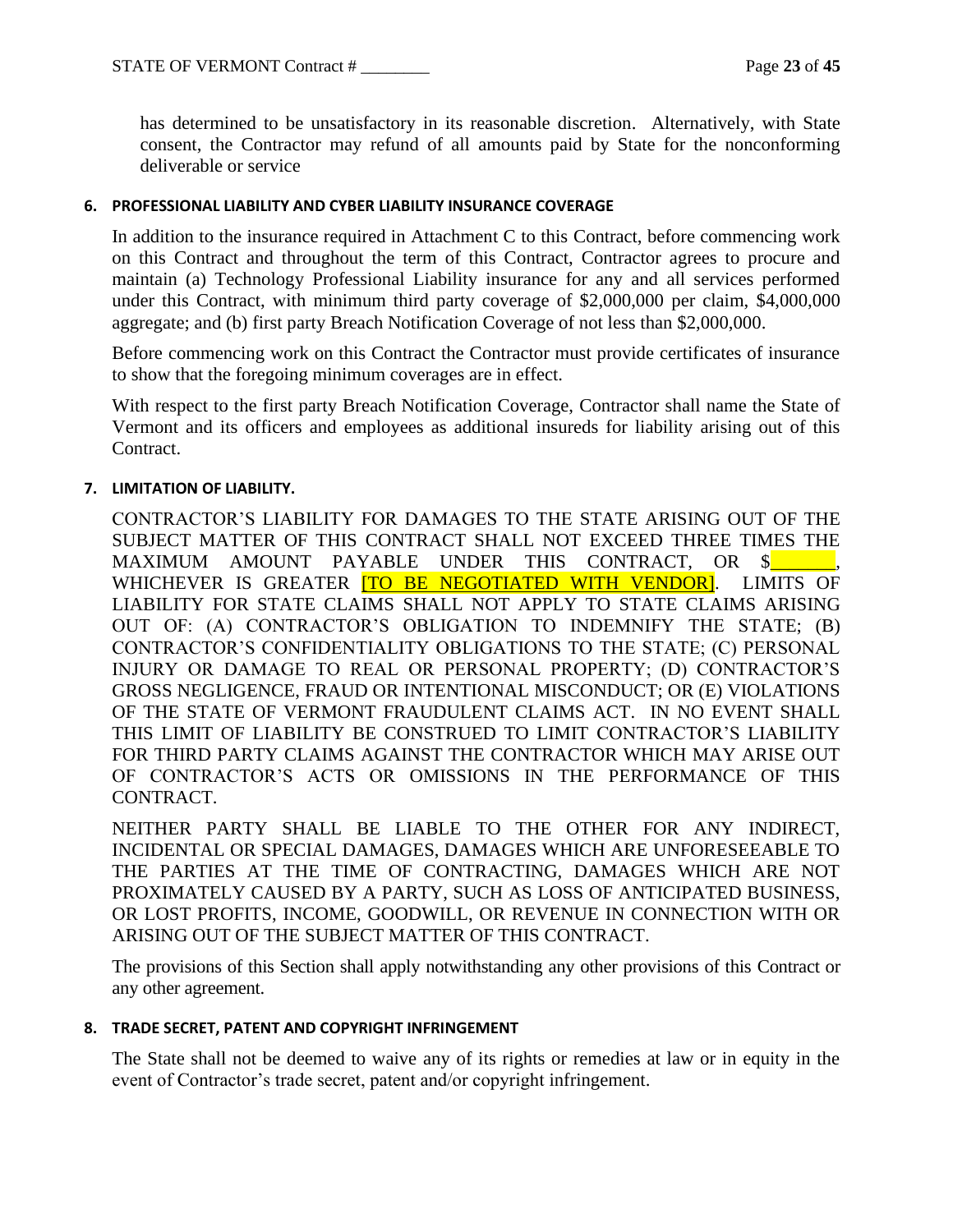has determined to be unsatisfactory in its reasonable discretion. Alternatively, with State consent, the Contractor may refund of all amounts paid by State for the nonconforming deliverable or service

**6. PROFESSIONAL LIABILITY AND CYBER LIABILITY INSURANCE COVERAGE**

In addition to the insurance required in Attachment C to this Contract, before commencing work on this Contract and throughout the term of this Contract, Contractor agrees to procure and maintain (a) Technology Professional Liability insurance for any and all services performed under this Contract, with minimum third party coverage of $2,000,000 per claim, $4,000,000 aggregate; and (b) first party Breach Notification Coverage of not less than $2,000,000.

Before commencing work on this Contract the Contractor must provide certificates of insurance to show that the foregoing minimum coverages are in effect.

With respect to the first party Breach Notification Coverage, Contractor shall name the State of Vermont and its officers and employees as additional insureds for liability arising out of this Contract.

**7. LIMITATION OF LIABILITY.**

CONTRACTOR'S LIABILITY FOR DAMAGES TO THE STATE ARISING OUT OF THE SUBJECT MATTER OF THIS CONTRACT SHALL NOT EXCEED THREE TIMES THE MAXIMUM AMOUNT PAYABLE UNDER THIS CONTRACT, OR $_______, WHICHEVER IS GREATER [TO BE NEGOTIATED WITH VENDOR]. LIMITS OF LIABILITY FOR STATE CLAIMS SHALL NOT APPLY TO STATE CLAIMS ARISING OUT OF: (A) CONTRACTOR'S OBLIGATION TO INDEMNIFY THE STATE; (B) CONTRACTOR'S CONFIDENTIALITY OBLIGATIONS TO THE STATE; (C) PERSONAL INJURY OR DAMAGE TO REAL OR PERSONAL PROPERTY; (D) CONTRACTOR'S GROSS NEGLIGENCE, FRAUD OR INTENTIONAL MISCONDUCT; OR (E) VIOLATIONS OF THE STATE OF VERMONT FRAUDULENT CLAIMS ACT. IN NO EVENT SHALL THIS LIMIT OF LIABILITY BE CONSTRUED TO LIMIT CONTRACTOR'S LIABILITY FOR THIRD PARTY CLAIMS AGAINST THE CONTRACTOR WHICH MAY ARISE OUT OF CONTRACTOR'S ACTS OR OMISSIONS IN THE PERFORMANCE OF THIS CONTRACT.

NEITHER PARTY SHALL BE LIABLE TO THE OTHER FOR ANY INDIRECT, INCIDENTAL OR SPECIAL DAMAGES, DAMAGES WHICH ARE UNFORESEEABLE TO THE PARTIES AT THE TIME OF CONTRACTING, DAMAGES WHICH ARE NOT PROXIMATELY CAUSED BY A PARTY, SUCH AS LOSS OF ANTICIPATED BUSINESS, OR LOST PROFITS, INCOME, GOODWILL, OR REVENUE IN CONNECTION WITH OR ARISING OUT OF THE SUBJECT MATTER OF THIS CONTRACT.

The provisions of this Section shall apply notwithstanding any other provisions of this Contract or any other agreement.

**8. TRADE SECRET, PATENT AND COPYRIGHT INFRINGEMENT**

The State shall not be deemed to waive any of its rights or remedies at law or in equity in the event of Contractor's trade secret, patent and/or copyright infringement.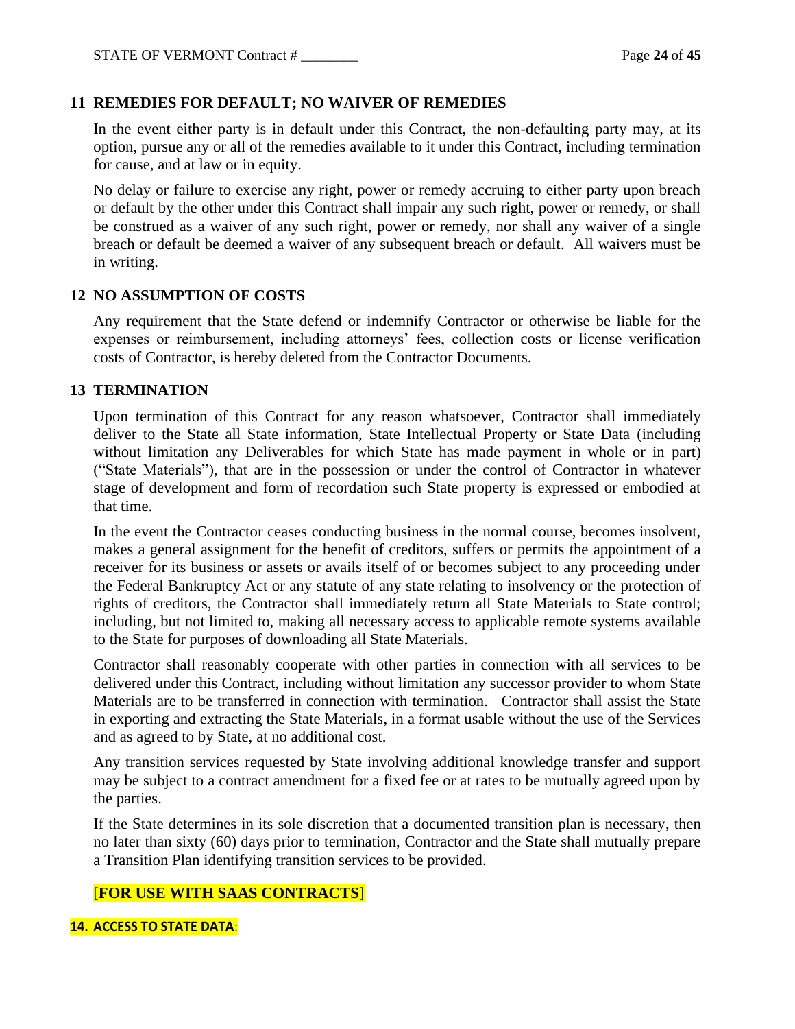## 11 REMEDIES FOR DEFAULT; NO WAIVER OF REMEDIES

In the event either party is in default under this Contract, the non-defaulting party may, at its option, pursue any or all of the remedies available to it under this Contract, including termination for cause, and at law or in equity.

No delay or failure to exercise any right, power or remedy accruing to either party upon breach or default by the other under this Contract shall impair any such right, power or remedy, or shall be construed as a waiver of any such right, power or remedy, nor shall any waiver of a single breach or default be deemed a waiver of any subsequent breach or default. All waivers must be in writing.

## 12 NO ASSUMPTION OF COSTS

Any requirement that the State defend or indemnify Contractor or otherwise be liable for the expenses or reimbursement, including attorneys' fees, collection costs or license verification costs of Contractor, is hereby deleted from the Contractor Documents.

## 13 TERMINATION

Upon termination of this Contract for any reason whatsoever, Contractor shall immediately deliver to the State all State information, State Intellectual Property or State Data (including without limitation any Deliverables for which State has made payment in whole or in part) ("State Materials"), that are in the possession or under the control of Contractor in whatever stage of development and form of recordation such State property is expressed or embodied at that time.

In the event the Contractor ceases conducting business in the normal course, becomes insolvent, makes a general assignment for the benefit of creditors, suffers or permits the appointment of a receiver for its business or assets or avails itself of or becomes subject to any proceeding under the Federal Bankruptcy Act or any statute of any state relating to insolvency or the protection of rights of creditors, the Contractor shall immediately return all State Materials to State control; including, but not limited to, making all necessary access to applicable remote systems available to the State for purposes of downloading all State Materials.

Contractor shall reasonably cooperate with other parties in connection with all services to be delivered under this Contract, including without limitation any successor provider to whom State Materials are to be transferred in connection with termination. Contractor shall assist the State in exporting and extracting the State Materials, in a format usable without the use of the Services and as agreed to by State, at no additional cost.

Any transition services requested by State involving additional knowledge transfer and support may be subject to a contract amendment for a fixed fee or at rates to be mutually agreed upon by the parties.

If the State determines in its sole discretion that a documented transition plan is necessary, then no later than sixty (60) days prior to termination, Contractor and the State shall mutually prepare a Transition Plan identifying transition services to be provided.

[**FOR USE WITH SAAS CONTRACTS**]

**14. ACCESS TO STATE DATA**: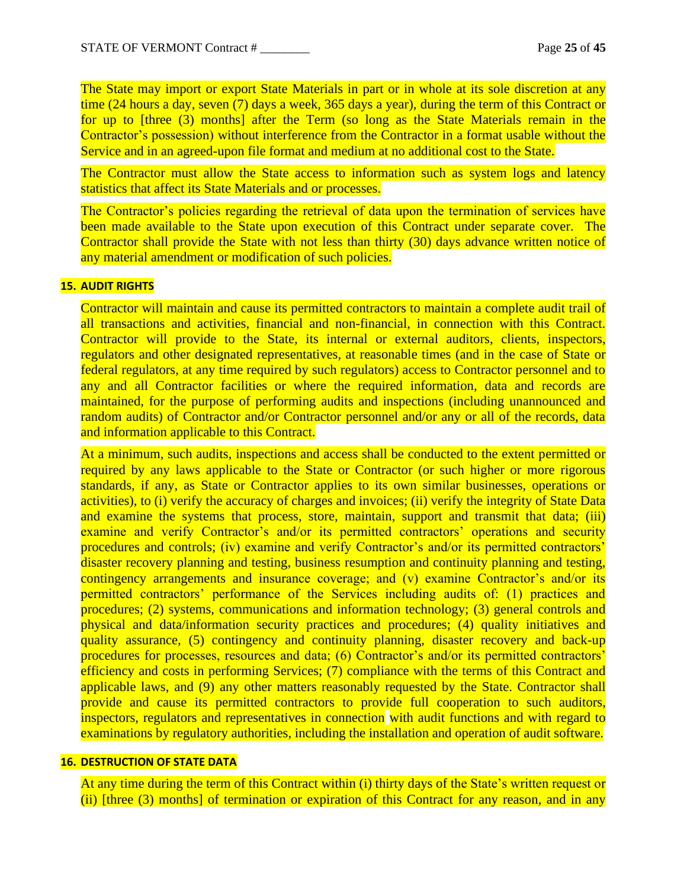The State may import or export State Materials in part or in whole at its sole discretion at any time (24 hours a day, seven (7) days a week, 365 days a year), during the term of this Contract or for up to [three (3) months] after the Term (so long as the State Materials remain in the Contractor's possession) without interference from the Contractor in a format usable without the Service and in an agreed-upon file format and medium at no additional cost to the State.

The Contractor must allow the State access to information such as system logs and latency statistics that affect its State Materials and or processes.

The Contractor's policies regarding the retrieval of data upon the termination of services have been made available to the State upon execution of this Contract under separate cover. The Contractor shall provide the State with not less than thirty (30) days advance written notice of any material amendment or modification of such policies.

## 15. AUDIT RIGHTS

Contractor will maintain and cause its permitted contractors to maintain a complete audit trail of all transactions and activities, financial and non-financial, in connection with this Contract. Contractor will provide to the State, its internal or external auditors, clients, inspectors, regulators and other designated representatives, at reasonable times (and in the case of State or federal regulators, at any time required by such regulators) access to Contractor personnel and to any and all Contractor facilities or where the required information, data and records are maintained, for the purpose of performing audits and inspections (including unannounced and random audits) of Contractor and/or Contractor personnel and/or any or all of the records, data and information applicable to this Contract.

At a minimum, such audits, inspections and access shall be conducted to the extent permitted or required by any laws applicable to the State or Contractor (or such higher or more rigorous standards, if any, as State or Contractor applies to its own similar businesses, operations or activities), to (i) verify the accuracy of charges and invoices; (ii) verify the integrity of State Data and examine the systems that process, store, maintain, support and transmit that data; (iii) examine and verify Contractor's and/or its permitted contractors' operations and security procedures and controls; (iv) examine and verify Contractor's and/or its permitted contractors' disaster recovery planning and testing, business resumption and continuity planning and testing, contingency arrangements and insurance coverage; and (v) examine Contractor's and/or its permitted contractors' performance of the Services including audits of: (1) practices and procedures; (2) systems, communications and information technology; (3) general controls and physical and data/information security practices and procedures; (4) quality initiatives and quality assurance, (5) contingency and continuity planning, disaster recovery and back-up procedures for processes, resources and data; (6) Contractor's and/or its permitted contractors' efficiency and costs in performing Services; (7) compliance with the terms of this Contract and applicable laws, and (9) any other matters reasonably requested by the State. Contractor shall provide and cause its permitted contractors to provide full cooperation to such auditors, inspectors, regulators and representatives in connection with audit functions and with regard to examinations by regulatory authorities, including the installation and operation of audit software.

## 16. DESTRUCTION OF STATE DATA

At any time during the term of this Contract within (i) thirty days of the State's written request or (ii) [three (3) months] of termination or expiration of this Contract for any reason, and in any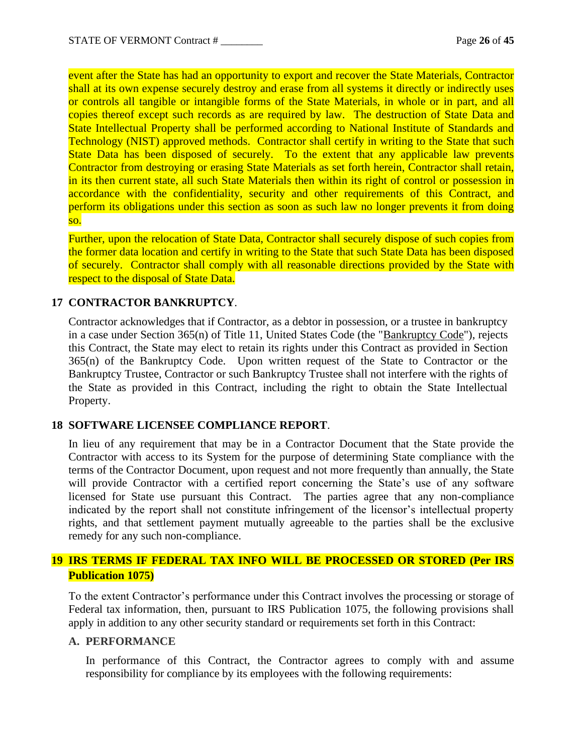event after the State has had an opportunity to export and recover the State Materials, Contractor shall at its own expense securely destroy and erase from all systems it directly or indirectly uses or controls all tangible or intangible forms of the State Materials, in whole or in part, and all copies thereof except such records as are required by law. The destruction of State Data and State Intellectual Property shall be performed according to National Institute of Standards and Technology (NIST) approved methods. Contractor shall certify in writing to the State that such State Data has been disposed of securely. To the extent that any applicable law prevents Contractor from destroying or erasing State Materials as set forth herein, Contractor shall retain, in its then current state, all such State Materials then within its right of control or possession in accordance with the confidentiality, security and other requirements of this Contract, and perform its obligations under this section as soon as such law no longer prevents it from doing so.

Further, upon the relocation of State Data, Contractor shall securely dispose of such copies from the former data location and certify in writing to the State that such State Data has been disposed of securely. Contractor shall comply with all reasonable directions provided by the State with respect to the disposal of State Data.

## 17 CONTRACTOR BANKRUPTCY.

Contractor acknowledges that if Contractor, as a debtor in possession, or a trustee in bankruptcy in a case under Section 365(n) of Title 11, United States Code (the "Bankruptcy Code"), rejects this Contract, the State may elect to retain its rights under this Contract as provided in Section 365(n) of the Bankruptcy Code. Upon written request of the State to Contractor or the Bankruptcy Trustee, Contractor or such Bankruptcy Trustee shall not interfere with the rights of the State as provided in this Contract, including the right to obtain the State Intellectual Property.

## 18 SOFTWARE LICENSEE COMPLIANCE REPORT.

In lieu of any requirement that may be in a Contractor Document that the State provide the Contractor with access to its System for the purpose of determining State compliance with the terms of the Contractor Document, upon request and not more frequently than annually, the State will provide Contractor with a certified report concerning the State's use of any software licensed for State use pursuant this Contract. The parties agree that any non-compliance indicated by the report shall not constitute infringement of the licensor's intellectual property rights, and that settlement payment mutually agreeable to the parties shall be the exclusive remedy for any such non-compliance.

## 19 IRS TERMS IF FEDERAL TAX INFO WILL BE PROCESSED OR STORED (Per IRS Publication 1075)

To the extent Contractor's performance under this Contract involves the processing or storage of Federal tax information, then, pursuant to IRS Publication 1075, the following provisions shall apply in addition to any other security standard or requirements set forth in this Contract:

### A. PERFORMANCE

In performance of this Contract, the Contractor agrees to comply with and assume responsibility for compliance by its employees with the following requirements: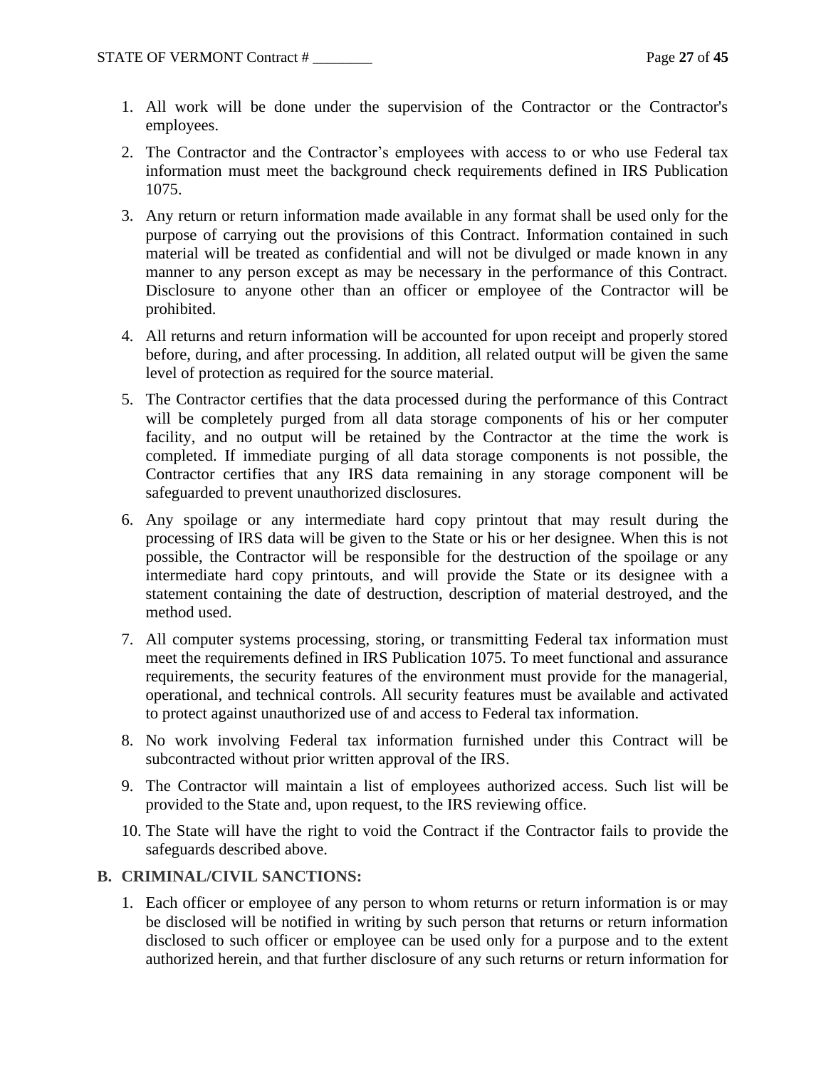1. All work will be done under the supervision of the Contractor or the Contractor's employees.
2. The Contractor and the Contractor's employees with access to or who use Federal tax information must meet the background check requirements defined in IRS Publication 1075.
3. Any return or return information made available in any format shall be used only for the purpose of carrying out the provisions of this Contract. Information contained in such material will be treated as confidential and will not be divulged or made known in any manner to any person except as may be necessary in the performance of this Contract. Disclosure to anyone other than an officer or employee of the Contractor will be prohibited.
4. All returns and return information will be accounted for upon receipt and properly stored before, during, and after processing. In addition, all related output will be given the same level of protection as required for the source material.
5. The Contractor certifies that the data processed during the performance of this Contract will be completely purged from all data storage components of his or her computer facility, and no output will be retained by the Contractor at the time the work is completed. If immediate purging of all data storage components is not possible, the Contractor certifies that any IRS data remaining in any storage component will be safeguarded to prevent unauthorized disclosures.
6. Any spoilage or any intermediate hard copy printout that may result during the processing of IRS data will be given to the State or his or her designee. When this is not possible, the Contractor will be responsible for the destruction of the spoilage or any intermediate hard copy printouts, and will provide the State or its designee with a statement containing the date of destruction, description of material destroyed, and the method used.
7. All computer systems processing, storing, or transmitting Federal tax information must meet the requirements defined in IRS Publication 1075. To meet functional and assurance requirements, the security features of the environment must provide for the managerial, operational, and technical controls. All security features must be available and activated to protect against unauthorized use of and access to Federal tax information.
8. No work involving Federal tax information furnished under this Contract will be subcontracted without prior written approval of the IRS.
9. The Contractor will maintain a list of employees authorized access. Such list will be provided to the State and, upon request, to the IRS reviewing office.
10. The State will have the right to void the Contract if the Contractor fails to provide the safeguards described above.

**B. CRIMINAL/CIVIL SANCTIONS:**

1. Each officer or employee of any person to whom returns or return information is or may be disclosed will be notified in writing by such person that returns or return information disclosed to such officer or employee can be used only for a purpose and to the extent authorized herein, and that further disclosure of any such returns or return information for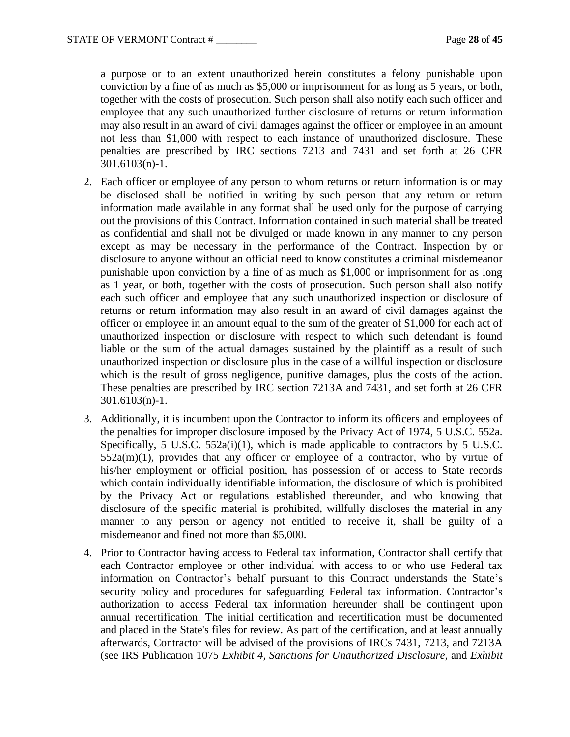a purpose or to an extent unauthorized herein constitutes a felony punishable upon conviction by a fine of as much as $5,000 or imprisonment for as long as 5 years, or both, together with the costs of prosecution. Such person shall also notify each such officer and employee that any such unauthorized further disclosure of returns or return information may also result in an award of civil damages against the officer or employee in an amount not less than $1,000 with respect to each instance of unauthorized disclosure. These penalties are prescribed by IRC sections 7213 and 7431 and set forth at 26 CFR 301.6103(n)-1.

2. Each officer or employee of any person to whom returns or return information is or may be disclosed shall be notified in writing by such person that any return or return information made available in any format shall be used only for the purpose of carrying out the provisions of this Contract. Information contained in such material shall be treated as confidential and shall not be divulged or made known in any manner to any person except as may be necessary in the performance of the Contract. Inspection by or disclosure to anyone without an official need to know constitutes a criminal misdemeanor punishable upon conviction by a fine of as much as $1,000 or imprisonment for as long as 1 year, or both, together with the costs of prosecution. Such person shall also notify each such officer and employee that any such unauthorized inspection or disclosure of returns or return information may also result in an award of civil damages against the officer or employee in an amount equal to the sum of the greater of $1,000 for each act of unauthorized inspection or disclosure with respect to which such defendant is found liable or the sum of the actual damages sustained by the plaintiff as a result of such unauthorized inspection or disclosure plus in the case of a willful inspection or disclosure which is the result of gross negligence, punitive damages, plus the costs of the action. These penalties are prescribed by IRC section 7213A and 7431, and set forth at 26 CFR 301.6103(n)-1.

3. Additionally, it is incumbent upon the Contractor to inform its officers and employees of the penalties for improper disclosure imposed by the Privacy Act of 1974, 5 U.S.C. 552a. Specifically, 5 U.S.C. 552a(i)(1), which is made applicable to contractors by 5 U.S.C. 552a(m)(1), provides that any officer or employee of a contractor, who by virtue of his/her employment or official position, has possession of or access to State records which contain individually identifiable information, the disclosure of which is prohibited by the Privacy Act or regulations established thereunder, and who knowing that disclosure of the specific material is prohibited, willfully discloses the material in any manner to any person or agency not entitled to receive it, shall be guilty of a misdemeanor and fined not more than $5,000.

4. Prior to Contractor having access to Federal tax information, Contractor shall certify that each Contractor employee or other individual with access to or who use Federal tax information on Contractor's behalf pursuant to this Contract understands the State's security policy and procedures for safeguarding Federal tax information. Contractor's authorization to access Federal tax information hereunder shall be contingent upon annual recertification. The initial certification and recertification must be documented and placed in the State's files for review. As part of the certification, and at least annually afterwards, Contractor will be advised of the provisions of IRCs 7431, 7213, and 7213A (see IRS Publication 1075 *Exhibit 4, Sanctions for Unauthorized Disclosure*, and *Exhibit*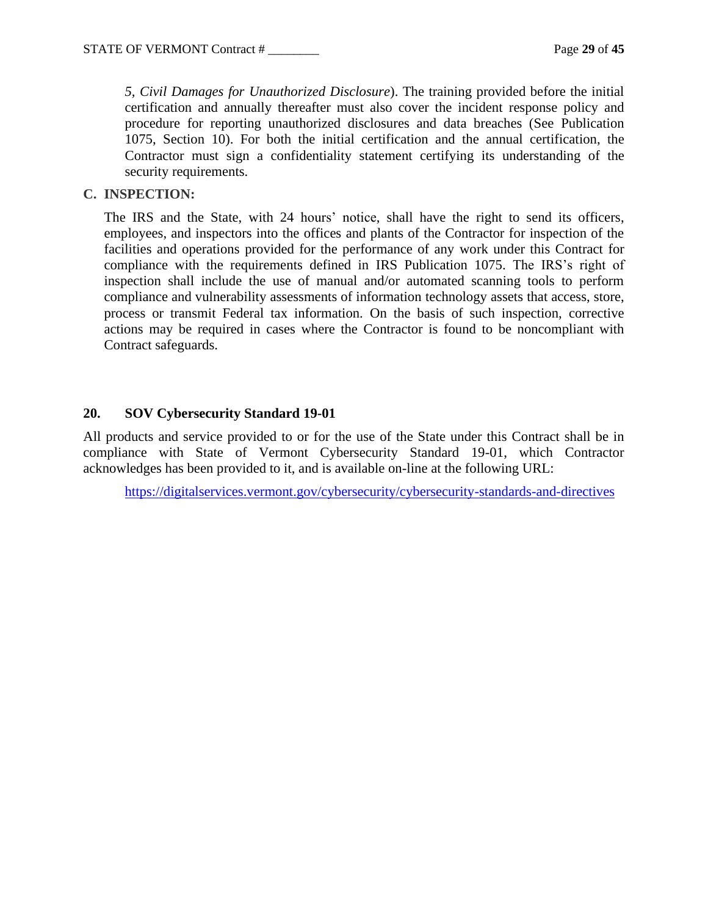*5, Civil Damages for Unauthorized Disclosure*). The training provided before the initial certification and annually thereafter must also cover the incident response policy and procedure for reporting unauthorized disclosures and data breaches (See Publication 1075, Section 10). For both the initial certification and the annual certification, the Contractor must sign a confidentiality statement certifying its understanding of the security requirements.

**C. INSPECTION:**

The IRS and the State, with 24 hours' notice, shall have the right to send its officers, employees, and inspectors into the offices and plants of the Contractor for inspection of the facilities and operations provided for the performance of any work under this Contract for compliance with the requirements defined in IRS Publication 1075. The IRS's right of inspection shall include the use of manual and/or automated scanning tools to perform compliance and vulnerability assessments of information technology assets that access, store, process or transmit Federal tax information. On the basis of such inspection, corrective actions may be required in cases where the Contractor is found to be noncompliant with Contract safeguards.

## 20. SOV Cybersecurity Standard 19-01

All products and service provided to or for the use of the State under this Contract shall be in compliance with State of Vermont Cybersecurity Standard 19-01, which Contractor acknowledges has been provided to it, and is available on-line at the following URL:

https://digitalservices.vermont.gov/cybersecurity/cybersecurity-standards-and-directives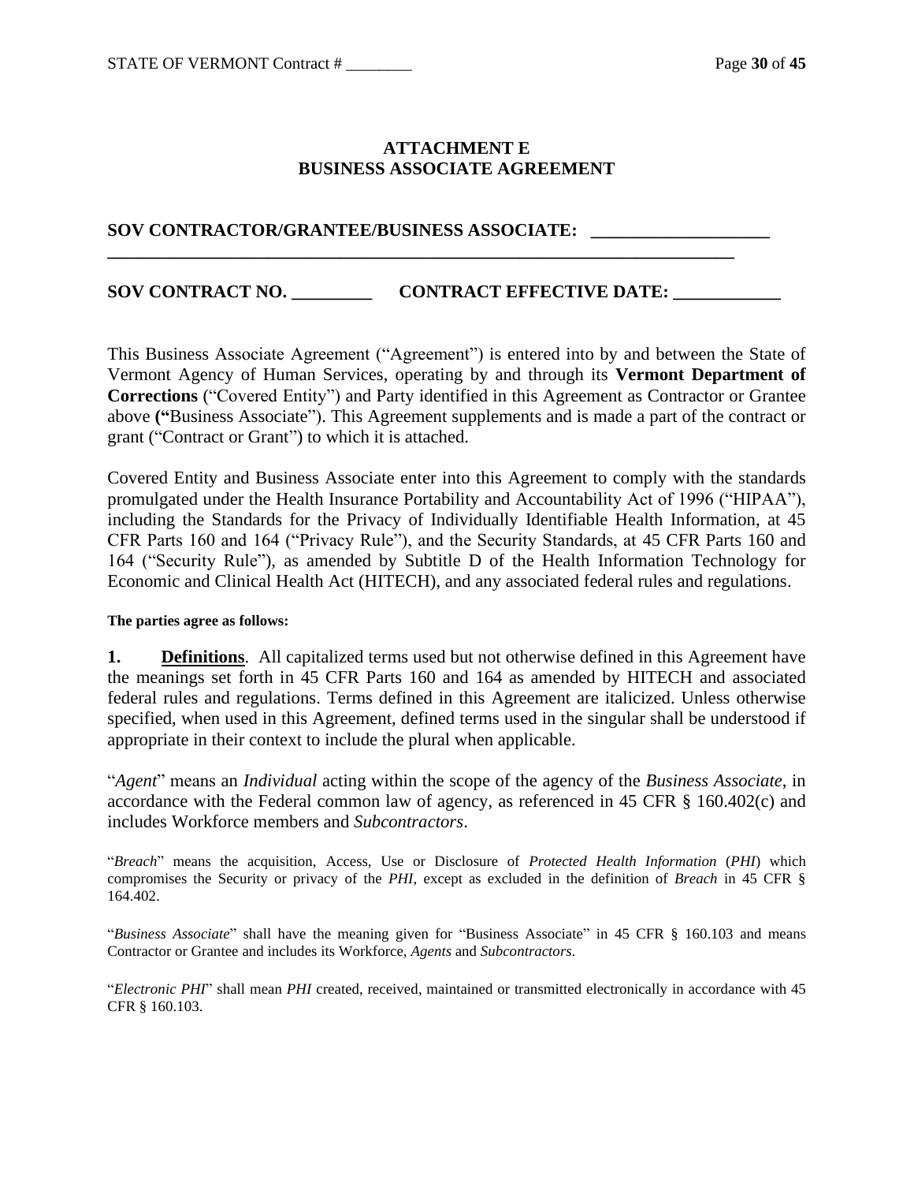# ATTACHMENT E
# BUSINESS ASSOCIATE AGREEMENT

**SOV CONTRACTOR/GRANTEE/BUSINESS ASSOCIATE: ____________________ ________________________________________________________________________**

**SOV CONTRACT NO. _________ CONTRACT EFFECTIVE DATE: ____________**

This Business Associate Agreement ("Agreement") is entered into by and between the State of Vermont Agency of Human Services, operating by and through its **Vermont Department of Corrections** ("Covered Entity") and Party identified in this Agreement as Contractor or Grantee above **("**Business Associate"). This Agreement supplements and is made a part of the contract or grant ("Contract or Grant") to which it is attached.

Covered Entity and Business Associate enter into this Agreement to comply with the standards promulgated under the Health Insurance Portability and Accountability Act of 1996 ("HIPAA"), including the Standards for the Privacy of Individually Identifiable Health Information, at 45 CFR Parts 160 and 164 ("Privacy Rule"), and the Security Standards, at 45 CFR Parts 160 and 164 ("Security Rule"), as amended by Subtitle D of the Health Information Technology for Economic and Clinical Health Act (HITECH), and any associated federal rules and regulations.

**The parties agree as follows:**

**1. <u>Definitions</u>**. All capitalized terms used but not otherwise defined in this Agreement have the meanings set forth in 45 CFR Parts 160 and 164 as amended by HITECH and associated federal rules and regulations. Terms defined in this Agreement are italicized. Unless otherwise specified, when used in this Agreement, defined terms used in the singular shall be understood if appropriate in their context to include the plural when applicable.

"*Agent*" means an *Individual* acting within the scope of the agency of the *Business Associate*, in accordance with the Federal common law of agency, as referenced in 45 CFR § 160.402(c) and includes Workforce members and *Subcontractors*.

"*Breach*" means the acquisition, Access, Use or Disclosure of *Protected Health Information* (*PHI*) which compromises the Security or privacy of the *PHI*, except as excluded in the definition of *Breach* in 45 CFR § 164.402.

"*Business Associate*" shall have the meaning given for "Business Associate" in 45 CFR § 160.103 and means Contractor or Grantee and includes its Workforce, *Agents* and *Subcontractors*.

"*Electronic PHI*" shall mean *PHI* created, received, maintained or transmitted electronically in accordance with 45 CFR § 160.103.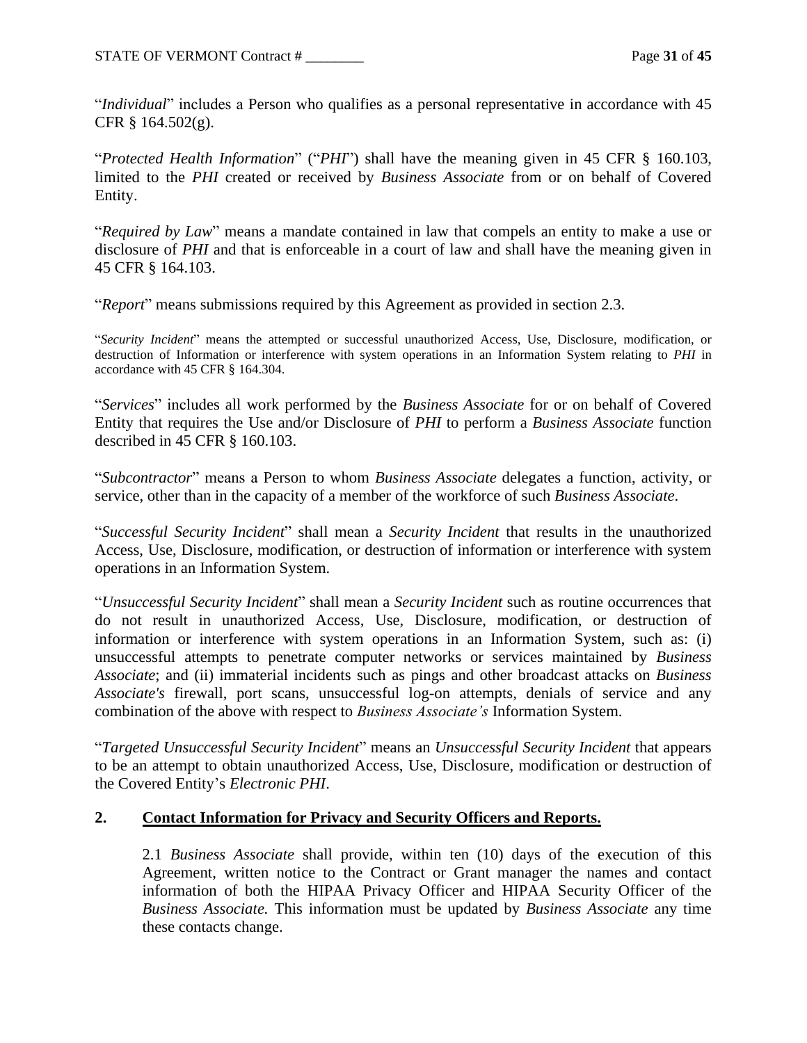"*Individual*" includes a Person who qualifies as a personal representative in accordance with 45 CFR § 164.502(g).

"*Protected Health Information*" ("*PHI*") shall have the meaning given in 45 CFR § 160.103, limited to the *PHI* created or received by *Business Associate* from or on behalf of Covered Entity.

"*Required by Law*" means a mandate contained in law that compels an entity to make a use or disclosure of *PHI* and that is enforceable in a court of law and shall have the meaning given in 45 CFR § 164.103.

"*Report*" means submissions required by this Agreement as provided in section 2.3.

"*Security Incident*" means the attempted or successful unauthorized Access, Use, Disclosure, modification, or destruction of Information or interference with system operations in an Information System relating to *PHI* in accordance with 45 CFR § 164.304.

"*Services*" includes all work performed by the *Business Associate* for or on behalf of Covered Entity that requires the Use and/or Disclosure of *PHI* to perform a *Business Associate* function described in 45 CFR § 160.103.

"*Subcontractor*" means a Person to whom *Business Associate* delegates a function, activity, or service, other than in the capacity of a member of the workforce of such *Business Associate*.

"*Successful Security Incident*" shall mean a *Security Incident* that results in the unauthorized Access, Use, Disclosure, modification, or destruction of information or interference with system operations in an Information System.

"*Unsuccessful Security Incident*" shall mean a *Security Incident* such as routine occurrences that do not result in unauthorized Access, Use, Disclosure, modification, or destruction of information or interference with system operations in an Information System, such as: (i) unsuccessful attempts to penetrate computer networks or services maintained by *Business Associate*; and (ii) immaterial incidents such as pings and other broadcast attacks on *Business Associate's* firewall, port scans, unsuccessful log-on attempts, denials of service and any combination of the above with respect to *Business Associate's* Information System.

"*Targeted Unsuccessful Security Incident*" means an *Unsuccessful Security Incident* that appears to be an attempt to obtain unauthorized Access, Use, Disclosure, modification or destruction of the Covered Entity's *Electronic PHI*.

## 2. Contact Information for Privacy and Security Officers and Reports.

2.1 *Business Associate* shall provide, within ten (10) days of the execution of this Agreement, written notice to the Contract or Grant manager the names and contact information of both the HIPAA Privacy Officer and HIPAA Security Officer of the *Business Associate.* This information must be updated by *Business Associate* any time these contacts change.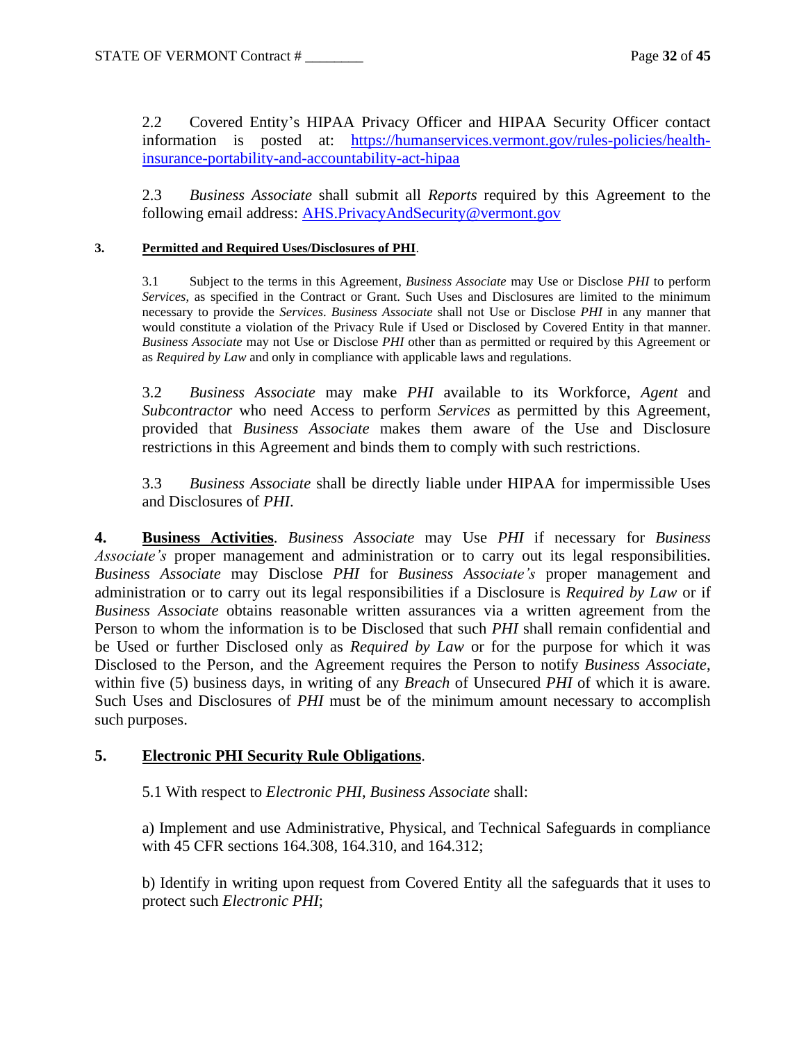2.2 Covered Entity's HIPAA Privacy Officer and HIPAA Security Officer contact information is posted at: [https://humanservices.vermont.gov/rules-policies/health-insurance-portability-and-accountability-act-hipaa](https://humanservices.vermont.gov/rules-policies/health-insurance-portability-and-accountability-act-hipaa)

2.3 *Business Associate* shall submit all *Reports* required by this Agreement to the following email address: [AHS.PrivacyAndSecurity@vermont.gov](mailto:AHS.PrivacyAndSecurity@vermont.gov)

**3. <u>Permitted and Required Uses/Disclosures of PHI</u>**.

3.1 Subject to the terms in this Agreement, *Business Associate* may Use or Disclose *PHI* to perform *Services*, as specified in the Contract or Grant. Such Uses and Disclosures are limited to the minimum necessary to provide the *Services*. *Business Associate* shall not Use or Disclose *PHI* in any manner that would constitute a violation of the Privacy Rule if Used or Disclosed by Covered Entity in that manner. *Business Associate* may not Use or Disclose *PHI* other than as permitted or required by this Agreement or as *Required by Law* and only in compliance with applicable laws and regulations.

3.2 *Business Associate* may make *PHI* available to its Workforce, *Agent* and *Subcontractor* who need Access to perform *Services* as permitted by this Agreement, provided that *Business Associate* makes them aware of the Use and Disclosure restrictions in this Agreement and binds them to comply with such restrictions.

3.3 *Business Associate* shall be directly liable under HIPAA for impermissible Uses and Disclosures of *PHI*.

**4. <u>Business Activities</u>**. *Business Associate* may Use *PHI* if necessary for *Business Associate's* proper management and administration or to carry out its legal responsibilities. *Business Associate* may Disclose *PHI* for *Business Associate's* proper management and administration or to carry out its legal responsibilities if a Disclosure is *Required by Law* or if *Business Associate* obtains reasonable written assurances via a written agreement from the Person to whom the information is to be Disclosed that such *PHI* shall remain confidential and be Used or further Disclosed only as *Required by Law* or for the purpose for which it was Disclosed to the Person, and the Agreement requires the Person to notify *Business Associate*, within five (5) business days, in writing of any *Breach* of Unsecured *PHI* of which it is aware. Such Uses and Disclosures of *PHI* must be of the minimum amount necessary to accomplish such purposes.

**5. <u>Electronic PHI Security Rule Obligations</u>**.

5.1 With respect to *Electronic PHI*, *Business Associate* shall:

a) Implement and use Administrative, Physical, and Technical Safeguards in compliance with 45 CFR sections 164.308, 164.310, and 164.312;

b) Identify in writing upon request from Covered Entity all the safeguards that it uses to protect such *Electronic PHI*;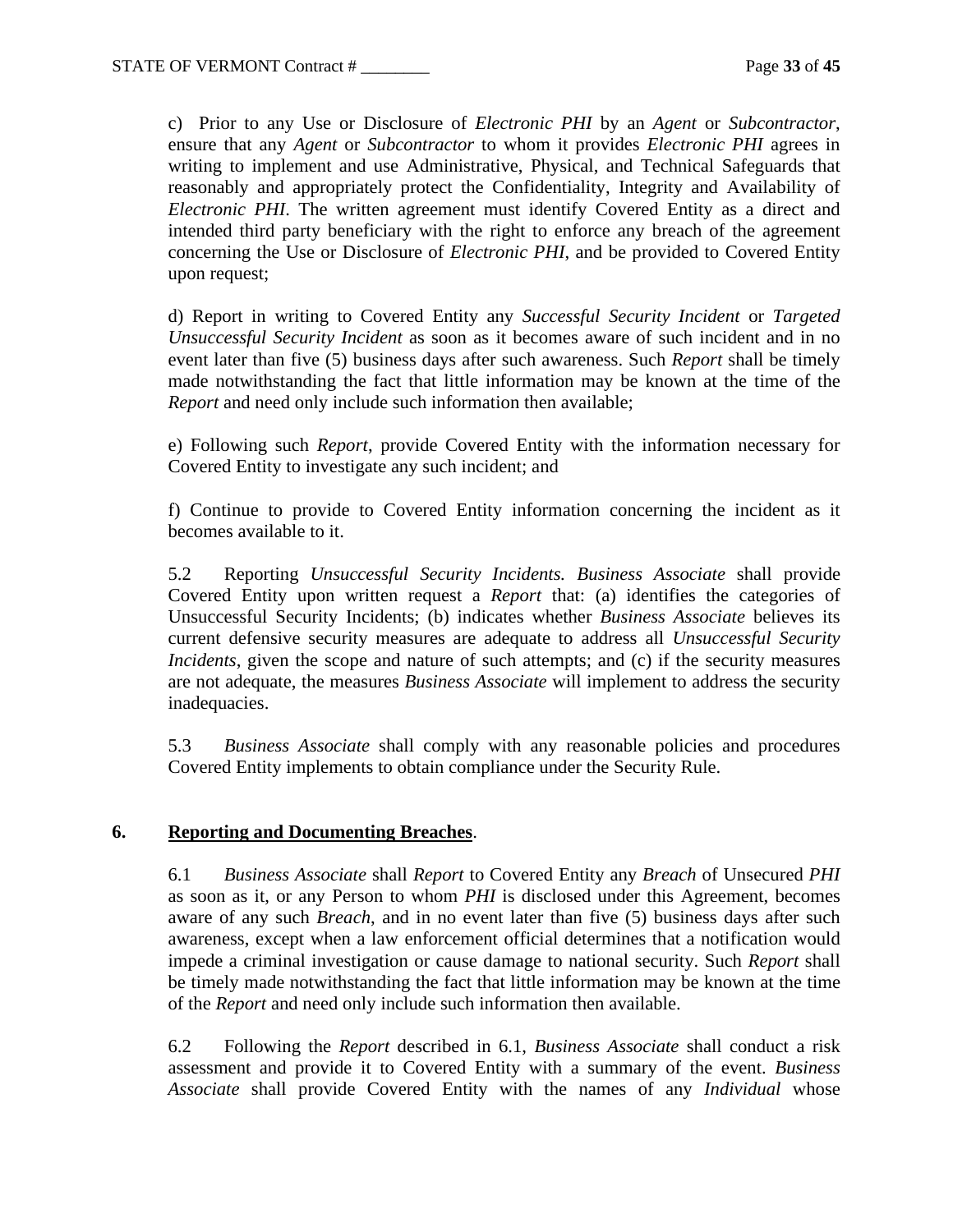c) Prior to any Use or Disclosure of *Electronic PHI* by an *Agent* or *Subcontractor*, ensure that any *Agent* or *Subcontractor* to whom it provides *Electronic PHI* agrees in writing to implement and use Administrative, Physical, and Technical Safeguards that reasonably and appropriately protect the Confidentiality, Integrity and Availability of *Electronic PHI*. The written agreement must identify Covered Entity as a direct and intended third party beneficiary with the right to enforce any breach of the agreement concerning the Use or Disclosure of *Electronic PHI*, and be provided to Covered Entity upon request;

d) Report in writing to Covered Entity any *Successful Security Incident* or *Targeted Unsuccessful Security Incident* as soon as it becomes aware of such incident and in no event later than five (5) business days after such awareness. Such *Report* shall be timely made notwithstanding the fact that little information may be known at the time of the *Report* and need only include such information then available;

e) Following such *Report*, provide Covered Entity with the information necessary for Covered Entity to investigate any such incident; and

f) Continue to provide to Covered Entity information concerning the incident as it becomes available to it.

5.2 Reporting *Unsuccessful Security Incidents. Business Associate* shall provide Covered Entity upon written request a *Report* that: (a) identifies the categories of Unsuccessful Security Incidents; (b) indicates whether *Business Associate* believes its current defensive security measures are adequate to address all *Unsuccessful Security Incidents*, given the scope and nature of such attempts; and (c) if the security measures are not adequate, the measures *Business Associate* will implement to address the security inadequacies.

5.3 *Business Associate* shall comply with any reasonable policies and procedures Covered Entity implements to obtain compliance under the Security Rule.

## 6. <u>Reporting and Documenting Breaches</u>.

6.1 *Business Associate* shall *Report* to Covered Entity any *Breach* of Unsecured *PHI* as soon as it, or any Person to whom *PHI* is disclosed under this Agreement, becomes aware of any such *Breach*, and in no event later than five (5) business days after such awareness, except when a law enforcement official determines that a notification would impede a criminal investigation or cause damage to national security. Such *Report* shall be timely made notwithstanding the fact that little information may be known at the time of the *Report* and need only include such information then available.

6.2 Following the *Report* described in 6.1, *Business Associate* shall conduct a risk assessment and provide it to Covered Entity with a summary of the event. *Business Associate* shall provide Covered Entity with the names of any *Individual* whose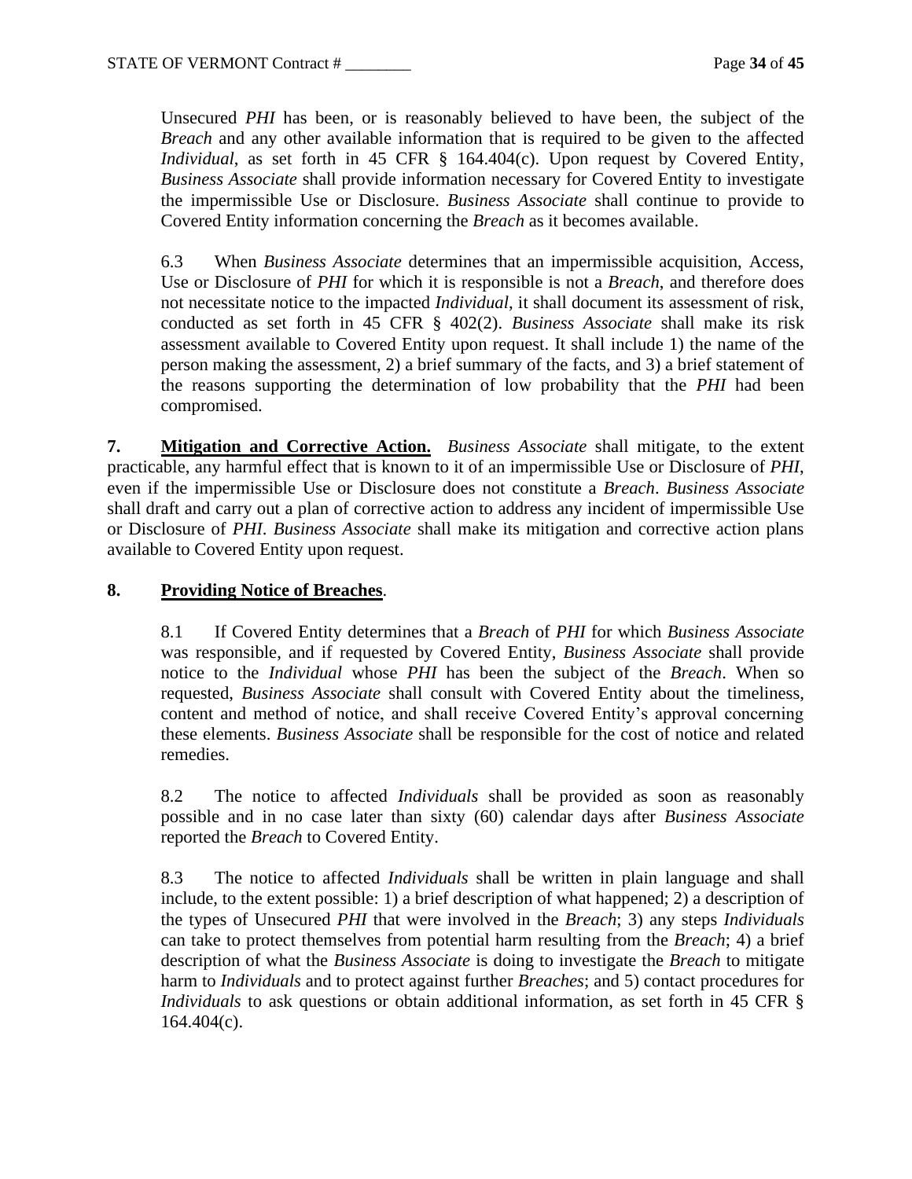Unsecured *PHI* has been, or is reasonably believed to have been, the subject of the *Breach* and any other available information that is required to be given to the affected *Individual*, as set forth in 45 CFR § 164.404(c). Upon request by Covered Entity, *Business Associate* shall provide information necessary for Covered Entity to investigate the impermissible Use or Disclosure. *Business Associate* shall continue to provide to Covered Entity information concerning the *Breach* as it becomes available.

6.3 When *Business Associate* determines that an impermissible acquisition, Access, Use or Disclosure of *PHI* for which it is responsible is not a *Breach*, and therefore does not necessitate notice to the impacted *Individual*, it shall document its assessment of risk, conducted as set forth in 45 CFR § 402(2). *Business Associate* shall make its risk assessment available to Covered Entity upon request. It shall include 1) the name of the person making the assessment, 2) a brief summary of the facts, and 3) a brief statement of the reasons supporting the determination of low probability that the *PHI* had been compromised.

**7. Mitigation and Corrective Action.** *Business Associate* shall mitigate, to the extent practicable, any harmful effect that is known to it of an impermissible Use or Disclosure of *PHI*, even if the impermissible Use or Disclosure does not constitute a *Breach*. *Business Associate* shall draft and carry out a plan of corrective action to address any incident of impermissible Use or Disclosure of *PHI*. *Business Associate* shall make its mitigation and corrective action plans available to Covered Entity upon request.

**8. Providing Notice of Breaches**.

8.1 If Covered Entity determines that a *Breach* of *PHI* for which *Business Associate* was responsible, and if requested by Covered Entity, *Business Associate* shall provide notice to the *Individual* whose *PHI* has been the subject of the *Breach*. When so requested, *Business Associate* shall consult with Covered Entity about the timeliness, content and method of notice, and shall receive Covered Entity's approval concerning these elements. *Business Associate* shall be responsible for the cost of notice and related remedies.

8.2 The notice to affected *Individuals* shall be provided as soon as reasonably possible and in no case later than sixty (60) calendar days after *Business Associate* reported the *Breach* to Covered Entity.

8.3 The notice to affected *Individuals* shall be written in plain language and shall include, to the extent possible: 1) a brief description of what happened; 2) a description of the types of Unsecured *PHI* that were involved in the *Breach*; 3) any steps *Individuals* can take to protect themselves from potential harm resulting from the *Breach*; 4) a brief description of what the *Business Associate* is doing to investigate the *Breach* to mitigate harm to *Individuals* and to protect against further *Breaches*; and 5) contact procedures for *Individuals* to ask questions or obtain additional information, as set forth in 45 CFR § 164.404(c).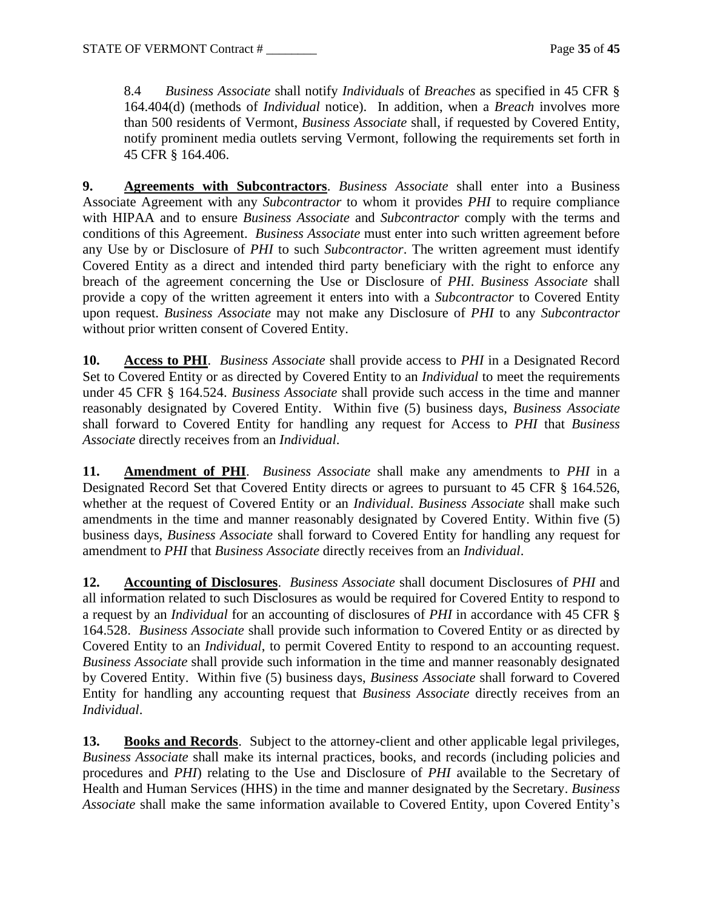8.4 *Business Associate* shall notify *Individuals* of *Breaches* as specified in 45 CFR § 164.404(d) (methods of *Individual* notice). In addition, when a *Breach* involves more than 500 residents of Vermont, *Business Associate* shall, if requested by Covered Entity, notify prominent media outlets serving Vermont, following the requirements set forth in 45 CFR § 164.406.

**9. Agreements with Subcontractors**. *Business Associate* shall enter into a Business Associate Agreement with any *Subcontractor* to whom it provides *PHI* to require compliance with HIPAA and to ensure *Business Associate* and *Subcontractor* comply with the terms and conditions of this Agreement. *Business Associate* must enter into such written agreement before any Use by or Disclosure of *PHI* to such *Subcontractor*. The written agreement must identify Covered Entity as a direct and intended third party beneficiary with the right to enforce any breach of the agreement concerning the Use or Disclosure of *PHI*. *Business Associate* shall provide a copy of the written agreement it enters into with a *Subcontractor* to Covered Entity upon request. *Business Associate* may not make any Disclosure of *PHI* to any *Subcontractor* without prior written consent of Covered Entity.

**10. Access to PHI**. *Business Associate* shall provide access to *PHI* in a Designated Record Set to Covered Entity or as directed by Covered Entity to an *Individual* to meet the requirements under 45 CFR § 164.524. *Business Associate* shall provide such access in the time and manner reasonably designated by Covered Entity. Within five (5) business days, *Business Associate* shall forward to Covered Entity for handling any request for Access to *PHI* that *Business Associate* directly receives from an *Individual*.

**11. Amendment of PHI**. *Business Associate* shall make any amendments to *PHI* in a Designated Record Set that Covered Entity directs or agrees to pursuant to 45 CFR § 164.526, whether at the request of Covered Entity or an *Individual*. *Business Associate* shall make such amendments in the time and manner reasonably designated by Covered Entity. Within five (5) business days, *Business Associate* shall forward to Covered Entity for handling any request for amendment to *PHI* that *Business Associate* directly receives from an *Individual*.

**12. Accounting of Disclosures**. *Business Associate* shall document Disclosures of *PHI* and all information related to such Disclosures as would be required for Covered Entity to respond to a request by an *Individual* for an accounting of disclosures of *PHI* in accordance with 45 CFR § 164.528. *Business Associate* shall provide such information to Covered Entity or as directed by Covered Entity to an *Individual*, to permit Covered Entity to respond to an accounting request. *Business Associate* shall provide such information in the time and manner reasonably designated by Covered Entity. Within five (5) business days, *Business Associate* shall forward to Covered Entity for handling any accounting request that *Business Associate* directly receives from an *Individual*.

**13. Books and Records**. Subject to the attorney-client and other applicable legal privileges, *Business Associate* shall make its internal practices, books, and records (including policies and procedures and *PHI*) relating to the Use and Disclosure of *PHI* available to the Secretary of Health and Human Services (HHS) in the time and manner designated by the Secretary. *Business Associate* shall make the same information available to Covered Entity, upon Covered Entity's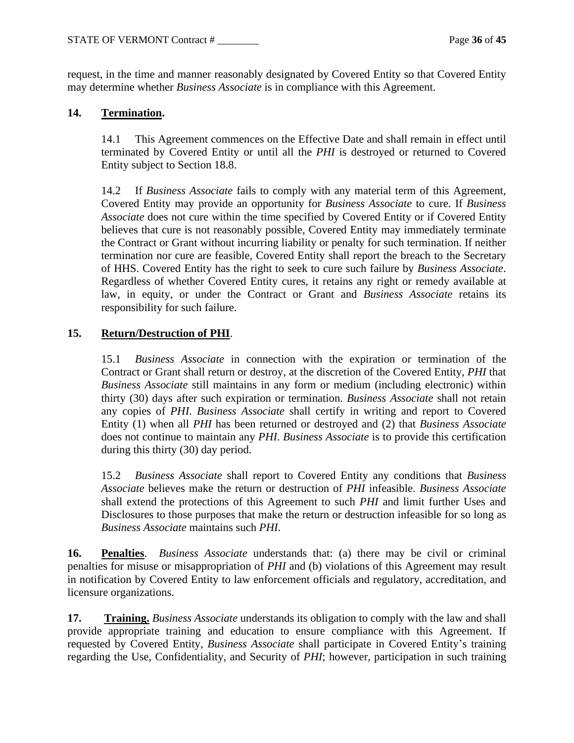request, in the time and manner reasonably designated by Covered Entity so that Covered Entity may determine whether *Business Associate* is in compliance with this Agreement.

**14. Termination.**

14.1 This Agreement commences on the Effective Date and shall remain in effect until terminated by Covered Entity or until all the *PHI* is destroyed or returned to Covered Entity subject to Section 18.8.

14.2 If *Business Associate* fails to comply with any material term of this Agreement, Covered Entity may provide an opportunity for *Business Associate* to cure. If *Business Associate* does not cure within the time specified by Covered Entity or if Covered Entity believes that cure is not reasonably possible, Covered Entity may immediately terminate the Contract or Grant without incurring liability or penalty for such termination. If neither termination nor cure are feasible, Covered Entity shall report the breach to the Secretary of HHS. Covered Entity has the right to seek to cure such failure by *Business Associate*. Regardless of whether Covered Entity cures, it retains any right or remedy available at law, in equity, or under the Contract or Grant and *Business Associate* retains its responsibility for such failure.

**15. Return/Destruction of PHI**.

15.1 *Business Associate* in connection with the expiration or termination of the Contract or Grant shall return or destroy, at the discretion of the Covered Entity, *PHI* that *Business Associate* still maintains in any form or medium (including electronic) within thirty (30) days after such expiration or termination. *Business Associate* shall not retain any copies of *PHI*. *Business Associate* shall certify in writing and report to Covered Entity (1) when all *PHI* has been returned or destroyed and (2) that *Business Associate* does not continue to maintain any *PHI*. *Business Associate* is to provide this certification during this thirty (30) day period.

15.2 *Business Associate* shall report to Covered Entity any conditions that *Business Associate* believes make the return or destruction of *PHI* infeasible. *Business Associate* shall extend the protections of this Agreement to such *PHI* and limit further Uses and Disclosures to those purposes that make the return or destruction infeasible for so long as *Business Associate* maintains such *PHI*.

**16. Penalties**. *Business Associate* understands that: (a) there may be civil or criminal penalties for misuse or misappropriation of *PHI* and (b) violations of this Agreement may result in notification by Covered Entity to law enforcement officials and regulatory, accreditation, and licensure organizations.

**17. Training.** *Business Associate* understands its obligation to comply with the law and shall provide appropriate training and education to ensure compliance with this Agreement. If requested by Covered Entity, *Business Associate* shall participate in Covered Entity's training regarding the Use, Confidentiality, and Security of *PHI*; however, participation in such training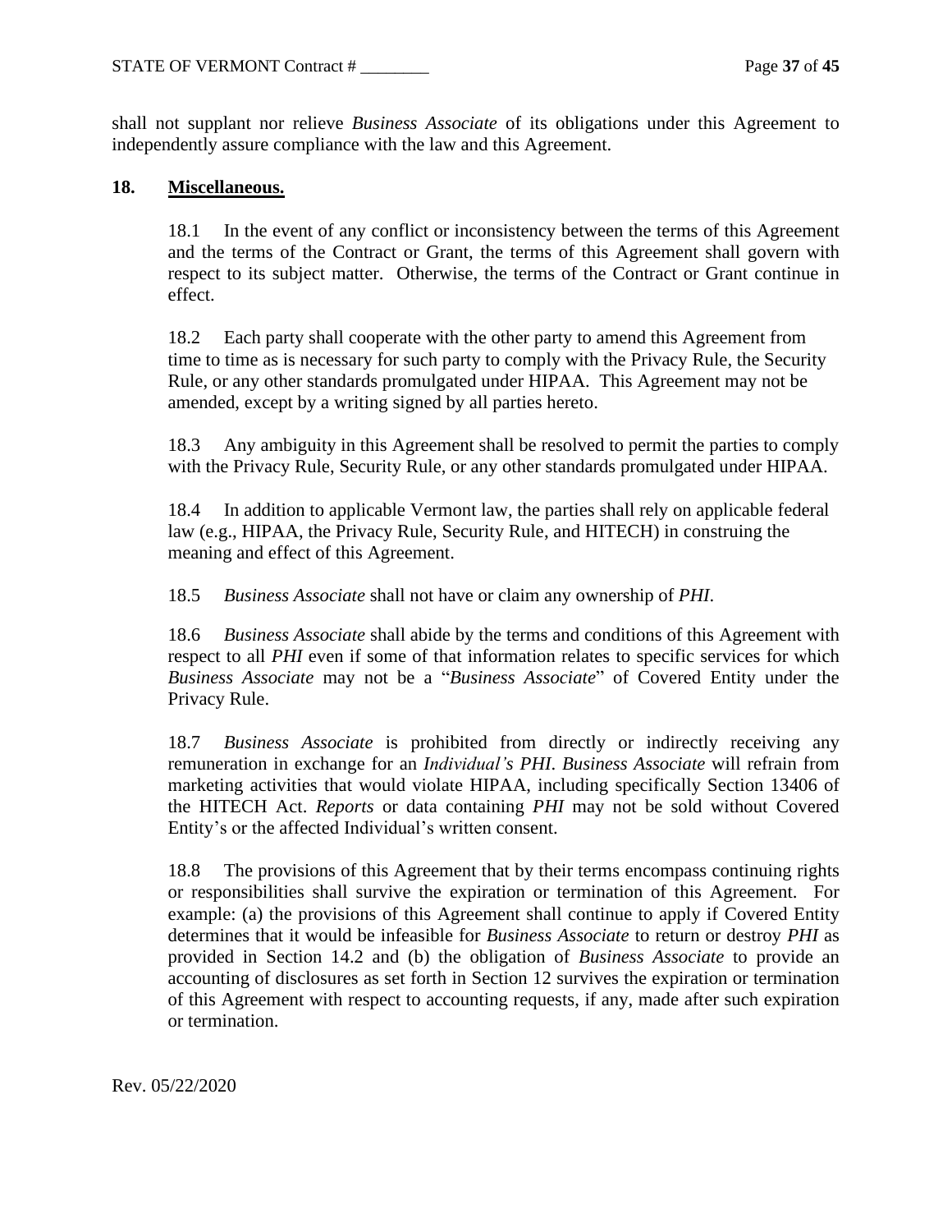shall not supplant nor relieve *Business Associate* of its obligations under this Agreement to independently assure compliance with the law and this Agreement.

**18. Miscellaneous.**

18.1 In the event of any conflict or inconsistency between the terms of this Agreement and the terms of the Contract or Grant, the terms of this Agreement shall govern with respect to its subject matter. Otherwise, the terms of the Contract or Grant continue in effect.

18.2 Each party shall cooperate with the other party to amend this Agreement from time to time as is necessary for such party to comply with the Privacy Rule, the Security Rule, or any other standards promulgated under HIPAA. This Agreement may not be amended, except by a writing signed by all parties hereto.

18.3 Any ambiguity in this Agreement shall be resolved to permit the parties to comply with the Privacy Rule, Security Rule, or any other standards promulgated under HIPAA.

18.4 In addition to applicable Vermont law, the parties shall rely on applicable federal law (e.g., HIPAA, the Privacy Rule, Security Rule, and HITECH) in construing the meaning and effect of this Agreement.

18.5 *Business Associate* shall not have or claim any ownership of *PHI*.

18.6 *Business Associate* shall abide by the terms and conditions of this Agreement with respect to all *PHI* even if some of that information relates to specific services for which *Business Associate* may not be a "*Business Associate*" of Covered Entity under the Privacy Rule.

18.7 *Business Associate* is prohibited from directly or indirectly receiving any remuneration in exchange for an *Individual's PHI*. *Business Associate* will refrain from marketing activities that would violate HIPAA, including specifically Section 13406 of the HITECH Act. *Reports* or data containing *PHI* may not be sold without Covered Entity's or the affected Individual's written consent.

18.8 The provisions of this Agreement that by their terms encompass continuing rights or responsibilities shall survive the expiration or termination of this Agreement. For example: (a) the provisions of this Agreement shall continue to apply if Covered Entity determines that it would be infeasible for *Business Associate* to return or destroy *PHI* as provided in Section 14.2 and (b) the obligation of *Business Associate* to provide an accounting of disclosures as set forth in Section 12 survives the expiration or termination of this Agreement with respect to accounting requests, if any, made after such expiration or termination.

Rev. 05/22/2020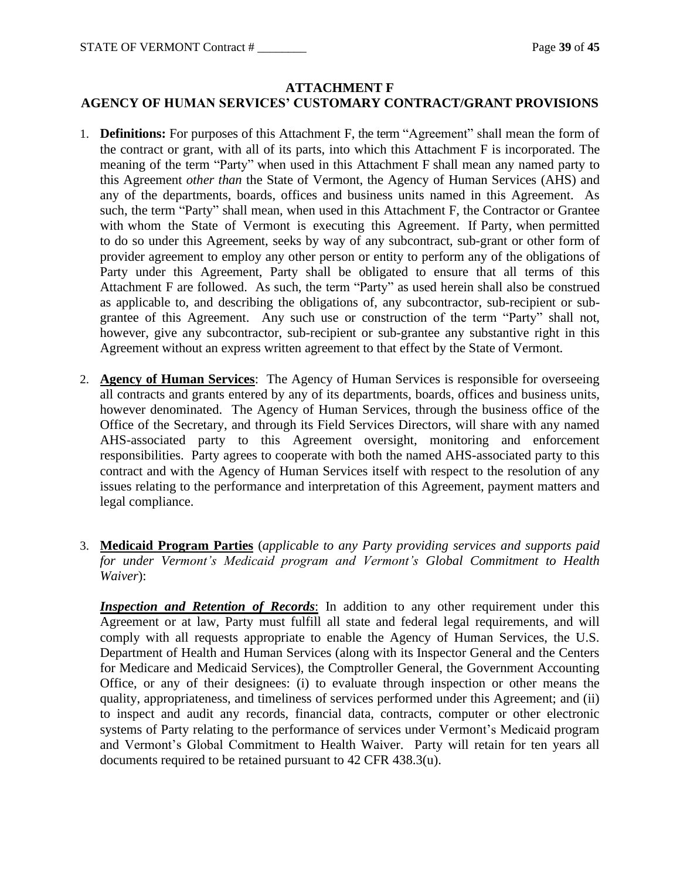## ATTACHMENT F
## AGENCY OF HUMAN SERVICES' CUSTOMARY CONTRACT/GRANT PROVISIONS

1. **Definitions:** For purposes of this Attachment F, the term "Agreement" shall mean the form of the contract or grant, with all of its parts, into which this Attachment F is incorporated. The meaning of the term "Party" when used in this Attachment F shall mean any named party to this Agreement *other than* the State of Vermont, the Agency of Human Services (AHS) and any of the departments, boards, offices and business units named in this Agreement. As such, the term "Party" shall mean, when used in this Attachment F, the Contractor or Grantee with whom the State of Vermont is executing this Agreement. If Party, when permitted to do so under this Agreement, seeks by way of any subcontract, sub-grant or other form of provider agreement to employ any other person or entity to perform any of the obligations of Party under this Agreement, Party shall be obligated to ensure that all terms of this Attachment F are followed. As such, the term "Party" as used herein shall also be construed as applicable to, and describing the obligations of, any subcontractor, sub-recipient or sub-grantee of this Agreement. Any such use or construction of the term "Party" shall not, however, give any subcontractor, sub-recipient or sub-grantee any substantive right in this Agreement without an express written agreement to that effect by the State of Vermont.

2. **Agency of Human Services**: The Agency of Human Services is responsible for overseeing all contracts and grants entered by any of its departments, boards, offices and business units, however denominated. The Agency of Human Services, through the business office of the Office of the Secretary, and through its Field Services Directors, will share with any named AHS-associated party to this Agreement oversight, monitoring and enforcement responsibilities. Party agrees to cooperate with both the named AHS-associated party to this contract and with the Agency of Human Services itself with respect to the resolution of any issues relating to the performance and interpretation of this Agreement, payment matters and legal compliance.

3. **Medicaid Program Parties** (*applicable to any Party providing services and supports paid for under Vermont's Medicaid program and Vermont's Global Commitment to Health Waiver*):

   ***Inspection and Retention of Records***: In addition to any other requirement under this Agreement or at law, Party must fulfill all state and federal legal requirements, and will comply with all requests appropriate to enable the Agency of Human Services, the U.S. Department of Health and Human Services (along with its Inspector General and the Centers for Medicare and Medicaid Services), the Comptroller General, the Government Accounting Office, or any of their designees: (i) to evaluate through inspection or other means the quality, appropriateness, and timeliness of services performed under this Agreement; and (ii) to inspect and audit any records, financial data, contracts, computer or other electronic systems of Party relating to the performance of services under Vermont's Medicaid program and Vermont's Global Commitment to Health Waiver. Party will retain for ten years all documents required to be retained pursuant to 42 CFR 438.3(u).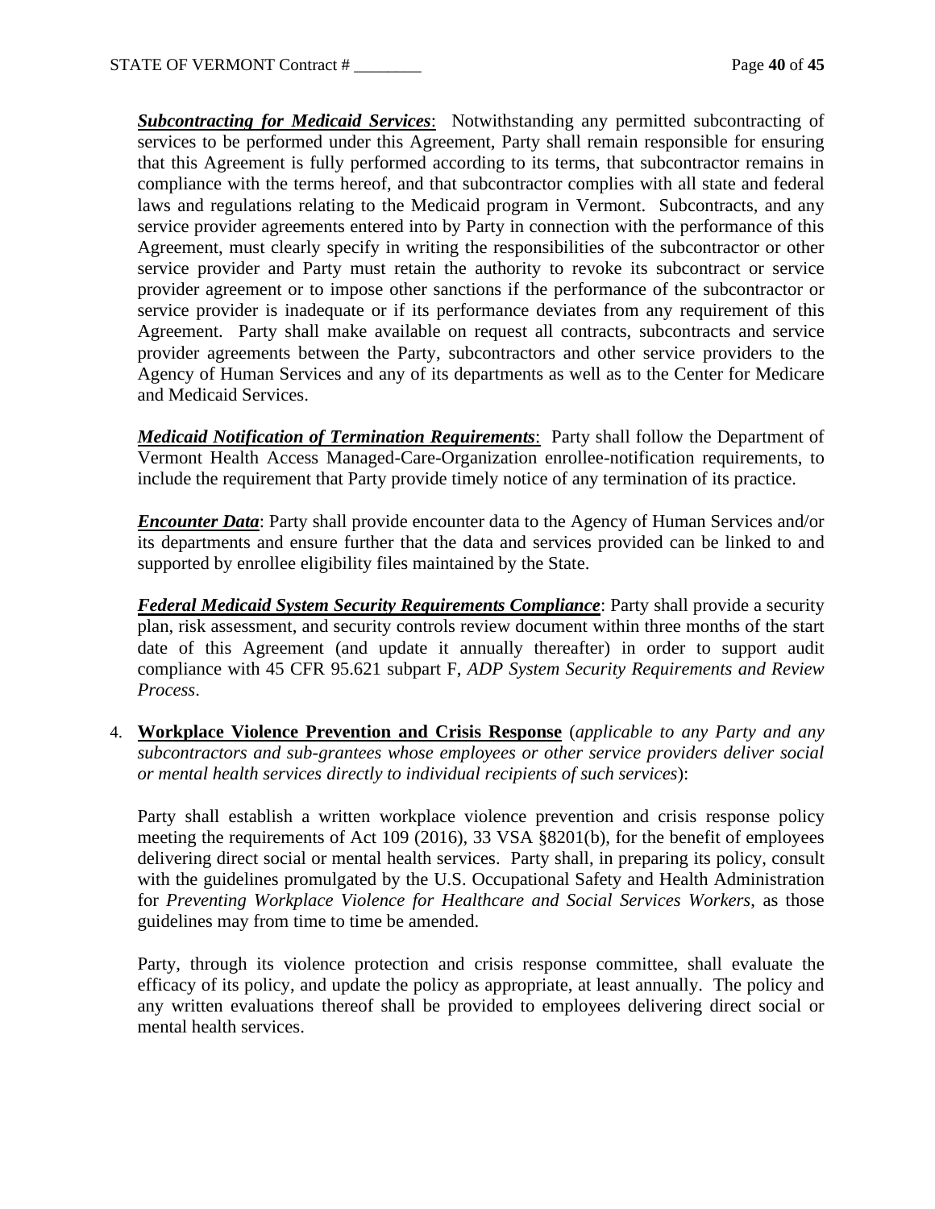***Subcontracting for Medicaid Services***: Notwithstanding any permitted subcontracting of services to be performed under this Agreement, Party shall remain responsible for ensuring that this Agreement is fully performed according to its terms, that subcontractor remains in compliance with the terms hereof, and that subcontractor complies with all state and federal laws and regulations relating to the Medicaid program in Vermont. Subcontracts, and any service provider agreements entered into by Party in connection with the performance of this Agreement, must clearly specify in writing the responsibilities of the subcontractor or other service provider and Party must retain the authority to revoke its subcontract or service provider agreement or to impose other sanctions if the performance of the subcontractor or service provider is inadequate or if its performance deviates from any requirement of this Agreement. Party shall make available on request all contracts, subcontracts and service provider agreements between the Party, subcontractors and other service providers to the Agency of Human Services and any of its departments as well as to the Center for Medicare and Medicaid Services.

***Medicaid Notification of Termination Requirements***: Party shall follow the Department of Vermont Health Access Managed-Care-Organization enrollee-notification requirements, to include the requirement that Party provide timely notice of any termination of its practice.

***Encounter Data***: Party shall provide encounter data to the Agency of Human Services and/or its departments and ensure further that the data and services provided can be linked to and supported by enrollee eligibility files maintained by the State.

***Federal Medicaid System Security Requirements Compliance***: Party shall provide a security plan, risk assessment, and security controls review document within three months of the start date of this Agreement (and update it annually thereafter) in order to support audit compliance with 45 CFR 95.621 subpart F, *ADP System Security Requirements and Review Process*.

4. **Workplace Violence Prevention and Crisis Response** (*applicable to any Party and any subcontractors and sub-grantees whose employees or other service providers deliver social or mental health services directly to individual recipients of such services*):

   Party shall establish a written workplace violence prevention and crisis response policy meeting the requirements of Act 109 (2016), 33 VSA §8201(b), for the benefit of employees delivering direct social or mental health services. Party shall, in preparing its policy, consult with the guidelines promulgated by the U.S. Occupational Safety and Health Administration for *Preventing Workplace Violence for Healthcare and Social Services Workers*, as those guidelines may from time to time be amended.

   Party, through its violence protection and crisis response committee, shall evaluate the efficacy of its policy, and update the policy as appropriate, at least annually. The policy and any written evaluations thereof shall be provided to employees delivering direct social or mental health services.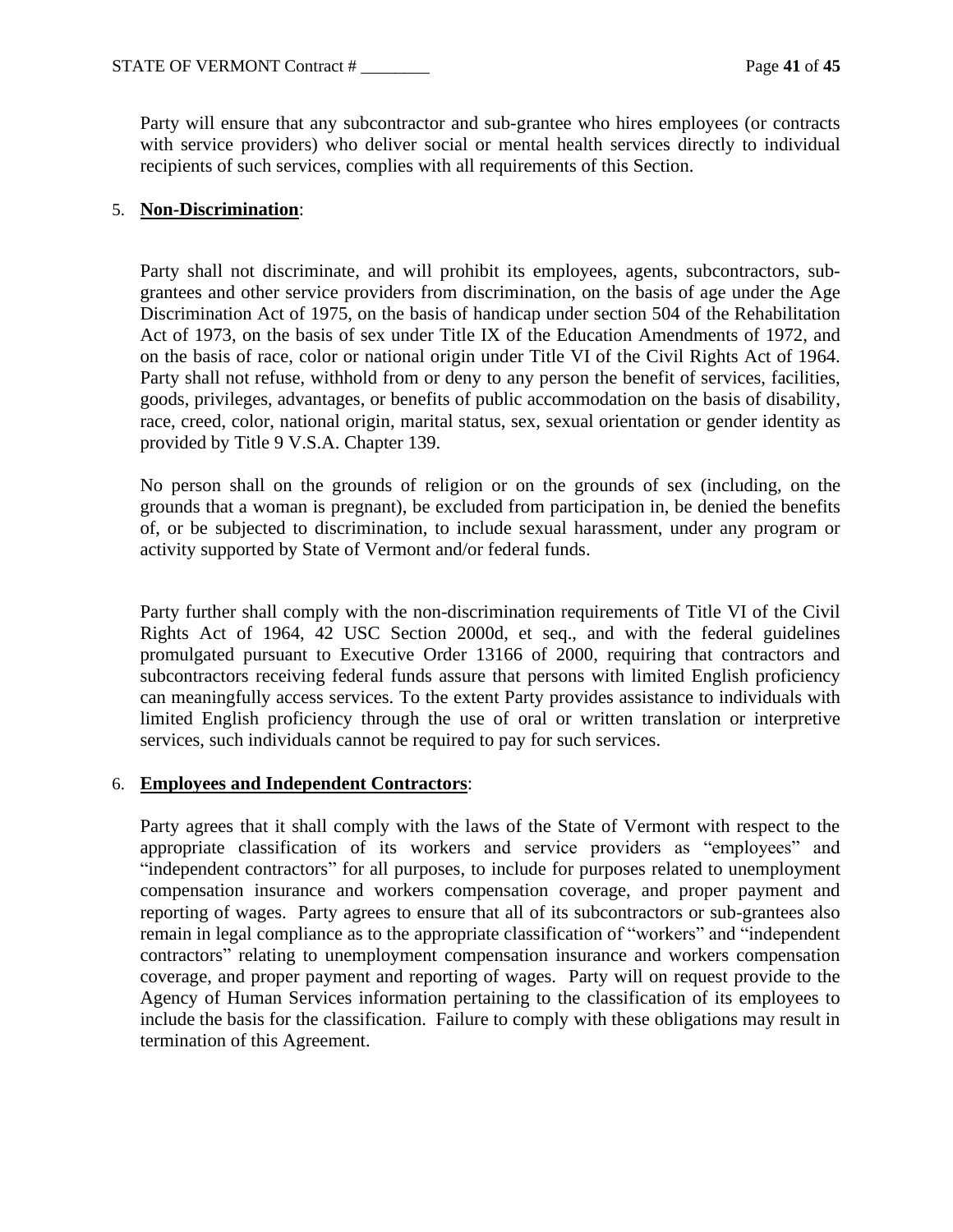Party will ensure that any subcontractor and sub-grantee who hires employees (or contracts with service providers) who deliver social or mental health services directly to individual recipients of such services, complies with all requirements of this Section.

5. **Non-Discrimination**:

Party shall not discriminate, and will prohibit its employees, agents, subcontractors, sub-grantees and other service providers from discrimination, on the basis of age under the Age Discrimination Act of 1975, on the basis of handicap under section 504 of the Rehabilitation Act of 1973, on the basis of sex under Title IX of the Education Amendments of 1972, and on the basis of race, color or national origin under Title VI of the Civil Rights Act of 1964. Party shall not refuse, withhold from or deny to any person the benefit of services, facilities, goods, privileges, advantages, or benefits of public accommodation on the basis of disability, race, creed, color, national origin, marital status, sex, sexual orientation or gender identity as provided by Title 9 V.S.A. Chapter 139.

No person shall on the grounds of religion or on the grounds of sex (including, on the grounds that a woman is pregnant), be excluded from participation in, be denied the benefits of, or be subjected to discrimination, to include sexual harassment, under any program or activity supported by State of Vermont and/or federal funds.

Party further shall comply with the non-discrimination requirements of Title VI of the Civil Rights Act of 1964, 42 USC Section 2000d, et seq., and with the federal guidelines promulgated pursuant to Executive Order 13166 of 2000, requiring that contractors and subcontractors receiving federal funds assure that persons with limited English proficiency can meaningfully access services. To the extent Party provides assistance to individuals with limited English proficiency through the use of oral or written translation or interpretive services, such individuals cannot be required to pay for such services.

6. **Employees and Independent Contractors**:

Party agrees that it shall comply with the laws of the State of Vermont with respect to the appropriate classification of its workers and service providers as "employees" and "independent contractors" for all purposes, to include for purposes related to unemployment compensation insurance and workers compensation coverage, and proper payment and reporting of wages. Party agrees to ensure that all of its subcontractors or sub-grantees also remain in legal compliance as to the appropriate classification of "workers" and "independent contractors" relating to unemployment compensation insurance and workers compensation coverage, and proper payment and reporting of wages. Party will on request provide to the Agency of Human Services information pertaining to the classification of its employees to include the basis for the classification. Failure to comply with these obligations may result in termination of this Agreement.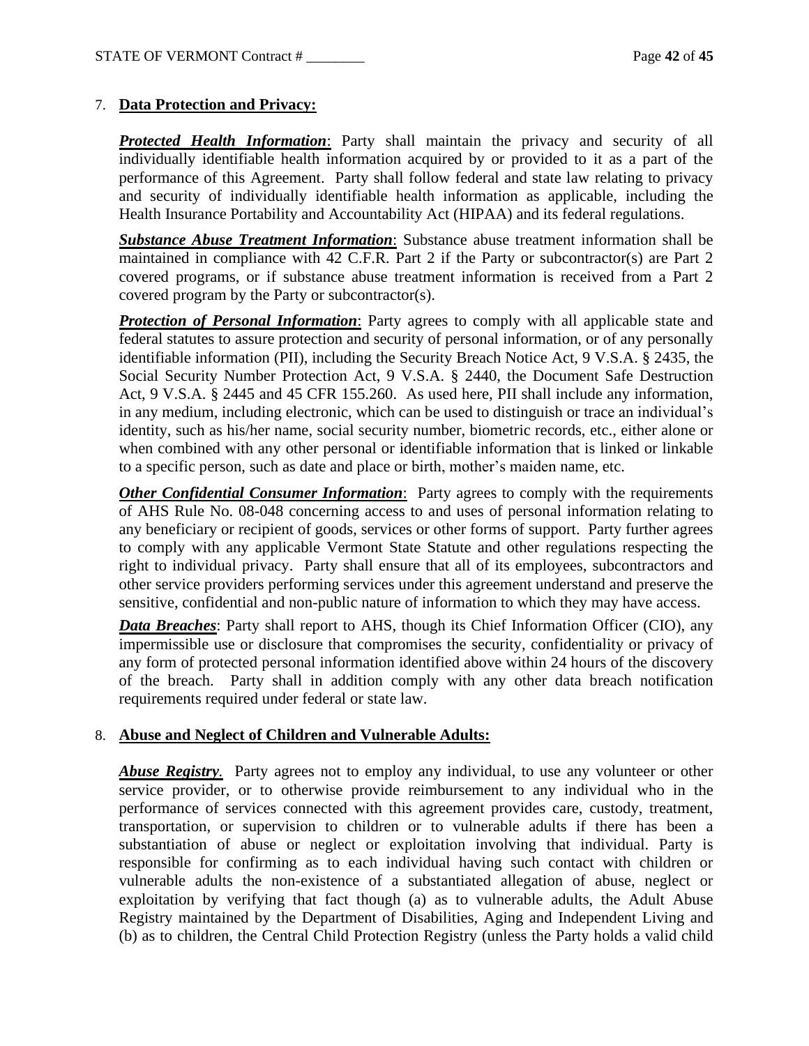7. **Data Protection and Privacy:**

***Protected Health Information***: Party shall maintain the privacy and security of all individually identifiable health information acquired by or provided to it as a part of the performance of this Agreement. Party shall follow federal and state law relating to privacy and security of individually identifiable health information as applicable, including the Health Insurance Portability and Accountability Act (HIPAA) and its federal regulations.

***Substance Abuse Treatment Information***: Substance abuse treatment information shall be maintained in compliance with 42 C.F.R. Part 2 if the Party or subcontractor(s) are Part 2 covered programs, or if substance abuse treatment information is received from a Part 2 covered program by the Party or subcontractor(s).

***Protection of Personal Information***: Party agrees to comply with all applicable state and federal statutes to assure protection and security of personal information, or of any personally identifiable information (PII), including the Security Breach Notice Act, 9 V.S.A. § 2435, the Social Security Number Protection Act, 9 V.S.A. § 2440, the Document Safe Destruction Act, 9 V.S.A. § 2445 and 45 CFR 155.260. As used here, PII shall include any information, in any medium, including electronic, which can be used to distinguish or trace an individual's identity, such as his/her name, social security number, biometric records, etc., either alone or when combined with any other personal or identifiable information that is linked or linkable to a specific person, such as date and place or birth, mother's maiden name, etc.

***Other Confidential Consumer Information***: Party agrees to comply with the requirements of AHS Rule No. 08-048 concerning access to and uses of personal information relating to any beneficiary or recipient of goods, services or other forms of support. Party further agrees to comply with any applicable Vermont State Statute and other regulations respecting the right to individual privacy. Party shall ensure that all of its employees, subcontractors and other service providers performing services under this agreement understand and preserve the sensitive, confidential and non-public nature of information to which they may have access.

***Data Breaches***: Party shall report to AHS, though its Chief Information Officer (CIO), any impermissible use or disclosure that compromises the security, confidentiality or privacy of any form of protected personal information identified above within 24 hours of the discovery of the breach. Party shall in addition comply with any other data breach notification requirements required under federal or state law.

8. **Abuse and Neglect of Children and Vulnerable Adults:**

***Abuse Registry***. Party agrees not to employ any individual, to use any volunteer or other service provider, or to otherwise provide reimbursement to any individual who in the performance of services connected with this agreement provides care, custody, treatment, transportation, or supervision to children or to vulnerable adults if there has been a substantiation of abuse or neglect or exploitation involving that individual. Party is responsible for confirming as to each individual having such contact with children or vulnerable adults the non-existence of a substantiated allegation of abuse, neglect or exploitation by verifying that fact though (a) as to vulnerable adults, the Adult Abuse Registry maintained by the Department of Disabilities, Aging and Independent Living and (b) as to children, the Central Child Protection Registry (unless the Party holds a valid child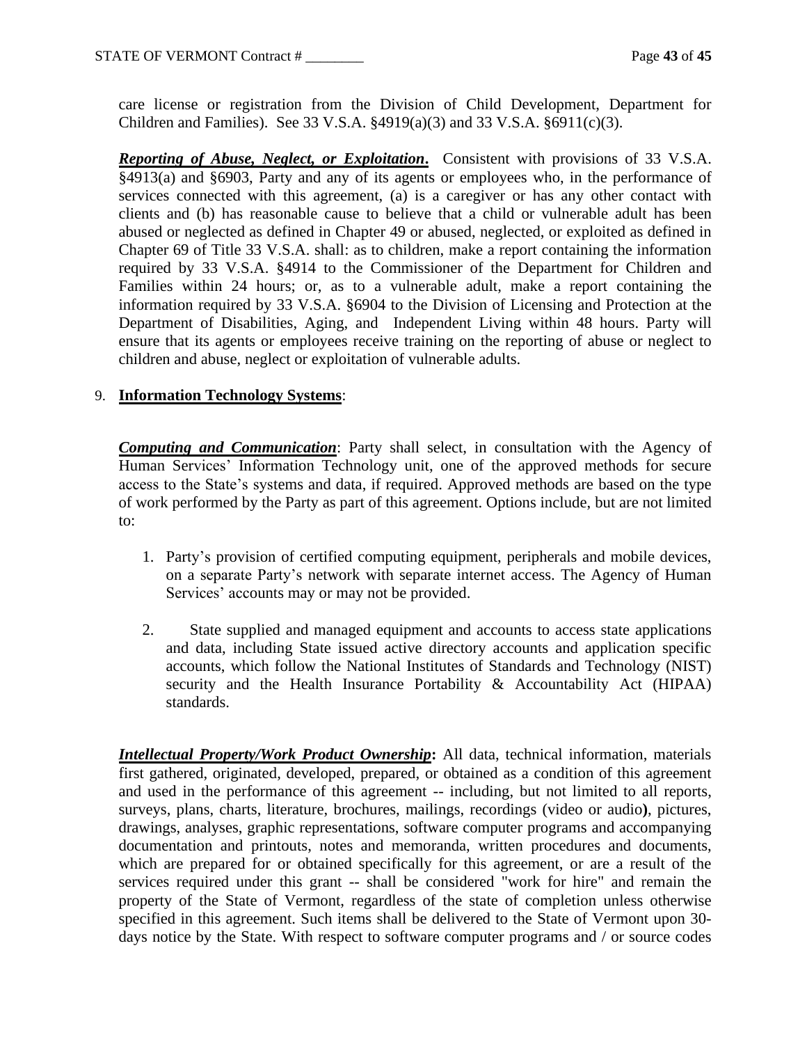care license or registration from the Division of Child Development, Department for Children and Families). See 33 V.S.A. §4919(a)(3) and 33 V.S.A. §6911(c)(3).

***Reporting of Abuse, Neglect, or Exploitation*.** Consistent with provisions of 33 V.S.A. §4913(a) and §6903, Party and any of its agents or employees who, in the performance of services connected with this agreement, (a) is a caregiver or has any other contact with clients and (b) has reasonable cause to believe that a child or vulnerable adult has been abused or neglected as defined in Chapter 49 or abused, neglected, or exploited as defined in Chapter 69 of Title 33 V.S.A. shall: as to children, make a report containing the information required by 33 V.S.A. §4914 to the Commissioner of the Department for Children and Families within 24 hours; or, as to a vulnerable adult, make a report containing the information required by 33 V.S.A. §6904 to the Division of Licensing and Protection at the Department of Disabilities, Aging, and Independent Living within 48 hours. Party will ensure that its agents or employees receive training on the reporting of abuse or neglect to children and abuse, neglect or exploitation of vulnerable adults.

9. **Information Technology Systems**:

***Computing and Communication***: Party shall select, in consultation with the Agency of Human Services' Information Technology unit, one of the approved methods for secure access to the State's systems and data, if required. Approved methods are based on the type of work performed by the Party as part of this agreement. Options include, but are not limited to:

1. Party's provision of certified computing equipment, peripherals and mobile devices, on a separate Party's network with separate internet access. The Agency of Human Services' accounts may or may not be provided.
2. State supplied and managed equipment and accounts to access state applications and data, including State issued active directory accounts and application specific accounts, which follow the National Institutes of Standards and Technology (NIST) security and the Health Insurance Portability & Accountability Act (HIPAA) standards.

***Intellectual Property/Work Product Ownership*:** All data, technical information, materials first gathered, originated, developed, prepared, or obtained as a condition of this agreement and used in the performance of this agreement -- including, but not limited to all reports, surveys, plans, charts, literature, brochures, mailings, recordings (video or audio), pictures, drawings, analyses, graphic representations, software computer programs and accompanying documentation and printouts, notes and memoranda, written procedures and documents, which are prepared for or obtained specifically for this agreement, or are a result of the services required under this grant -- shall be considered "work for hire" and remain the property of the State of Vermont, regardless of the state of completion unless otherwise specified in this agreement. Such items shall be delivered to the State of Vermont upon 30-days notice by the State. With respect to software computer programs and / or source codes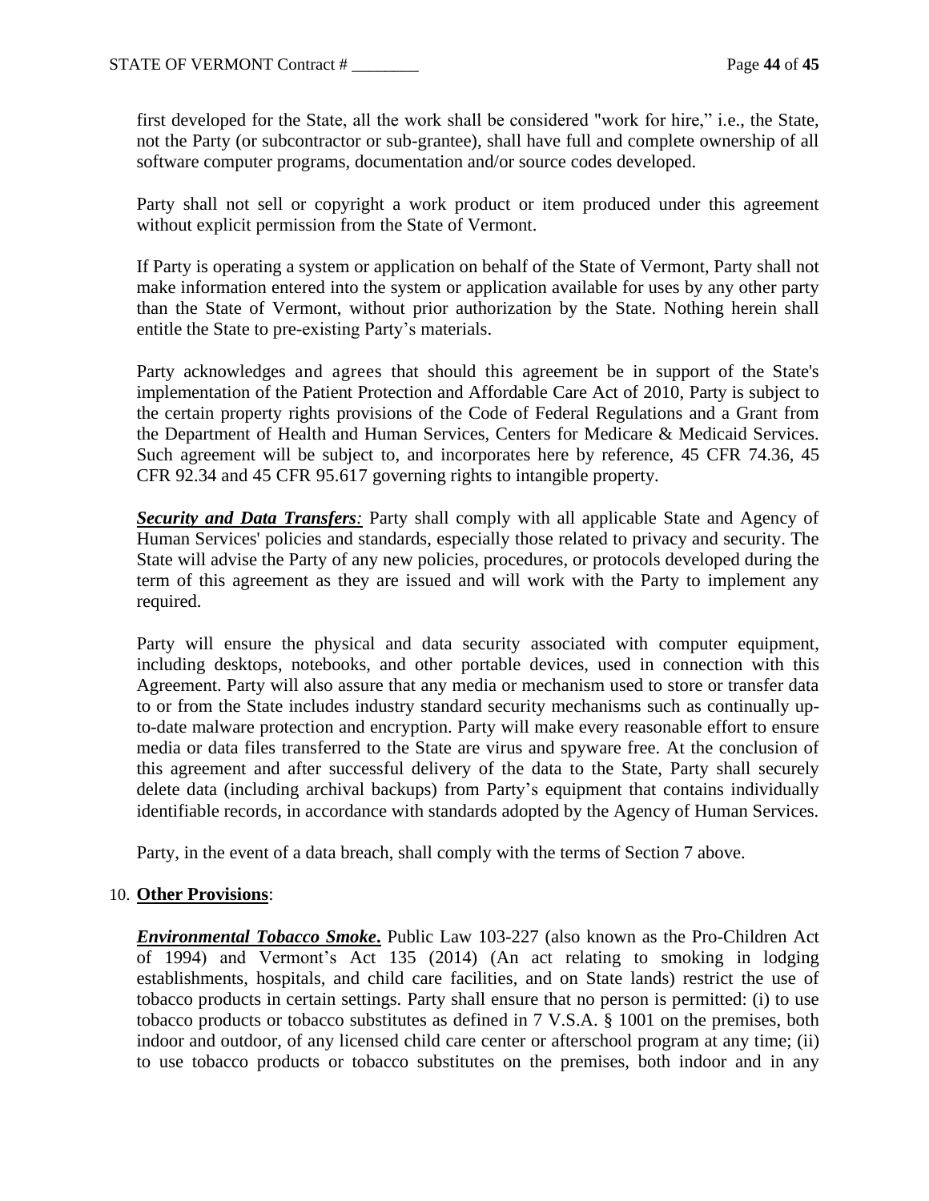first developed for the State, all the work shall be considered "work for hire," i.e., the State, not the Party (or subcontractor or sub-grantee), shall have full and complete ownership of all software computer programs, documentation and/or source codes developed.

Party shall not sell or copyright a work product or item produced under this agreement without explicit permission from the State of Vermont.

If Party is operating a system or application on behalf of the State of Vermont, Party shall not make information entered into the system or application available for uses by any other party than the State of Vermont, without prior authorization by the State. Nothing herein shall entitle the State to pre-existing Party's materials.

Party acknowledges and agrees that should this agreement be in support of the State's implementation of the Patient Protection and Affordable Care Act of 2010, Party is subject to the certain property rights provisions of the Code of Federal Regulations and a Grant from the Department of Health and Human Services, Centers for Medicare & Medicaid Services. Such agreement will be subject to, and incorporates here by reference, 45 CFR 74.36, 45 CFR 92.34 and 45 CFR 95.617 governing rights to intangible property.

***Security and Data Transfers:*** Party shall comply with all applicable State and Agency of Human Services' policies and standards, especially those related to privacy and security. The State will advise the Party of any new policies, procedures, or protocols developed during the term of this agreement as they are issued and will work with the Party to implement any required.

Party will ensure the physical and data security associated with computer equipment, including desktops, notebooks, and other portable devices, used in connection with this Agreement. Party will also assure that any media or mechanism used to store or transfer data to or from the State includes industry standard security mechanisms such as continually up-to-date malware protection and encryption. Party will make every reasonable effort to ensure media or data files transferred to the State are virus and spyware free. At the conclusion of this agreement and after successful delivery of the data to the State, Party shall securely delete data (including archival backups) from Party's equipment that contains individually identifiable records, in accordance with standards adopted by the Agency of Human Services.

Party, in the event of a data breach, shall comply with the terms of Section 7 above.

10. **Other Provisions**:

***Environmental Tobacco Smoke*****.** Public Law 103-227 (also known as the Pro-Children Act of 1994) and Vermont's Act 135 (2014) (An act relating to smoking in lodging establishments, hospitals, and child care facilities, and on State lands) restrict the use of tobacco products in certain settings. Party shall ensure that no person is permitted: (i) to use tobacco products or tobacco substitutes as defined in 7 V.S.A. § 1001 on the premises, both indoor and outdoor, of any licensed child care center or afterschool program at any time; (ii) to use tobacco products or tobacco substitutes on the premises, both indoor and in any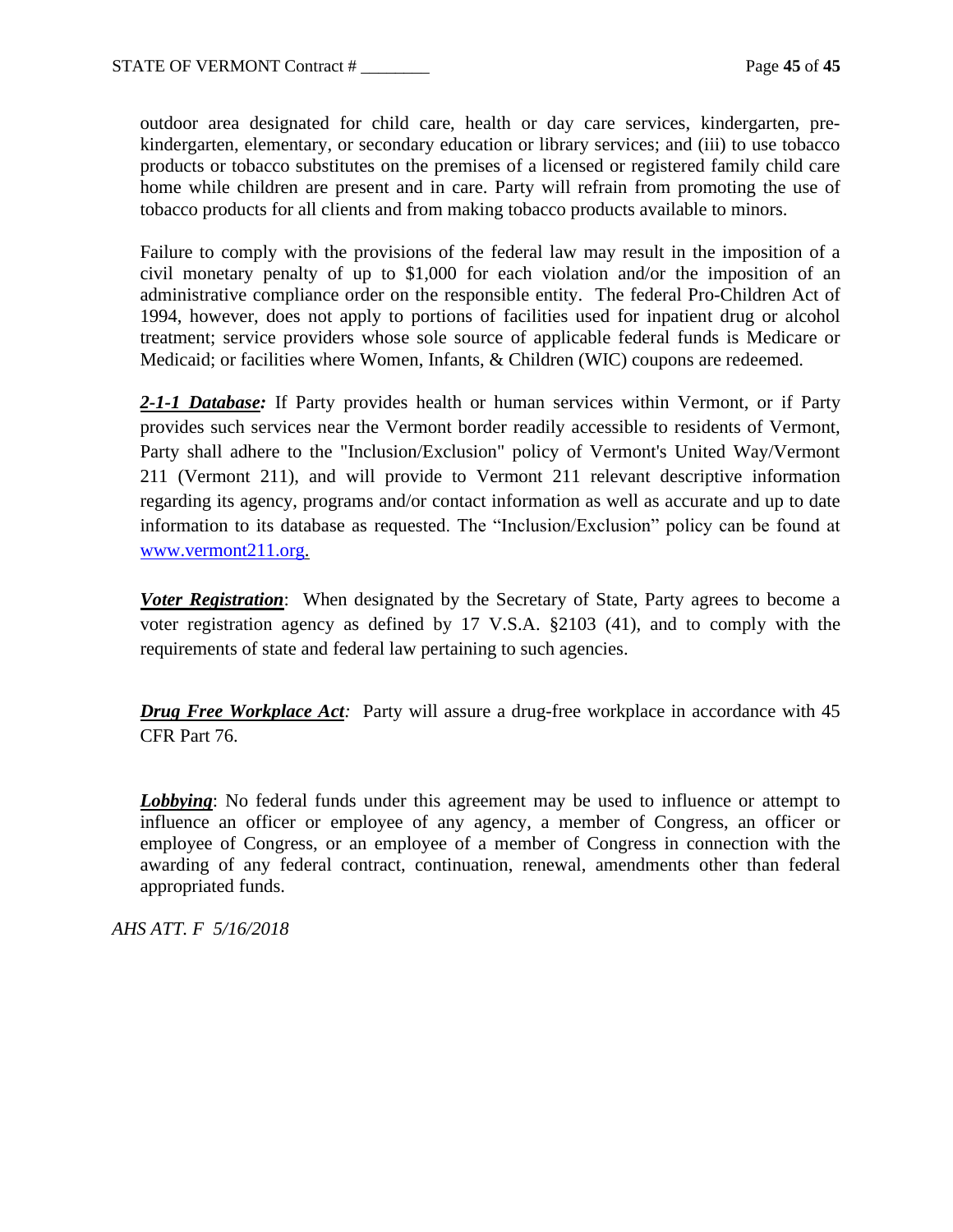outdoor area designated for child care, health or day care services, kindergarten, pre-kindergarten, elementary, or secondary education or library services; and (iii) to use tobacco products or tobacco substitutes on the premises of a licensed or registered family child care home while children are present and in care. Party will refrain from promoting the use of tobacco products for all clients and from making tobacco products available to minors.

Failure to comply with the provisions of the federal law may result in the imposition of a civil monetary penalty of up to $1,000 for each violation and/or the imposition of an administrative compliance order on the responsible entity. The federal Pro-Children Act of 1994, however, does not apply to portions of facilities used for inpatient drug or alcohol treatment; service providers whose sole source of applicable federal funds is Medicare or Medicaid; or facilities where Women, Infants, & Children (WIC) coupons are redeemed.

***2-1-1 Database:*** If Party provides health or human services within Vermont, or if Party provides such services near the Vermont border readily accessible to residents of Vermont, Party shall adhere to the "Inclusion/Exclusion" policy of Vermont's United Way/Vermont 211 (Vermont 211), and will provide to Vermont 211 relevant descriptive information regarding its agency, programs and/or contact information as well as accurate and up to date information to its database as requested. The "Inclusion/Exclusion" policy can be found at [www.vermont211.org.](http://www.vermont211.org)

***Voter Registration***: When designated by the Secretary of State, Party agrees to become a voter registration agency as defined by 17 V.S.A. §2103 (41), and to comply with the requirements of state and federal law pertaining to such agencies.

***Drug Free Workplace Act:*** Party will assure a drug-free workplace in accordance with 45 CFR Part 76.

***Lobbying***: No federal funds under this agreement may be used to influence or attempt to influence an officer or employee of any agency, a member of Congress, an officer or employee of Congress, or an employee of a member of Congress in connection with the awarding of any federal contract, continuation, renewal, amendments other than federal appropriated funds.

*AHS ATT. F 5/16/2018*